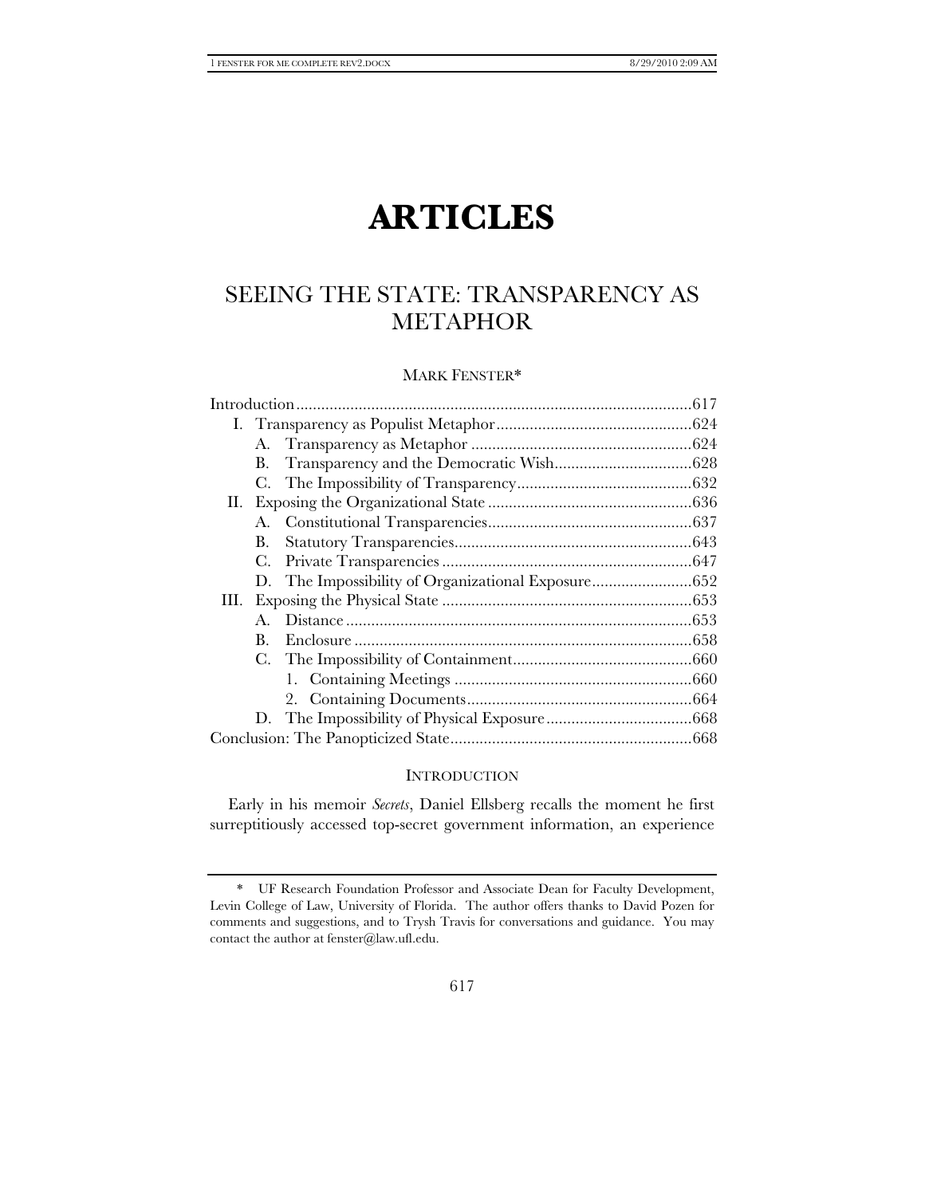# ARTICLES

## SEEING THE STATE: TRANSPARENCY AS METAPHOR

MARK FENSTER*

Introduction .............................................................................................617
I. Transparency as Populist Metaphor ..............................................624
   A. Transparency as Metaphor ....................................................624
   B. Transparency and the Democratic Wish ................................628
   C. The Impossibility of Transparency .........................................632
II. Exposing the Organizational State ................................................636
   A. Constitutional Transparencies ................................................637
   B. Statutory Transparencies ........................................................643
   C. Private Transparencies ...........................................................647
   D. The Impossibility of Organizational Exposure .......................652
III. Exposing the Physical State ..........................................................653
   A. Distance ..................................................................................653
   B. Enclosure ................................................................................658
   C. The Impossibility of Containment ..........................................660
      1. Containing Meetings .........................................................660
      2. Containing Documents ......................................................664
   D. The Impossibility of Physical Exposure ..................................668
Conclusion: The Panopticized State .........................................................668

### INTRODUCTION

Early in his memoir *Secrets*, Daniel Ellsberg recalls the moment he first surreptitiously accessed top-secret government information, an experience

---

\* UF Research Foundation Professor and Associate Dean for Faculty Development, Levin College of Law, University of Florida. The author offers thanks to David Pozen for comments and suggestions, and to Trysh Travis for conversations and guidance. You may contact the author at fenster@law.ufl.edu.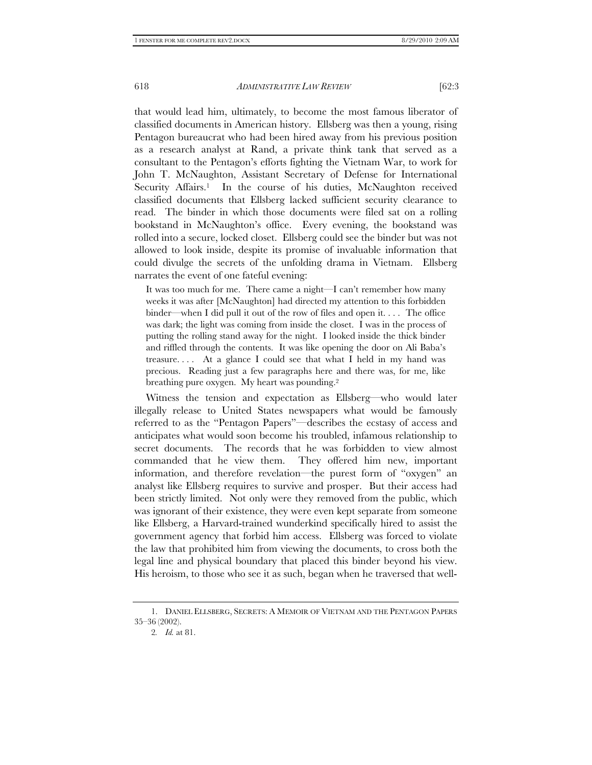that would lead him, ultimately, to become the most famous liberator of classified documents in American history. Ellsberg was then a young, rising Pentagon bureaucrat who had been hired away from his previous position as a research analyst at Rand, a private think tank that served as a consultant to the Pentagon's efforts fighting the Vietnam War, to work for John T. McNaughton, Assistant Secretary of Defense for International Security Affairs.[1] In the course of his duties, McNaughton received classified documents that Ellsberg lacked sufficient security clearance to read. The binder in which those documents were filed sat on a rolling bookstand in McNaughton's office. Every evening, the bookstand was rolled into a secure, locked closet. Ellsberg could see the binder but was not allowed to look inside, despite its promise of invaluable information that could divulge the secrets of the unfolding drama in Vietnam. Ellsberg narrates the event of one fateful evening:

> It was too much for me. There came a night—I can't remember how many weeks it was after [McNaughton] had directed my attention to this forbidden binder—when I did pull it out of the row of files and open it. . . . The office was dark; the light was coming from inside the closet. I was in the process of putting the rolling stand away for the night. I looked inside the thick binder and riffled through the contents. It was like opening the door on Ali Baba's treasure. . . . At a glance I could see that what I held in my hand was precious. Reading just a few paragraphs here and there was, for me, like breathing pure oxygen. My heart was pounding.[2]

Witness the tension and expectation as Ellsberg—who would later illegally release to United States newspapers what would be famously referred to as the "Pentagon Papers"—describes the ecstasy of access and anticipates what would soon become his troubled, infamous relationship to secret documents. The records that he was forbidden to view almost commanded that he view them. They offered him new, important information, and therefore revelation—the purest form of "oxygen" an analyst like Ellsberg requires to survive and prosper. But their access had been strictly limited. Not only were they removed from the public, which was ignorant of their existence, they were even kept separate from someone like Ellsberg, a Harvard-trained wunderkind specifically hired to assist the government agency that forbid him access. Ellsberg was forced to violate the law that prohibited him from viewing the documents, to cross both the legal line and physical boundary that placed this binder beyond his view. His heroism, to those who see it as such, began when he traversed that well-

---

1. DANIEL ELLSBERG, SECRETS: A MEMOIR OF VIETNAM AND THE PENTAGON PAPERS 35–36 (2002).

2. *Id.* at 81.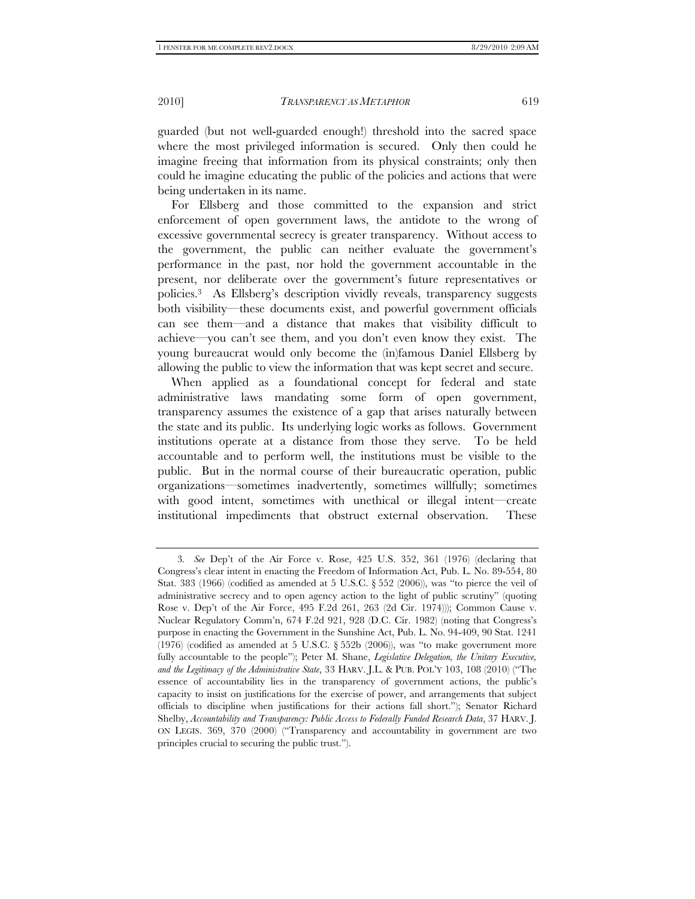guarded (but not well-guarded enough!) threshold into the sacred space where the most privileged information is secured. Only then could he imagine freeing that information from its physical constraints; only then could he imagine educating the public of the policies and actions that were being undertaken in its name.

For Ellsberg and those committed to the expansion and strict enforcement of open government laws, the antidote to the wrong of excessive governmental secrecy is greater transparency. Without access to the government, the public can neither evaluate the government's performance in the past, nor hold the government accountable in the present, nor deliberate over the government's future representatives or policies.[3] As Ellsberg's description vividly reveals, transparency suggests both visibility—these documents exist, and powerful government officials can see them—and a distance that makes that visibility difficult to achieve—you can't see them, and you don't even know they exist. The young bureaucrat would only become the (in)famous Daniel Ellsberg by allowing the public to view the information that was kept secret and secure.

When applied as a foundational concept for federal and state administrative laws mandating some form of open government, transparency assumes the existence of a gap that arises naturally between the state and its public. Its underlying logic works as follows. Government institutions operate at a distance from those they serve. To be held accountable and to perform well, the institutions must be visible to the public. But in the normal course of their bureaucratic operation, public organizations—sometimes inadvertently, sometimes willfully; sometimes with good intent, sometimes with unethical or illegal intent—create institutional impediments that obstruct external observation. These

---

3. *See* Dep't of the Air Force v. Rose, 425 U.S. 352, 361 (1976) (declaring that Congress's clear intent in enacting the Freedom of Information Act, Pub. L. No. 89-554, 80 Stat. 383 (1966) (codified as amended at 5 U.S.C. § 552 (2006)), was "to pierce the veil of administrative secrecy and to open agency action to the light of public scrutiny" (quoting Rose v. Dep't of the Air Force, 495 F.2d 261, 263 (2d Cir. 1974))); Common Cause v. Nuclear Regulatory Comm'n, 674 F.2d 921, 928 (D.C. Cir. 1982) (noting that Congress's purpose in enacting the Government in the Sunshine Act, Pub. L. No. 94-409, 90 Stat. 1241 (1976) (codified as amended at 5 U.S.C. § 552b (2006)), was "to make government more fully accountable to the people"); Peter M. Shane, *Legislative Delegation, the Unitary Executive, and the Legitimacy of the Administrative State*, 33 HARV. J.L. & PUB. POL'Y 103, 108 (2010) ("The essence of accountability lies in the transparency of government actions, the public's capacity to insist on justifications for the exercise of power, and arrangements that subject officials to discipline when justifications for their actions fall short."); Senator Richard Shelby, *Accountability and Transparency: Public Access to Federally Funded Research Data*, 37 HARV. J. ON LEGIS. 369, 370 (2000) ("Transparency and accountability in government are two principles crucial to securing the public trust.").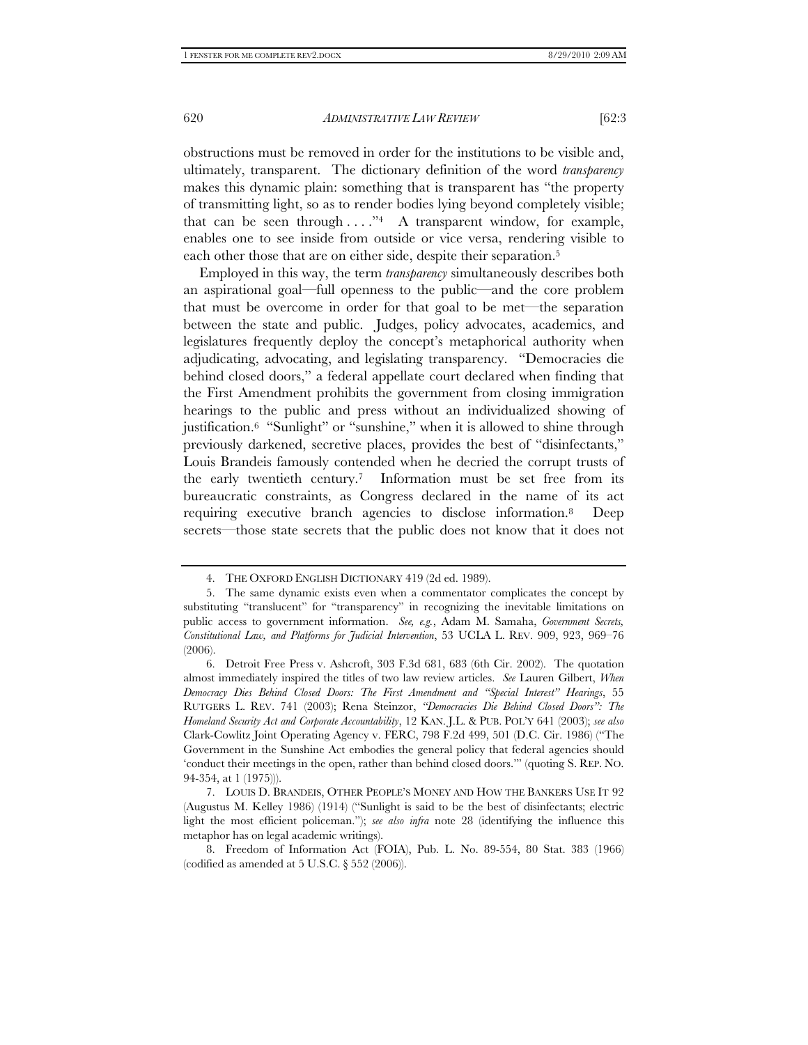obstructions must be removed in order for the institutions to be visible and, ultimately, transparent. The dictionary definition of the word *transparency* makes this dynamic plain: something that is transparent has "the property of transmitting light, so as to render bodies lying beyond completely visible; that can be seen through . . . ."[4] A transparent window, for example, enables one to see inside from outside or vice versa, rendering visible to each other those that are on either side, despite their separation.[5]

Employed in this way, the term *transparency* simultaneously describes both an aspirational goal—full openness to the public—and the core problem that must be overcome in order for that goal to be met—the separation between the state and public. Judges, policy advocates, academics, and legislatures frequently deploy the concept's metaphorical authority when adjudicating, advocating, and legislating transparency. "Democracies die behind closed doors," a federal appellate court declared when finding that the First Amendment prohibits the government from closing immigration hearings to the public and press without an individualized showing of justification.[6] "Sunlight" or "sunshine," when it is allowed to shine through previously darkened, secretive places, provides the best of "disinfectants," Louis Brandeis famously contended when he decried the corrupt trusts of the early twentieth century.[7] Information must be set free from its bureaucratic constraints, as Congress declared in the name of its act requiring executive branch agencies to disclose information.[8] Deep secrets—those state secrets that the public does not know that it does not

---

4. THE OXFORD ENGLISH DICTIONARY 419 (2d ed. 1989).

5. The same dynamic exists even when a commentator complicates the concept by substituting "translucent" for "transparency" in recognizing the inevitable limitations on public access to government information. *See, e.g.*, Adam M. Samaha, *Government Secrets, Constitutional Law, and Platforms for Judicial Intervention*, 53 UCLA L. REV. 909, 923, 969–76 (2006).

6. Detroit Free Press v. Ashcroft, 303 F.3d 681, 683 (6th Cir. 2002). The quotation almost immediately inspired the titles of two law review articles. *See* Lauren Gilbert, *When Democracy Dies Behind Closed Doors: The First Amendment and "Special Interest" Hearings*, 55 RUTGERS L. REV. 741 (2003); Rena Steinzor, *"Democracies Die Behind Closed Doors": The Homeland Security Act and Corporate Accountability*, 12 KAN. J.L. & PUB. POL'Y 641 (2003); *see also* Clark-Cowlitz Joint Operating Agency v. FERC, 798 F.2d 499, 501 (D.C. Cir. 1986) ("The Government in the Sunshine Act embodies the general policy that federal agencies should 'conduct their meetings in the open, rather than behind closed doors.'" (quoting S. REP. NO. 94-354, at 1 (1975))).

7. LOUIS D. BRANDEIS, OTHER PEOPLE'S MONEY AND HOW THE BANKERS USE IT 92 (Augustus M. Kelley 1986) (1914) ("Sunlight is said to be the best of disinfectants; electric light the most efficient policeman."); *see also infra* note 28 (identifying the influence this metaphor has on legal academic writings).

8. Freedom of Information Act (FOIA), Pub. L. No. 89-554, 80 Stat. 383 (1966) (codified as amended at 5 U.S.C. § 552 (2006)).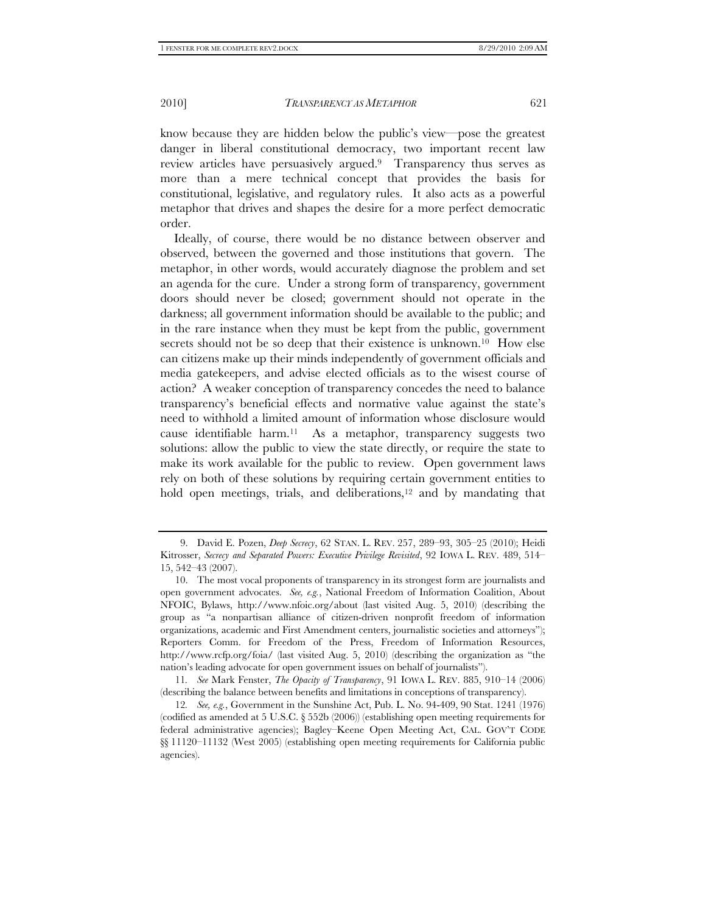know because they are hidden below the public's view—pose the greatest danger in liberal constitutional democracy, two important recent law review articles have persuasively argued.[9] Transparency thus serves as more than a mere technical concept that provides the basis for constitutional, legislative, and regulatory rules. It also acts as a powerful metaphor that drives and shapes the desire for a more perfect democratic order.

Ideally, of course, there would be no distance between observer and observed, between the governed and those institutions that govern. The metaphor, in other words, would accurately diagnose the problem and set an agenda for the cure. Under a strong form of transparency, government doors should never be closed; government should not operate in the darkness; all government information should be available to the public; and in the rare instance when they must be kept from the public, government secrets should not be so deep that their existence is unknown.[10] How else can citizens make up their minds independently of government officials and media gatekeepers, and advise elected officials as to the wisest course of action? A weaker conception of transparency concedes the need to balance transparency's beneficial effects and normative value against the state's need to withhold a limited amount of information whose disclosure would cause identifiable harm.[11] As a metaphor, transparency suggests two solutions: allow the public to view the state directly, or require the state to make its work available for the public to review. Open government laws rely on both of these solutions by requiring certain government entities to hold open meetings, trials, and deliberations,[12] and by mandating that

---

9. David E. Pozen, *Deep Secrecy*, 62 STAN. L. REV. 257, 289–93, 305–25 (2010); Heidi Kitrosser, *Secrecy and Separated Powers: Executive Privilege Revisited*, 92 IOWA L. REV. 489, 514–15, 542–43 (2007).

10. The most vocal proponents of transparency in its strongest form are journalists and open government advocates. *See, e.g.*, National Freedom of Information Coalition, About NFOIC, Bylaws, http://www.nfoic.org/about (last visited Aug. 5, 2010) (describing the group as "a nonpartisan alliance of citizen-driven nonprofit freedom of information organizations, academic and First Amendment centers, journalistic societies and attorneys"); Reporters Comm. for Freedom of the Press, Freedom of Information Resources, http://www.rcfp.org/foia/ (last visited Aug. 5, 2010) (describing the organization as "the nation's leading advocate for open government issues on behalf of journalists").

11. *See* Mark Fenster, *The Opacity of Transparency*, 91 IOWA L. REV. 885, 910–14 (2006) (describing the balance between benefits and limitations in conceptions of transparency).

12. *See, e.g.*, Government in the Sunshine Act, Pub. L. No. 94-409, 90 Stat. 1241 (1976) (codified as amended at 5 U.S.C. § 552b (2006)) (establishing open meeting requirements for federal administrative agencies); Bagley–Keene Open Meeting Act, CAL. GOV'T CODE §§ 11120–11132 (West 2005) (establishing open meeting requirements for California public agencies).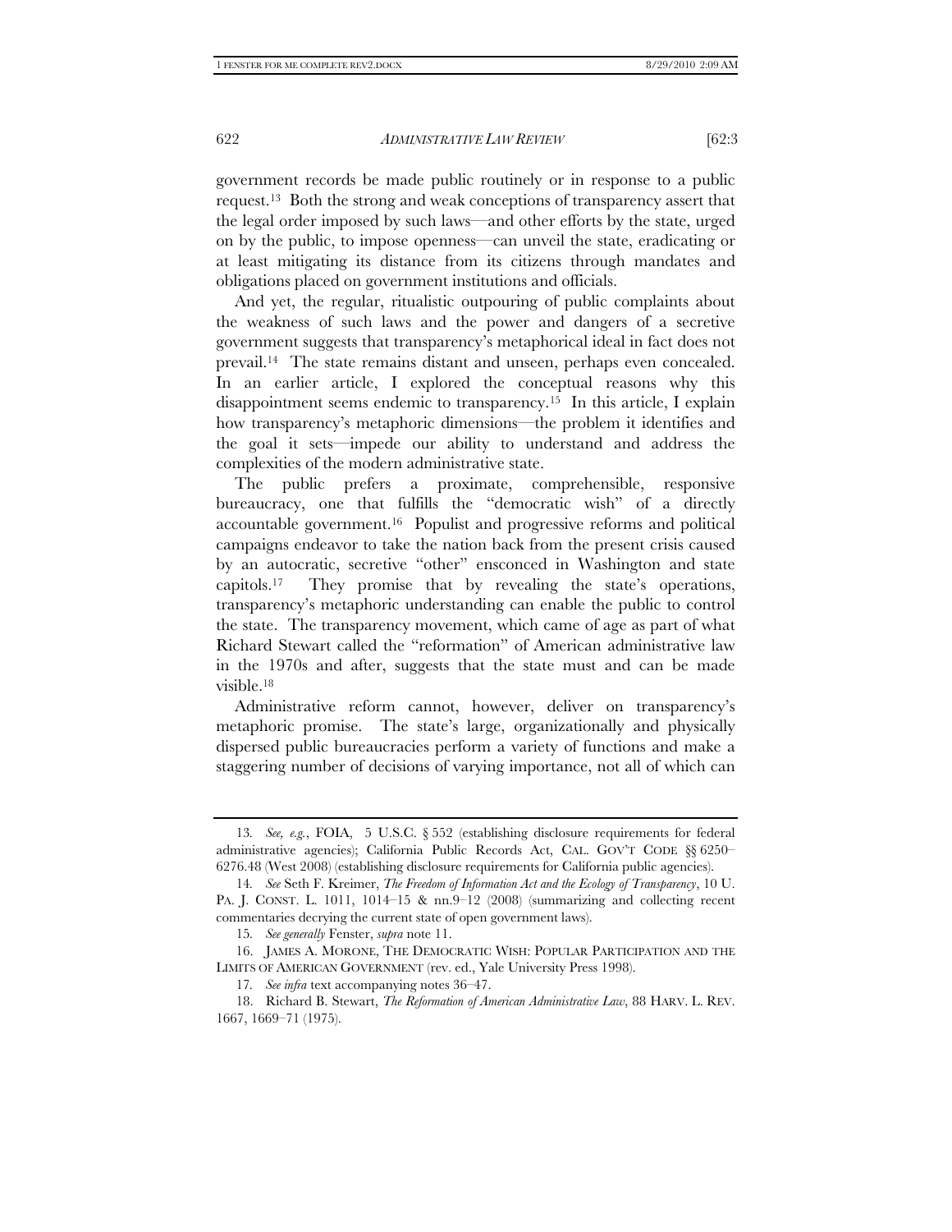government records be made public routinely or in response to a public request.[13] Both the strong and weak conceptions of transparency assert that the legal order imposed by such laws—and other efforts by the state, urged on by the public, to impose openness—can unveil the state, eradicating or at least mitigating its distance from its citizens through mandates and obligations placed on government institutions and officials.

And yet, the regular, ritualistic outpouring of public complaints about the weakness of such laws and the power and dangers of a secretive government suggests that transparency's metaphorical ideal in fact does not prevail.[14] The state remains distant and unseen, perhaps even concealed. In an earlier article, I explored the conceptual reasons why this disappointment seems endemic to transparency.[15] In this article, I explain how transparency's metaphoric dimensions—the problem it identifies and the goal it sets—impede our ability to understand and address the complexities of the modern administrative state.

The public prefers a proximate, comprehensible, responsive bureaucracy, one that fulfills the "democratic wish" of a directly accountable government.[16] Populist and progressive reforms and political campaigns endeavor to take the nation back from the present crisis caused by an autocratic, secretive "other" ensconced in Washington and state capitols.[17] They promise that by revealing the state's operations, transparency's metaphoric understanding can enable the public to control the state. The transparency movement, which came of age as part of what Richard Stewart called the "reformation" of American administrative law in the 1970s and after, suggests that the state must and can be made visible.[18]

Administrative reform cannot, however, deliver on transparency's metaphoric promise. The state's large, organizationally and physically dispersed public bureaucracies perform a variety of functions and make a staggering number of decisions of varying importance, not all of which can

---

13. *See, e.g.*, FOIA, 5 U.S.C. § 552 (establishing disclosure requirements for federal administrative agencies); California Public Records Act, CAL. GOV'T CODE §§ 6250–6276.48 (West 2008) (establishing disclosure requirements for California public agencies).

14. *See* Seth F. Kreimer, *The Freedom of Information Act and the Ecology of Transparency*, 10 U. PA. J. CONST. L. 1011, 1014–15 & nn.9–12 (2008) (summarizing and collecting recent commentaries decrying the current state of open government laws).

15. *See generally* Fenster, *supra* note 11.

16. JAMES A. MORONE, THE DEMOCRATIC WISH: POPULAR PARTICIPATION AND THE LIMITS OF AMERICAN GOVERNMENT (rev. ed., Yale University Press 1998).

17. *See infra* text accompanying notes 36–47.

18. Richard B. Stewart, *The Reformation of American Administrative Law*, 88 HARV. L. REV. 1667, 1669–71 (1975).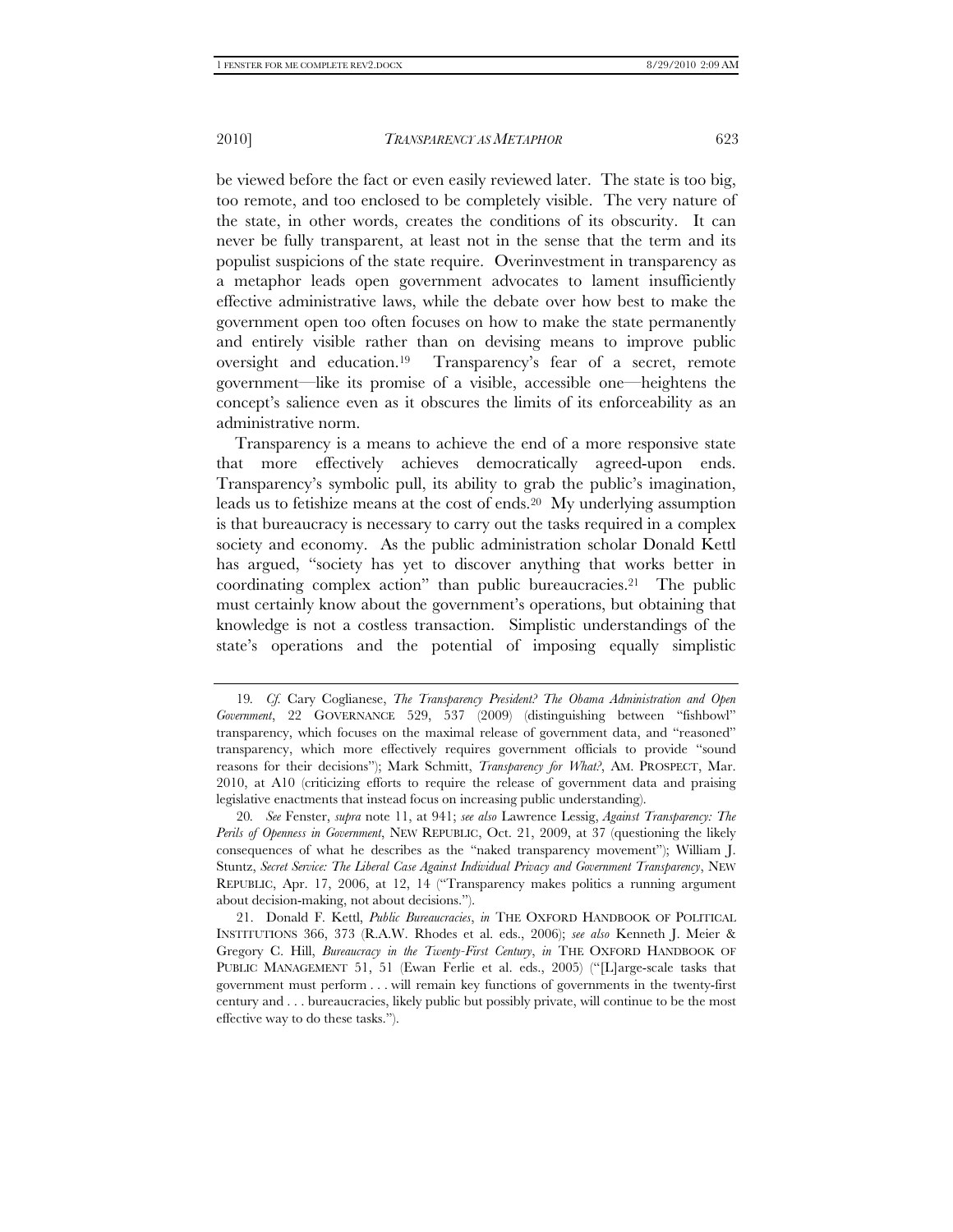be viewed before the fact or even easily reviewed later. The state is too big, too remote, and too enclosed to be completely visible. The very nature of the state, in other words, creates the conditions of its obscurity. It can never be fully transparent, at least not in the sense that the term and its populist suspicions of the state require. Overinvestment in transparency as a metaphor leads open government advocates to lament insufficiently effective administrative laws, while the debate over how best to make the government open too often focuses on how to make the state permanently and entirely visible rather than on devising means to improve public oversight and education.[19] Transparency's fear of a secret, remote government—like its promise of a visible, accessible one—heightens the concept's salience even as it obscures the limits of its enforceability as an administrative norm.

Transparency is a means to achieve the end of a more responsive state that more effectively achieves democratically agreed-upon ends. Transparency's symbolic pull, its ability to grab the public's imagination, leads us to fetishize means at the cost of ends.[20] My underlying assumption is that bureaucracy is necessary to carry out the tasks required in a complex society and economy. As the public administration scholar Donald Kettl has argued, "society has yet to discover anything that works better in coordinating complex action" than public bureaucracies.[21] The public must certainly know about the government's operations, but obtaining that knowledge is not a costless transaction. Simplistic understandings of the state's operations and the potential of imposing equally simplistic

---

19. *Cf.* Cary Coglianese, *The Transparency President? The Obama Administration and Open Government*, 22 GOVERNANCE 529, 537 (2009) (distinguishing between "fishbowl" transparency, which focuses on the maximal release of government data, and "reasoned" transparency, which more effectively requires government officials to provide "sound reasons for their decisions"); Mark Schmitt, *Transparency for What?*, AM. PROSPECT, Mar. 2010, at A10 (criticizing efforts to require the release of government data and praising legislative enactments that instead focus on increasing public understanding).

20. *See* Fenster, *supra* note 11, at 941; *see also* Lawrence Lessig, *Against Transparency: The Perils of Openness in Government*, NEW REPUBLIC, Oct. 21, 2009, at 37 (questioning the likely consequences of what he describes as the "naked transparency movement"); William J. Stuntz, *Secret Service: The Liberal Case Against Individual Privacy and Government Transparency*, NEW REPUBLIC, Apr. 17, 2006, at 12, 14 ("Transparency makes politics a running argument about decision-making, not about decisions.").

21. Donald F. Kettl, *Public Bureaucracies*, *in* THE OXFORD HANDBOOK OF POLITICAL INSTITUTIONS 366, 373 (R.A.W. Rhodes et al. eds., 2006); *see also* Kenneth J. Meier & Gregory C. Hill, *Bureaucracy in the Twenty-First Century*, *in* THE OXFORD HANDBOOK OF PUBLIC MANAGEMENT 51, 51 (Ewan Ferlie et al. eds., 2005) ("[L]arge-scale tasks that government must perform . . . will remain key functions of governments in the twenty-first century and . . . bureaucracies, likely public but possibly private, will continue to be the most effective way to do these tasks.").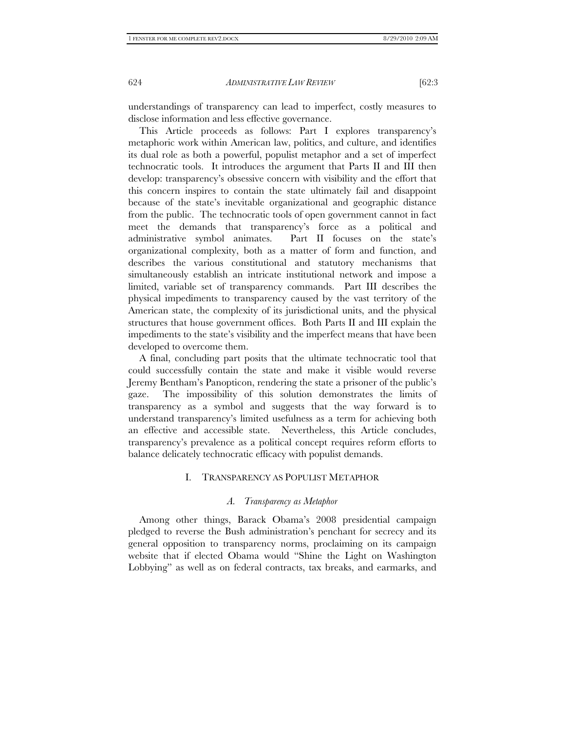understandings of transparency can lead to imperfect, costly measures to disclose information and less effective governance.

This Article proceeds as follows: Part I explores transparency's metaphoric work within American law, politics, and culture, and identifies its dual role as both a powerful, populist metaphor and a set of imperfect technocratic tools. It introduces the argument that Parts II and III then develop: transparency's obsessive concern with visibility and the effort that this concern inspires to contain the state ultimately fail and disappoint because of the state's inevitable organizational and geographic distance from the public. The technocratic tools of open government cannot in fact meet the demands that transparency's force as a political and administrative symbol animates. Part II focuses on the state's organizational complexity, both as a matter of form and function, and describes the various constitutional and statutory mechanisms that simultaneously establish an intricate institutional network and impose a limited, variable set of transparency commands. Part III describes the physical impediments to transparency caused by the vast territory of the American state, the complexity of its jurisdictional units, and the physical structures that house government offices. Both Parts II and III explain the impediments to the state's visibility and the imperfect means that have been developed to overcome them.

A final, concluding part posits that the ultimate technocratic tool that could successfully contain the state and make it visible would reverse Jeremy Bentham's Panopticon, rendering the state a prisoner of the public's gaze. The impossibility of this solution demonstrates the limits of transparency as a symbol and suggests that the way forward is to understand transparency's limited usefulness as a term for achieving both an effective and accessible state. Nevertheless, this Article concludes, transparency's prevalence as a political concept requires reform efforts to balance delicately technocratic efficacy with populist demands.

## I. TRANSPARENCY AS POPULIST METAPHOR

### *A. Transparency as Metaphor*

Among other things, Barack Obama's 2008 presidential campaign pledged to reverse the Bush administration's penchant for secrecy and its general opposition to transparency norms, proclaiming on its campaign website that if elected Obama would "Shine the Light on Washington Lobbying" as well as on federal contracts, tax breaks, and earmarks, and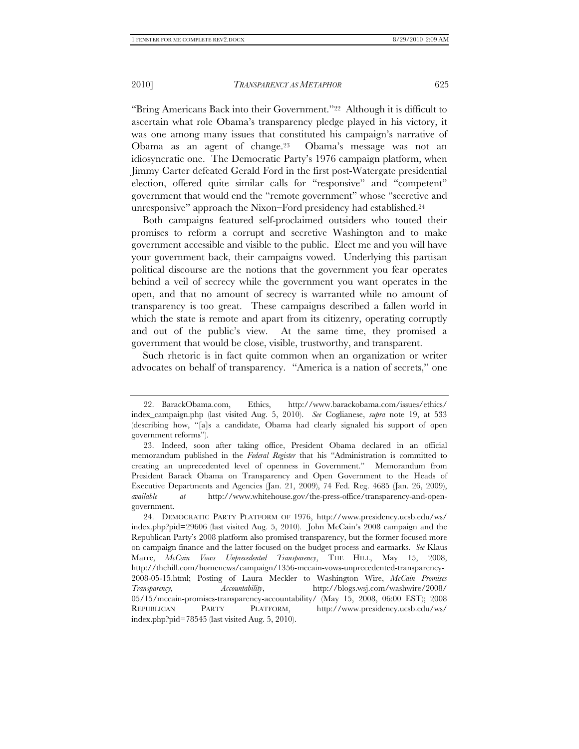"Bring Americans Back into their Government."[22] Although it is difficult to ascertain what role Obama's transparency pledge played in his victory, it was one among many issues that constituted his campaign's narrative of Obama as an agent of change.[23] Obama's message was not an idiosyncratic one. The Democratic Party's 1976 campaign platform, when Jimmy Carter defeated Gerald Ford in the first post-Watergate presidential election, offered quite similar calls for "responsive" and "competent" government that would end the "remote government" whose "secretive and unresponsive" approach the Nixon–Ford presidency had established.[24]

Both campaigns featured self-proclaimed outsiders who touted their promises to reform a corrupt and secretive Washington and to make government accessible and visible to the public. Elect me and you will have your government back, their campaigns vowed. Underlying this partisan political discourse are the notions that the government you fear operates behind a veil of secrecy while the government you want operates in the open, and that no amount of secrecy is warranted while no amount of transparency is too great. These campaigns described a fallen world in which the state is remote and apart from its citizenry, operating corruptly and out of the public's view. At the same time, they promised a government that would be close, visible, trustworthy, and transparent.

Such rhetoric is in fact quite common when an organization or writer advocates on behalf of transparency. "America is a nation of secrets," one

---

22. BarackObama.com, Ethics, http://www.barackobama.com/issues/ethics/index_campaign.php (last visited Aug. 5, 2010). *See* Coglianese, *supra* note 19, at 533 (describing how, "[a]s a candidate, Obama had clearly signaled his support of open government reforms").

23. Indeed, soon after taking office, President Obama declared in an official memorandum published in the *Federal Register* that his "Administration is committed to creating an unprecedented level of openness in Government." Memorandum from President Barack Obama on Transparency and Open Government to the Heads of Executive Departments and Agencies (Jan. 21, 2009), 74 Fed. Reg. 4685 (Jan. 26, 2009), *available at* http://www.whitehouse.gov/the-press-office/transparency-and-open-government.

24. DEMOCRATIC PARTY PLATFORM OF 1976, http://www.presidency.ucsb.edu/ws/index.php?pid=29606 (last visited Aug. 5, 2010). John McCain's 2008 campaign and the Republican Party's 2008 platform also promised transparency, but the former focused more on campaign finance and the latter focused on the budget process and earmarks. *See* Klaus Marre, *McCain Vows Unprecedented Transparency*, THE HILL, May 15, 2008, http://thehill.com/homenews/campaign/1356-mccain-vows-unprecedented-transparency-2008-05-15.html; Posting of Laura Meckler to Washington Wire, *McCain Promises Transparency, Accountability*, http://blogs.wsj.com/washwire/2008/05/15/mccain-promises-transparency-accountability/ (May 15, 2008, 06:00 EST); 2008 REPUBLICAN PARTY PLATFORM, http://www.presidency.ucsb.edu/ws/index.php?pid=78545 (last visited Aug. 5, 2010).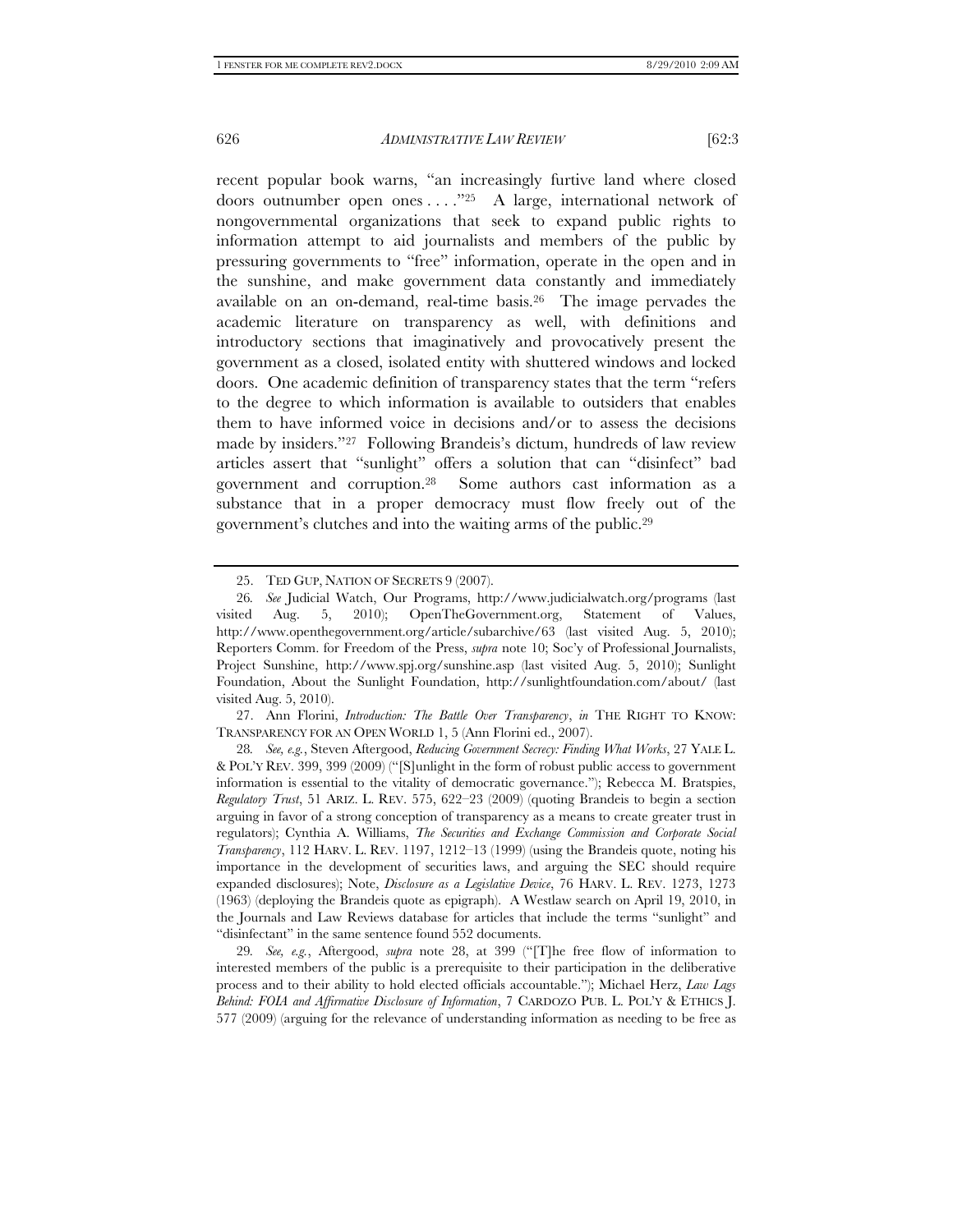recent popular book warns, "an increasingly furtive land where closed doors outnumber open ones . . . ."[25] A large, international network of nongovernmental organizations that seek to expand public rights to information attempt to aid journalists and members of the public by pressuring governments to "free" information, operate in the open and in the sunshine, and make government data constantly and immediately available on an on-demand, real-time basis.[26] The image pervades the academic literature on transparency as well, with definitions and introductory sections that imaginatively and provocatively present the government as a closed, isolated entity with shuttered windows and locked doors. One academic definition of transparency states that the term "refers to the degree to which information is available to outsiders that enables them to have informed voice in decisions and/or to assess the decisions made by insiders."[27] Following Brandeis's dictum, hundreds of law review articles assert that "sunlight" offers a solution that can "disinfect" bad government and corruption.[28] Some authors cast information as a substance that in a proper democracy must flow freely out of the government's clutches and into the waiting arms of the public.[29]

---

25. TED GUP, NATION OF SECRETS 9 (2007).

26. *See* Judicial Watch, Our Programs, http://www.judicialwatch.org/programs (last visited Aug. 5, 2010); OpenTheGovernment.org, Statement of Values, http://www.openthegovernment.org/article/subarchive/63 (last visited Aug. 5, 2010); Reporters Comm. for Freedom of the Press, *supra* note 10; Soc'y of Professional Journalists, Project Sunshine, http://www.spj.org/sunshine.asp (last visited Aug. 5, 2010); Sunlight Foundation, About the Sunlight Foundation, http://sunlightfoundation.com/about/ (last visited Aug. 5, 2010).

27. Ann Florini, *Introduction: The Battle Over Transparency*, *in* THE RIGHT TO KNOW: TRANSPARENCY FOR AN OPEN WORLD 1, 5 (Ann Florini ed., 2007).

28. *See, e.g.*, Steven Aftergood, *Reducing Government Secrecy: Finding What Works*, 27 YALE L. & POL'Y REV. 399, 399 (2009) ("[S]unlight in the form of robust public access to government information is essential to the vitality of democratic governance."); Rebecca M. Bratspies, *Regulatory Trust*, 51 ARIZ. L. REV. 575, 622–23 (2009) (quoting Brandeis to begin a section arguing in favor of a strong conception of transparency as a means to create greater trust in regulators); Cynthia A. Williams, *The Securities and Exchange Commission and Corporate Social Transparency*, 112 HARV. L. REV. 1197, 1212–13 (1999) (using the Brandeis quote, noting his importance in the development of securities laws, and arguing the SEC should require expanded disclosures); Note, *Disclosure as a Legislative Device*, 76 HARV. L. REV. 1273, 1273 (1963) (deploying the Brandeis quote as epigraph). A Westlaw search on April 19, 2010, in the Journals and Law Reviews database for articles that include the terms "sunlight" and "disinfectant" in the same sentence found 552 documents.

29. *See, e.g.*, Aftergood, *supra* note 28, at 399 ("[T]he free flow of information to interested members of the public is a prerequisite to their participation in the deliberative process and to their ability to hold elected officials accountable."); Michael Herz, *Law Lags Behind: FOIA and Affirmative Disclosure of Information*, 7 CARDOZO PUB. L. POL'Y & ETHICS J. 577 (2009) (arguing for the relevance of understanding information as needing to be free as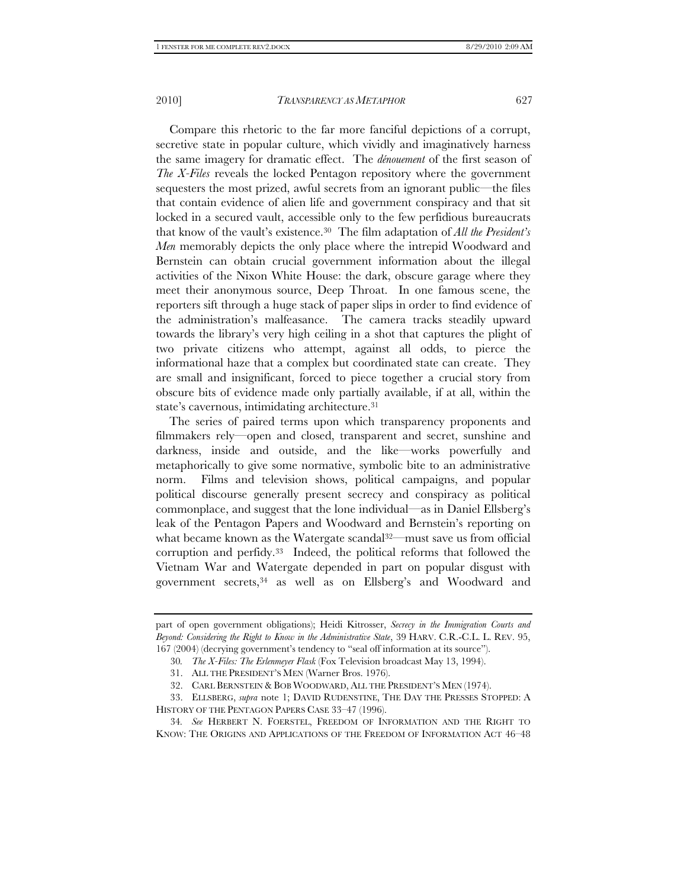Compare this rhetoric to the far more fanciful depictions of a corrupt, secretive state in popular culture, which vividly and imaginatively harness the same imagery for dramatic effect. The *dénouement* of the first season of *The X-Files* reveals the locked Pentagon repository where the government sequesters the most prized, awful secrets from an ignorant public—the files that contain evidence of alien life and government conspiracy and that sit locked in a secured vault, accessible only to the few perfidious bureaucrats that know of the vault's existence.[30] The film adaptation of *All the President's Men* memorably depicts the only place where the intrepid Woodward and Bernstein can obtain crucial government information about the illegal activities of the Nixon White House: the dark, obscure garage where they meet their anonymous source, Deep Throat. In one famous scene, the reporters sift through a huge stack of paper slips in order to find evidence of the administration's malfeasance. The camera tracks steadily upward towards the library's very high ceiling in a shot that captures the plight of two private citizens who attempt, against all odds, to pierce the informational haze that a complex but coordinated state can create. They are small and insignificant, forced to piece together a crucial story from obscure bits of evidence made only partially available, if at all, within the state's cavernous, intimidating architecture.[31]

The series of paired terms upon which transparency proponents and filmmakers rely—open and closed, transparent and secret, sunshine and darkness, inside and outside, and the like—works powerfully and metaphorically to give some normative, symbolic bite to an administrative norm. Films and television shows, political campaigns, and popular political discourse generally present secrecy and conspiracy as political commonplace, and suggest that the lone individual—as in Daniel Ellsberg's leak of the Pentagon Papers and Woodward and Bernstein's reporting on what became known as the Watergate scandal[32]—must save us from official corruption and perfidy.[33] Indeed, the political reforms that followed the Vietnam War and Watergate depended in part on popular disgust with government secrets,[34] as well as on Ellsberg's and Woodward and

---

part of open government obligations); Heidi Kitrosser, *Secrecy in the Immigration Courts and Beyond: Considering the Right to Know in the Administrative State*, 39 HARV. C.R.-C.L. L. REV. 95, 167 (2004) (decrying government's tendency to "seal off information at its source").

30. *The X-Files: The Erlenmeyer Flask* (Fox Television broadcast May 13, 1994).

31. ALL THE PRESIDENT'S MEN (Warner Bros. 1976).

32. CARL BERNSTEIN & BOB WOODWARD, ALL THE PRESIDENT'S MEN (1974).

33. ELLSBERG, *supra* note 1; DAVID RUDENSTINE, THE DAY THE PRESSES STOPPED: A HISTORY OF THE PENTAGON PAPERS CASE 33–47 (1996).

34. *See* HERBERT N. FOERSTEL, FREEDOM OF INFORMATION AND THE RIGHT TO KNOW: THE ORIGINS AND APPLICATIONS OF THE FREEDOM OF INFORMATION ACT 46–48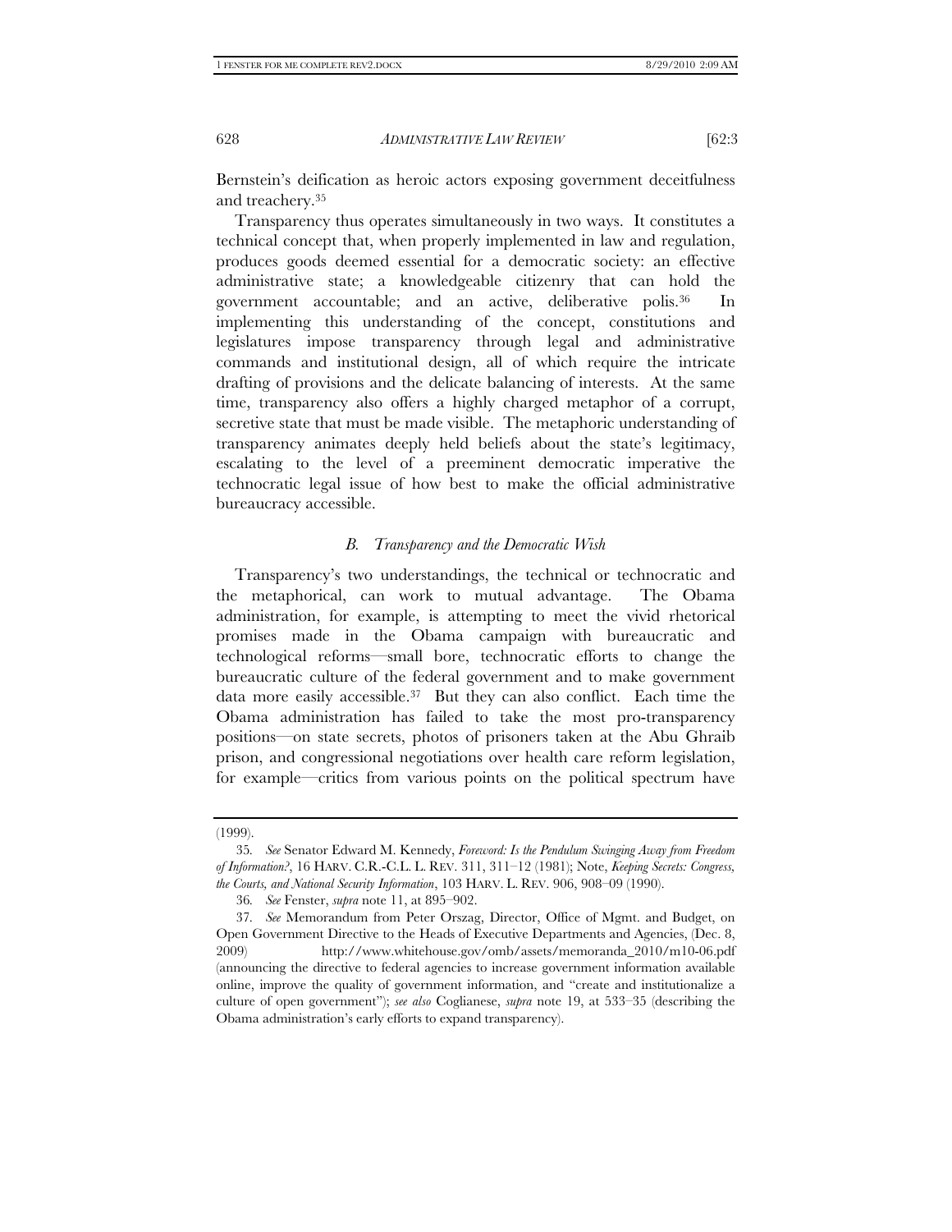Bernstein's deification as heroic actors exposing government deceitfulness and treachery.[35]

Transparency thus operates simultaneously in two ways. It constitutes a technical concept that, when properly implemented in law and regulation, produces goods deemed essential for a democratic society: an effective administrative state; a knowledgeable citizenry that can hold the government accountable; and an active, deliberative polis.[36] In implementing this understanding of the concept, constitutions and legislatures impose transparency through legal and administrative commands and institutional design, all of which require the intricate drafting of provisions and the delicate balancing of interests. At the same time, transparency also offers a highly charged metaphor of a corrupt, secretive state that must be made visible. The metaphoric understanding of transparency animates deeply held beliefs about the state's legitimacy, escalating to the level of a preeminent democratic imperative the technocratic legal issue of how best to make the official administrative bureaucracy accessible.

### *B. Transparency and the Democratic Wish*

Transparency's two understandings, the technical or technocratic and the metaphorical, can work to mutual advantage. The Obama administration, for example, is attempting to meet the vivid rhetorical promises made in the Obama campaign with bureaucratic and technological reforms—small bore, technocratic efforts to change the bureaucratic culture of the federal government and to make government data more easily accessible.[37] But they can also conflict. Each time the Obama administration has failed to take the most pro-transparency positions—on state secrets, photos of prisoners taken at the Abu Ghraib prison, and congressional negotiations over health care reform legislation, for example—critics from various points on the political spectrum have

---

(1999).

35. *See* Senator Edward M. Kennedy, *Foreword: Is the Pendulum Swinging Away from Freedom of Information?*, 16 HARV. C.R.-C.L. L. REV. 311, 311–12 (1981); Note, *Keeping Secrets: Congress, the Courts, and National Security Information*, 103 HARV. L. REV. 906, 908–09 (1990).

36. *See* Fenster, *supra* note 11, at 895–902.

37. *See* Memorandum from Peter Orszag, Director, Office of Mgmt. and Budget, on Open Government Directive to the Heads of Executive Departments and Agencies, (Dec. 8, 2009) http://www.whitehouse.gov/omb/assets/memoranda_2010/m10-06.pdf (announcing the directive to federal agencies to increase government information available online, improve the quality of government information, and "create and institutionalize a culture of open government"); *see also* Coglianese, *supra* note 19, at 533–35 (describing the Obama administration's early efforts to expand transparency).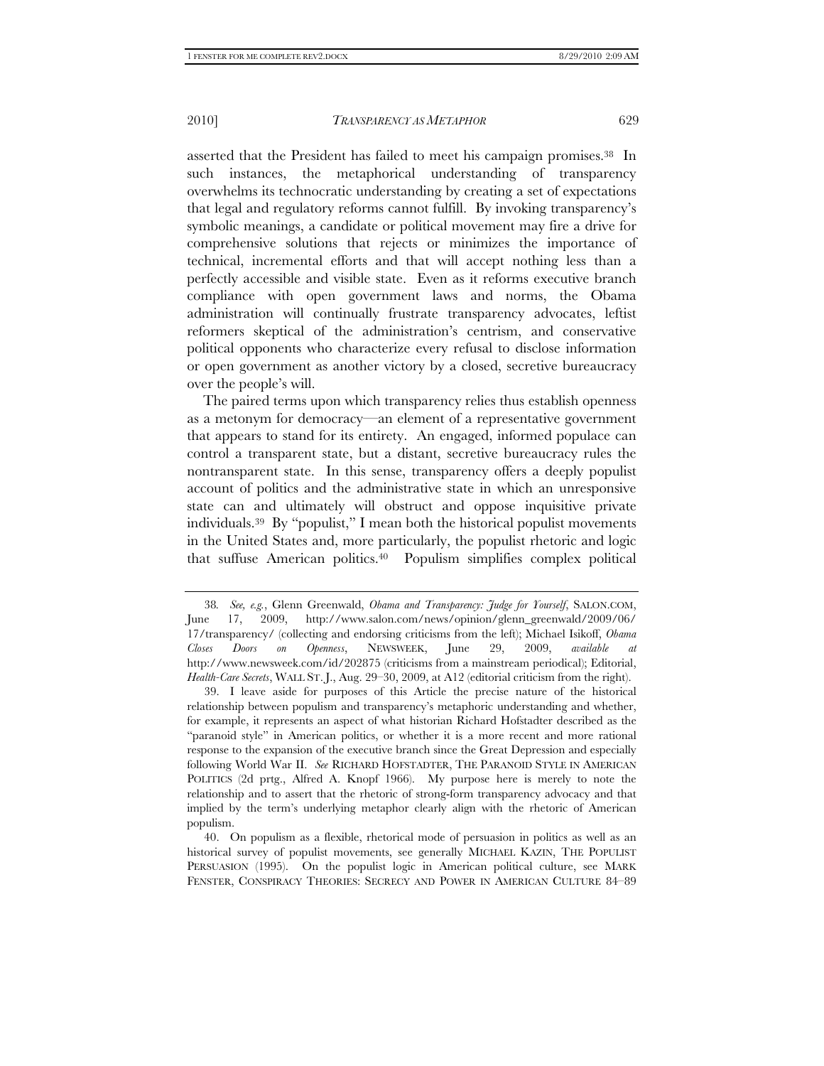asserted that the President has failed to meet his campaign promises.[38] In such instances, the metaphorical understanding of transparency overwhelms its technocratic understanding by creating a set of expectations that legal and regulatory reforms cannot fulfill. By invoking transparency's symbolic meanings, a candidate or political movement may fire a drive for comprehensive solutions that rejects or minimizes the importance of technical, incremental efforts and that will accept nothing less than a perfectly accessible and visible state. Even as it reforms executive branch compliance with open government laws and norms, the Obama administration will continually frustrate transparency advocates, leftist reformers skeptical of the administration's centrism, and conservative political opponents who characterize every refusal to disclose information or open government as another victory by a closed, secretive bureaucracy over the people's will.

The paired terms upon which transparency relies thus establish openness as a metonym for democracy—an element of a representative government that appears to stand for its entirety. An engaged, informed populace can control a transparent state, but a distant, secretive bureaucracy rules the nontransparent state. In this sense, transparency offers a deeply populist account of politics and the administrative state in which an unresponsive state can and ultimately will obstruct and oppose inquisitive private individuals.[39] By "populist," I mean both the historical populist movements in the United States and, more particularly, the populist rhetoric and logic that suffuse American politics.[40] Populism simplifies complex political

---

38. *See, e.g.*, Glenn Greenwald, *Obama and Transparency: Judge for Yourself*, SALON.COM, June 17, 2009, http://www.salon.com/news/opinion/glenn_greenwald/2009/06/17/transparency/ (collecting and endorsing criticisms from the left); Michael Isikoff, *Obama Closes Doors on Openness*, NEWSWEEK, June 29, 2009, *available at* http://www.newsweek.com/id/202875 (criticisms from a mainstream periodical); Editorial, *Health-Care Secrets*, WALL ST. J., Aug. 29–30, 2009, at A12 (editorial criticism from the right).

39. I leave aside for purposes of this Article the precise nature of the historical relationship between populism and transparency's metaphoric understanding and whether, for example, it represents an aspect of what historian Richard Hofstadter described as the "paranoid style" in American politics, or whether it is a more recent and more rational response to the expansion of the executive branch since the Great Depression and especially following World War II. *See* RICHARD HOFSTADTER, THE PARANOID STYLE IN AMERICAN POLITICS (2d prtg., Alfred A. Knopf 1966). My purpose here is merely to note the relationship and to assert that the rhetoric of strong-form transparency advocacy and that implied by the term's underlying metaphor clearly align with the rhetoric of American populism.

40. On populism as a flexible, rhetorical mode of persuasion in politics as well as an historical survey of populist movements, see generally MICHAEL KAZIN, THE POPULIST PERSUASION (1995). On the populist logic in American political culture, see MARK FENSTER, CONSPIRACY THEORIES: SECRECY AND POWER IN AMERICAN CULTURE 84–89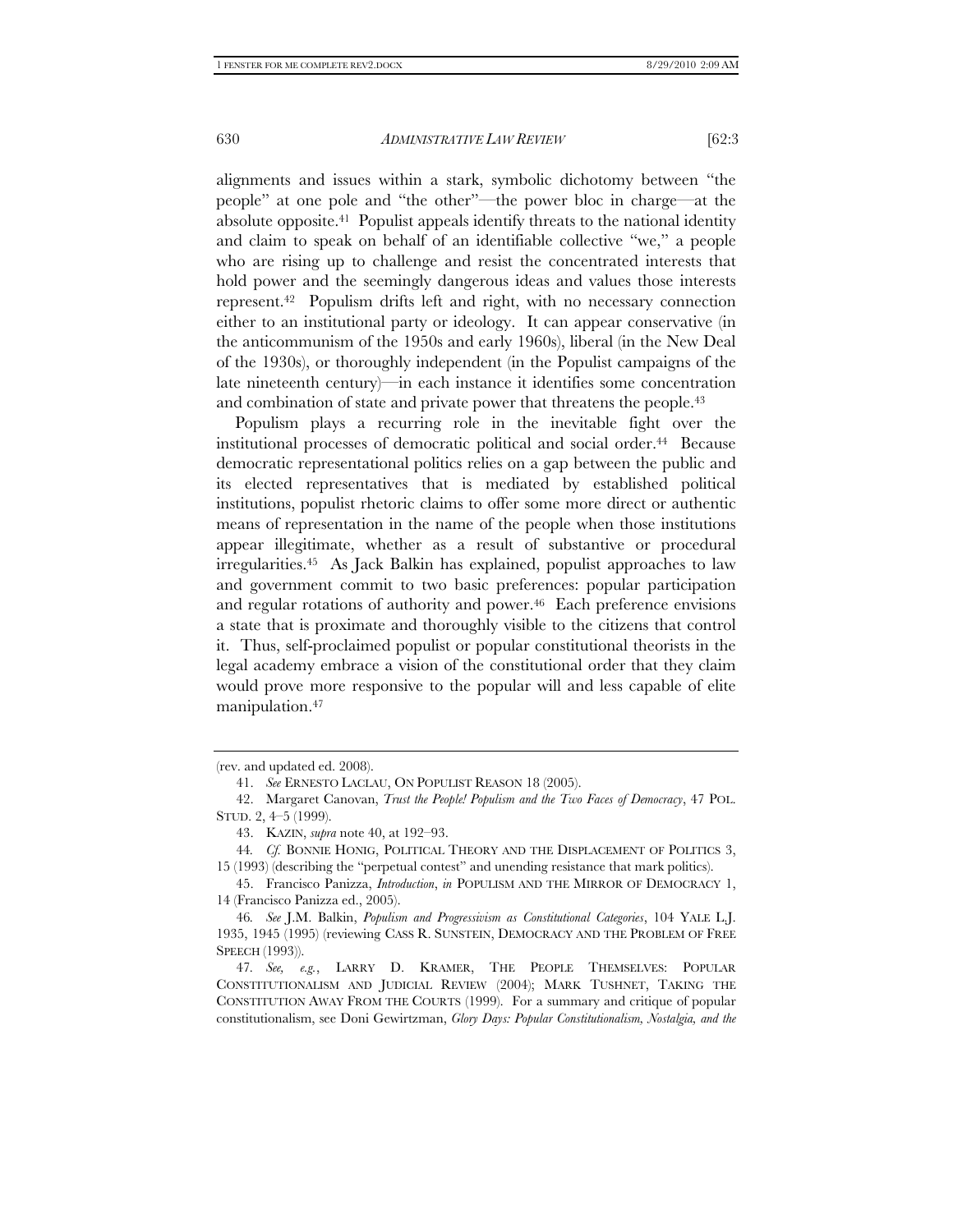alignments and issues within a stark, symbolic dichotomy between "the people" at one pole and "the other"—the power bloc in charge—at the absolute opposite.[41] Populist appeals identify threats to the national identity and claim to speak on behalf of an identifiable collective "we," a people who are rising up to challenge and resist the concentrated interests that hold power and the seemingly dangerous ideas and values those interests represent.[42] Populism drifts left and right, with no necessary connection either to an institutional party or ideology. It can appear conservative (in the anticommunism of the 1950s and early 1960s), liberal (in the New Deal of the 1930s), or thoroughly independent (in the Populist campaigns of the late nineteenth century)—in each instance it identifies some concentration and combination of state and private power that threatens the people.[43]

Populism plays a recurring role in the inevitable fight over the institutional processes of democratic political and social order.[44] Because democratic representational politics relies on a gap between the public and its elected representatives that is mediated by established political institutions, populist rhetoric claims to offer some more direct or authentic means of representation in the name of the people when those institutions appear illegitimate, whether as a result of substantive or procedural irregularities.[45] As Jack Balkin has explained, populist approaches to law and government commit to two basic preferences: popular participation and regular rotations of authority and power.[46] Each preference envisions a state that is proximate and thoroughly visible to the citizens that control it. Thus, self-proclaimed populist or popular constitutional theorists in the legal academy embrace a vision of the constitutional order that they claim would prove more responsive to the popular will and less capable of elite manipulation.[47]

---

(rev. and updated ed. 2008).

41. *See* ERNESTO LACLAU, ON POPULIST REASON 18 (2005).

42. Margaret Canovan, *Trust the People! Populism and the Two Faces of Democracy*, 47 POL. STUD. 2, 4–5 (1999).

43. KAZIN, *supra* note 40, at 192–93.

44. *Cf.* BONNIE HONIG, POLITICAL THEORY AND THE DISPLACEMENT OF POLITICS 3, 15 (1993) (describing the "perpetual contest" and unending resistance that mark politics).

45. Francisco Panizza, *Introduction*, *in* POPULISM AND THE MIRROR OF DEMOCRACY 1, 14 (Francisco Panizza ed., 2005).

46. *See* J.M. Balkin, *Populism and Progressivism as Constitutional Categories*, 104 YALE L.J. 1935, 1945 (1995) (reviewing CASS R. SUNSTEIN, DEMOCRACY AND THE PROBLEM OF FREE SPEECH (1993)).

47. *See, e.g.*, LARRY D. KRAMER, THE PEOPLE THEMSELVES: POPULAR CONSTITUTIONALISM AND JUDICIAL REVIEW (2004); MARK TUSHNET, TAKING THE CONSTITUTION AWAY FROM THE COURTS (1999). For a summary and critique of popular constitutionalism, see Doni Gewirtzman, *Glory Days: Popular Constitutionalism, Nostalgia, and the*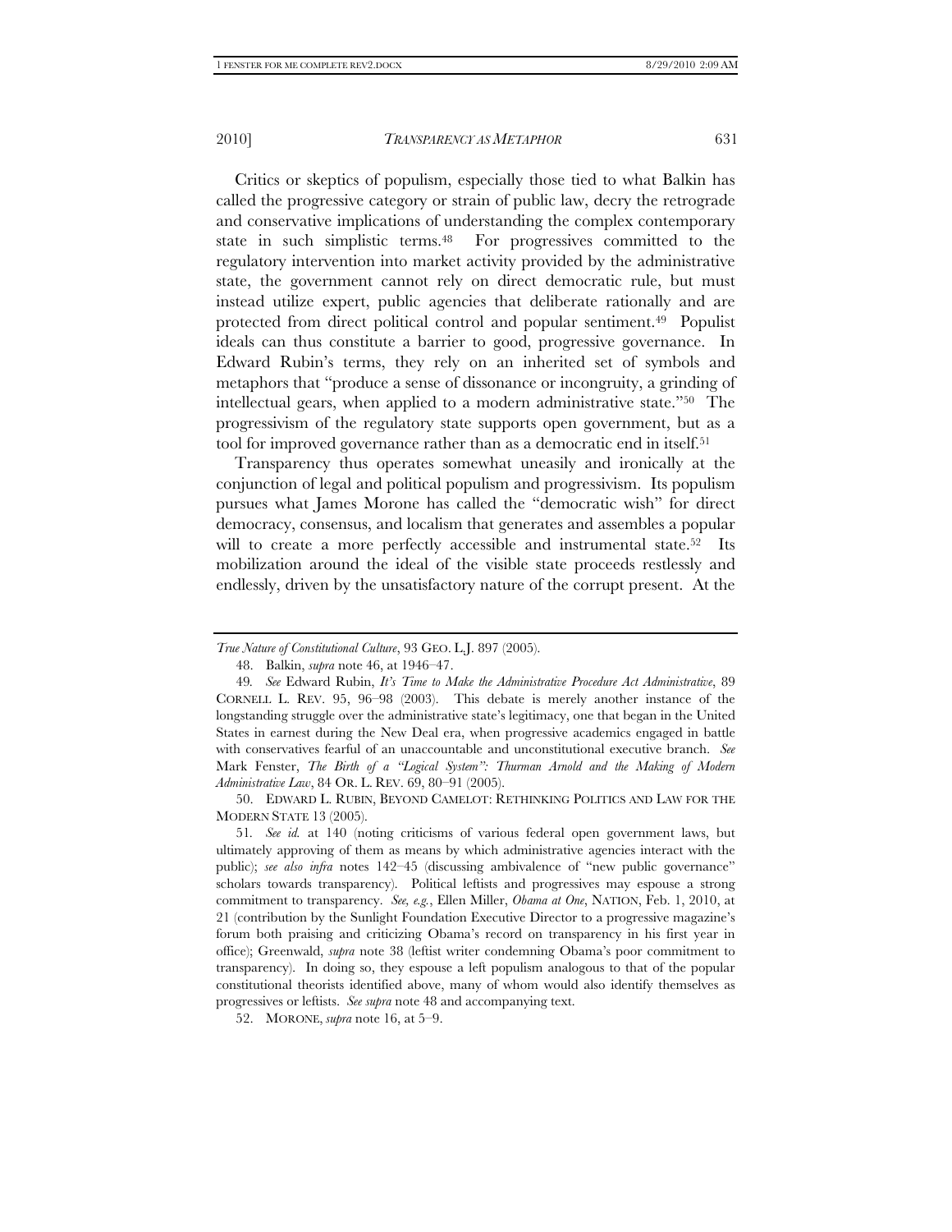Critics or skeptics of populism, especially those tied to what Balkin has called the progressive category or strain of public law, decry the retrograde and conservative implications of understanding the complex contemporary state in such simplistic terms.[48] For progressives committed to the regulatory intervention into market activity provided by the administrative state, the government cannot rely on direct democratic rule, but must instead utilize expert, public agencies that deliberate rationally and are protected from direct political control and popular sentiment.[49] Populist ideals can thus constitute a barrier to good, progressive governance. In Edward Rubin's terms, they rely on an inherited set of symbols and metaphors that "produce a sense of dissonance or incongruity, a grinding of intellectual gears, when applied to a modern administrative state."[50] The progressivism of the regulatory state supports open government, but as a tool for improved governance rather than as a democratic end in itself.[51]

Transparency thus operates somewhat uneasily and ironically at the conjunction of legal and political populism and progressivism. Its populism pursues what James Morone has called the "democratic wish" for direct democracy, consensus, and localism that generates and assembles a popular will to create a more perfectly accessible and instrumental state.[52] Its mobilization around the ideal of the visible state proceeds restlessly and endlessly, driven by the unsatisfactory nature of the corrupt present. At the

---

*True Nature of Constitutional Culture*, 93 GEO. L.J. 897 (2005).

48. Balkin, *supra* note 46, at 1946–47.

49. *See* Edward Rubin, *It's Time to Make the Administrative Procedure Act Administrative*, 89 CORNELL L. REV. 95, 96–98 (2003). This debate is merely another instance of the longstanding struggle over the administrative state's legitimacy, one that began in the United States in earnest during the New Deal era, when progressive academics engaged in battle with conservatives fearful of an unaccountable and unconstitutional executive branch. *See* Mark Fenster, *The Birth of a "Logical System": Thurman Arnold and the Making of Modern Administrative Law*, 84 OR. L. REV. 69, 80–91 (2005).

50. EDWARD L. RUBIN, BEYOND CAMELOT: RETHINKING POLITICS AND LAW FOR THE MODERN STATE 13 (2005).

51. *See id.* at 140 (noting criticisms of various federal open government laws, but ultimately approving of them as means by which administrative agencies interact with the public); *see also infra* notes 142–45 (discussing ambivalence of "new public governance" scholars towards transparency). Political leftists and progressives may espouse a strong commitment to transparency. *See, e.g.*, Ellen Miller, *Obama at One*, NATION, Feb. 1, 2010, at 21 (contribution by the Sunlight Foundation Executive Director to a progressive magazine's forum both praising and criticizing Obama's record on transparency in his first year in office); Greenwald, *supra* note 38 (leftist writer condemning Obama's poor commitment to transparency). In doing so, they espouse a left populism analogous to that of the popular constitutional theorists identified above, many of whom would also identify themselves as progressives or leftists. *See supra* note 48 and accompanying text.

52. MORONE, *supra* note 16, at 5–9.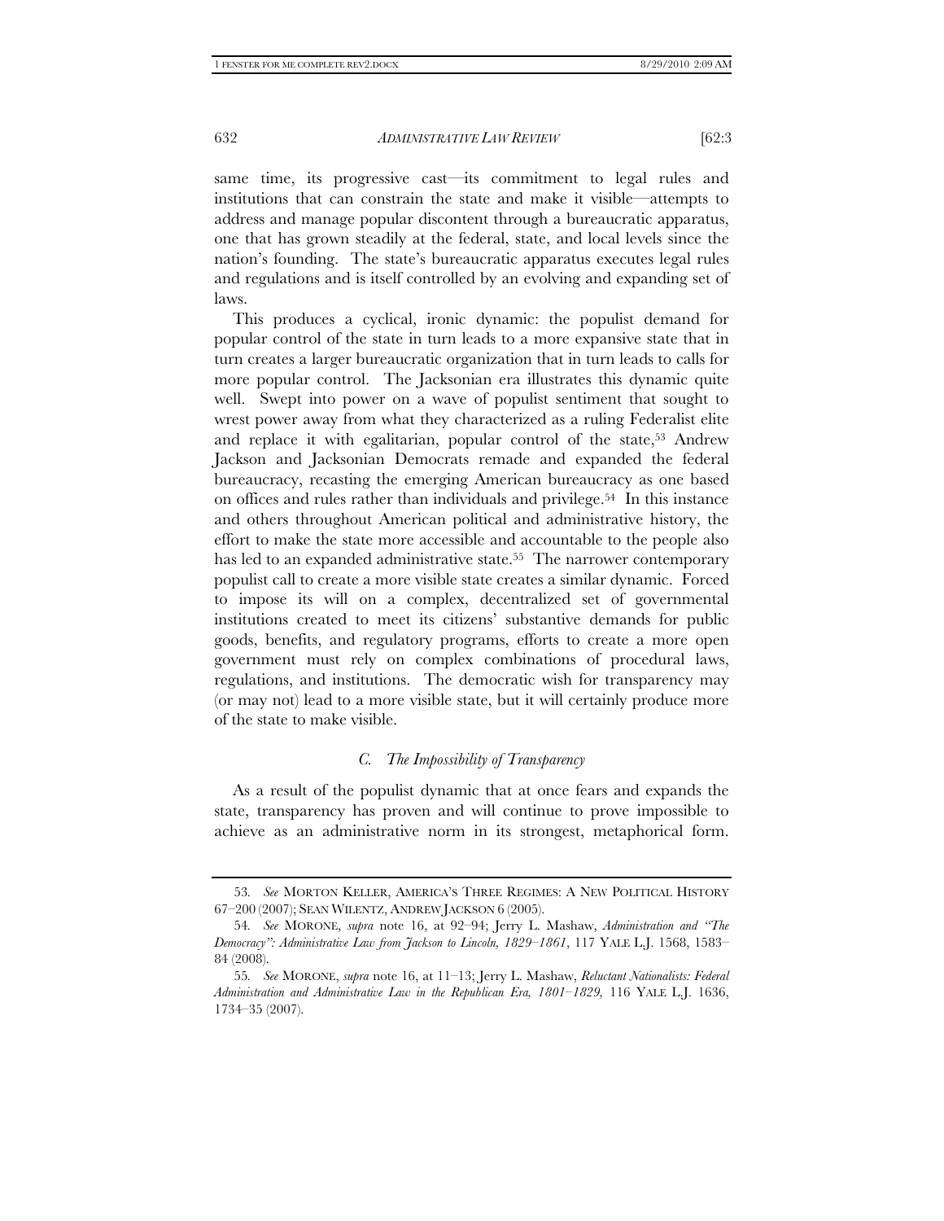same time, its progressive cast—its commitment to legal rules and institutions that can constrain the state and make it visible—attempts to address and manage popular discontent through a bureaucratic apparatus, one that has grown steadily at the federal, state, and local levels since the nation's founding. The state's bureaucratic apparatus executes legal rules and regulations and is itself controlled by an evolving and expanding set of laws.

This produces a cyclical, ironic dynamic: the populist demand for popular control of the state in turn leads to a more expansive state that in turn creates a larger bureaucratic organization that in turn leads to calls for more popular control. The Jacksonian era illustrates this dynamic quite well. Swept into power on a wave of populist sentiment that sought to wrest power away from what they characterized as a ruling Federalist elite and replace it with egalitarian, popular control of the state,[53] Andrew Jackson and Jacksonian Democrats remade and expanded the federal bureaucracy, recasting the emerging American bureaucracy as one based on offices and rules rather than individuals and privilege.[54] In this instance and others throughout American political and administrative history, the effort to make the state more accessible and accountable to the people also has led to an expanded administrative state.[55] The narrower contemporary populist call to create a more visible state creates a similar dynamic. Forced to impose its will on a complex, decentralized set of governmental institutions created to meet its citizens' substantive demands for public goods, benefits, and regulatory programs, efforts to create a more open government must rely on complex combinations of procedural laws, regulations, and institutions. The democratic wish for transparency may (or may not) lead to a more visible state, but it will certainly produce more of the state to make visible.

### *C. The Impossibility of Transparency*

As a result of the populist dynamic that at once fears and expands the state, transparency has proven and will continue to prove impossible to achieve as an administrative norm in its strongest, metaphorical form.

---

53. *See* MORTON KELLER, AMERICA'S THREE REGIMES: A NEW POLITICAL HISTORY 67–200 (2007); SEAN WILENTZ, ANDREW JACKSON 6 (2005).

54. *See* MORONE, *supra* note 16, at 92–94; Jerry L. Mashaw, *Administration and "The Democracy": Administrative Law from Jackson to Lincoln, 1829–1861*, 117 YALE L.J. 1568, 1583–84 (2008).

55. *See* MORONE, *supra* note 16, at 11–13; Jerry L. Mashaw, *Reluctant Nationalists: Federal Administration and Administrative Law in the Republican Era, 1801–1829*, 116 YALE L.J. 1636, 1734–35 (2007).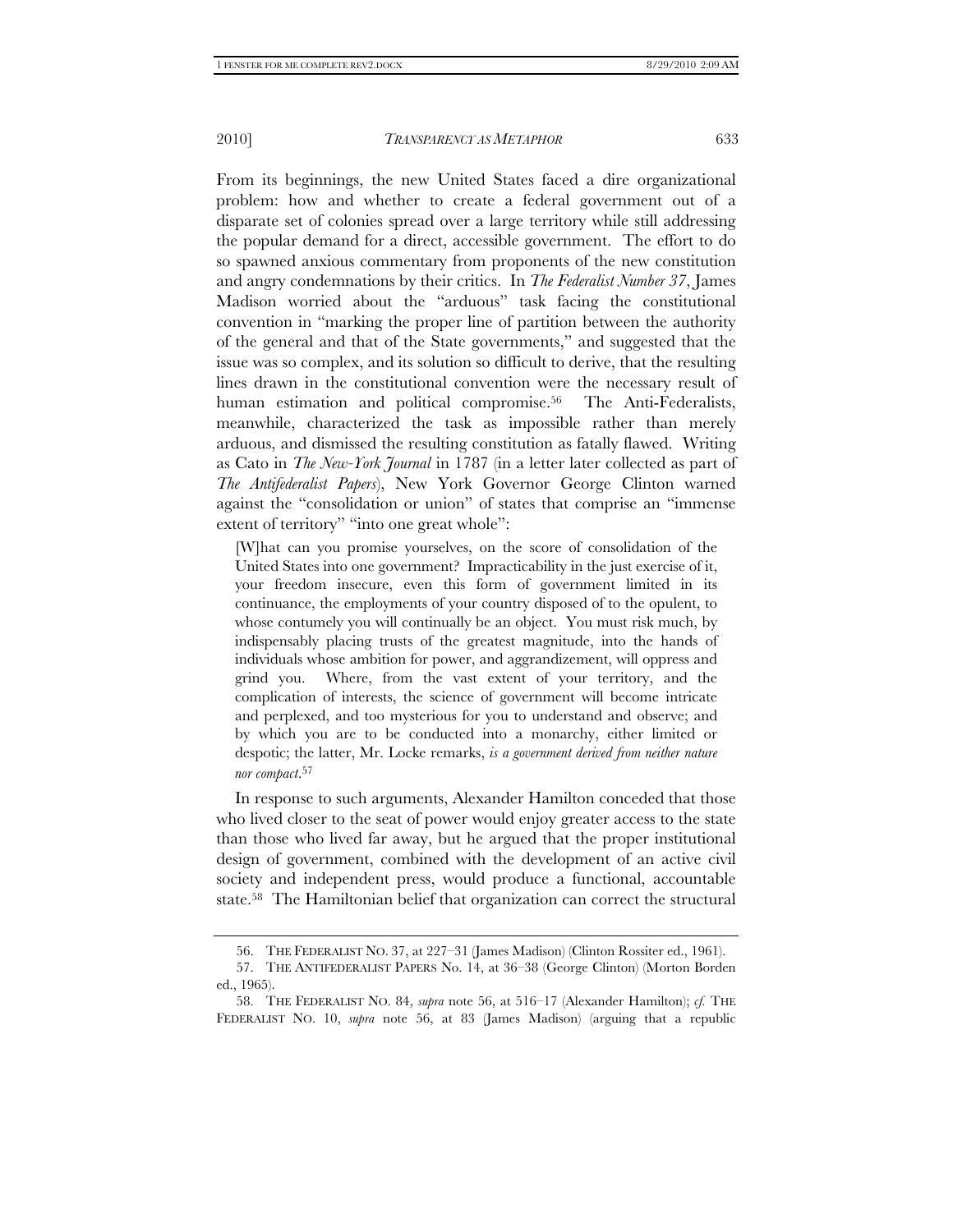From its beginnings, the new United States faced a dire organizational problem: how and whether to create a federal government out of a disparate set of colonies spread over a large territory while still addressing the popular demand for a direct, accessible government. The effort to do so spawned anxious commentary from proponents of the new constitution and angry condemnations by their critics. In *The Federalist Number 37*, James Madison worried about the "arduous" task facing the constitutional convention in "marking the proper line of partition between the authority of the general and that of the State governments," and suggested that the issue was so complex, and its solution so difficult to derive, that the resulting lines drawn in the constitutional convention were the necessary result of human estimation and political compromise.[56] The Anti-Federalists, meanwhile, characterized the task as impossible rather than merely arduous, and dismissed the resulting constitution as fatally flawed. Writing as Cato in *The New-York Journal* in 1787 (in a letter later collected as part of *The Antifederalist Papers*), New York Governor George Clinton warned against the "consolidation or union" of states that comprise an "immense extent of territory" "into one great whole":

> [W]hat can you promise yourselves, on the score of consolidation of the United States into one government? Impracticability in the just exercise of it, your freedom insecure, even this form of government limited in its continuance, the employments of your country disposed of to the opulent, to whose contumely you will continually be an object. You must risk much, by indispensably placing trusts of the greatest magnitude, into the hands of individuals whose ambition for power, and aggrandizement, will oppress and grind you. Where, from the vast extent of your territory, and the complication of interests, the science of government will become intricate and perplexed, and too mysterious for you to understand and observe; and by which you are to be conducted into a monarchy, either limited or despotic; the latter, Mr. Locke remarks, *is a government derived from neither nature nor compact*.[57]

In response to such arguments, Alexander Hamilton conceded that those who lived closer to the seat of power would enjoy greater access to the state than those who lived far away, but he argued that the proper institutional design of government, combined with the development of an active civil society and independent press, would produce a functional, accountable state.[58] The Hamiltonian belief that organization can correct the structural

---

56. THE FEDERALIST NO. 37, at 227–31 (James Madison) (Clinton Rossiter ed., 1961).

57. THE ANTIFEDERALIST PAPERS No. 14, at 36–38 (George Clinton) (Morton Borden ed., 1965).

58. THE FEDERALIST NO. 84, *supra* note 56, at 516–17 (Alexander Hamilton); *cf.* THE FEDERALIST NO. 10, *supra* note 56, at 83 (James Madison) (arguing that a republic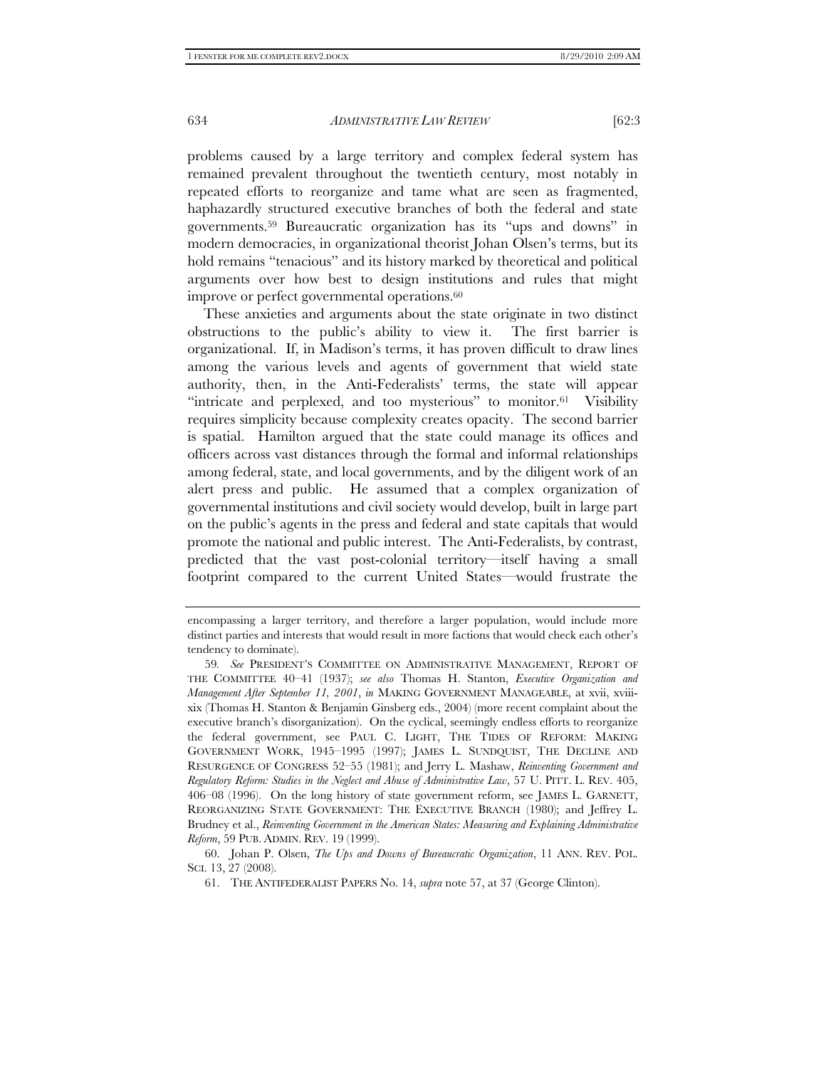problems caused by a large territory and complex federal system has remained prevalent throughout the twentieth century, most notably in repeated efforts to reorganize and tame what are seen as fragmented, haphazardly structured executive branches of both the federal and state governments.[59] Bureaucratic organization has its "ups and downs" in modern democracies, in organizational theorist Johan Olsen's terms, but its hold remains "tenacious" and its history marked by theoretical and political arguments over how best to design institutions and rules that might improve or perfect governmental operations.[60]

These anxieties and arguments about the state originate in two distinct obstructions to the public's ability to view it. The first barrier is organizational. If, in Madison's terms, it has proven difficult to draw lines among the various levels and agents of government that wield state authority, then, in the Anti-Federalists' terms, the state will appear "intricate and perplexed, and too mysterious" to monitor.[61] Visibility requires simplicity because complexity creates opacity. The second barrier is spatial. Hamilton argued that the state could manage its offices and officers across vast distances through the formal and informal relationships among federal, state, and local governments, and by the diligent work of an alert press and public. He assumed that a complex organization of governmental institutions and civil society would develop, built in large part on the public's agents in the press and federal and state capitals that would promote the national and public interest. The Anti-Federalists, by contrast, predicted that the vast post-colonial territory—itself having a small footprint compared to the current United States—would frustrate the

---

encompassing a larger territory, and therefore a larger population, would include more distinct parties and interests that would result in more factions that would check each other's tendency to dominate).

59. *See* PRESIDENT'S COMMITTEE ON ADMINISTRATIVE MANAGEMENT, REPORT OF THE COMMITTEE 40–41 (1937); *see also* Thomas H. Stanton, *Executive Organization and Management After September 11, 2001*, *in* MAKING GOVERNMENT MANAGEABLE, at xvii, xviii-xix (Thomas H. Stanton & Benjamin Ginsberg eds., 2004) (more recent complaint about the executive branch's disorganization). On the cyclical, seemingly endless efforts to reorganize the federal government, see PAUL C. LIGHT, THE TIDES OF REFORM: MAKING GOVERNMENT WORK, 1945–1995 (1997); JAMES L. SUNDQUIST, THE DECLINE AND RESURGENCE OF CONGRESS 52–55 (1981); and Jerry L. Mashaw, *Reinventing Government and Regulatory Reform: Studies in the Neglect and Abuse of Administrative Law*, 57 U. PITT. L. REV. 405, 406–08 (1996). On the long history of state government reform, see JAMES L. GARNETT, REORGANIZING STATE GOVERNMENT: THE EXECUTIVE BRANCH (1980); and Jeffrey L. Brudney et al., *Reinventing Government in the American States: Measuring and Explaining Administrative Reform*, 59 PUB. ADMIN. REV. 19 (1999).

60. Johan P. Olsen, *The Ups and Downs of Bureaucratic Organization*, 11 ANN. REV. POL. SCI. 13, 27 (2008).

61. THE ANTIFEDERALIST PAPERS No. 14, *supra* note 57, at 37 (George Clinton).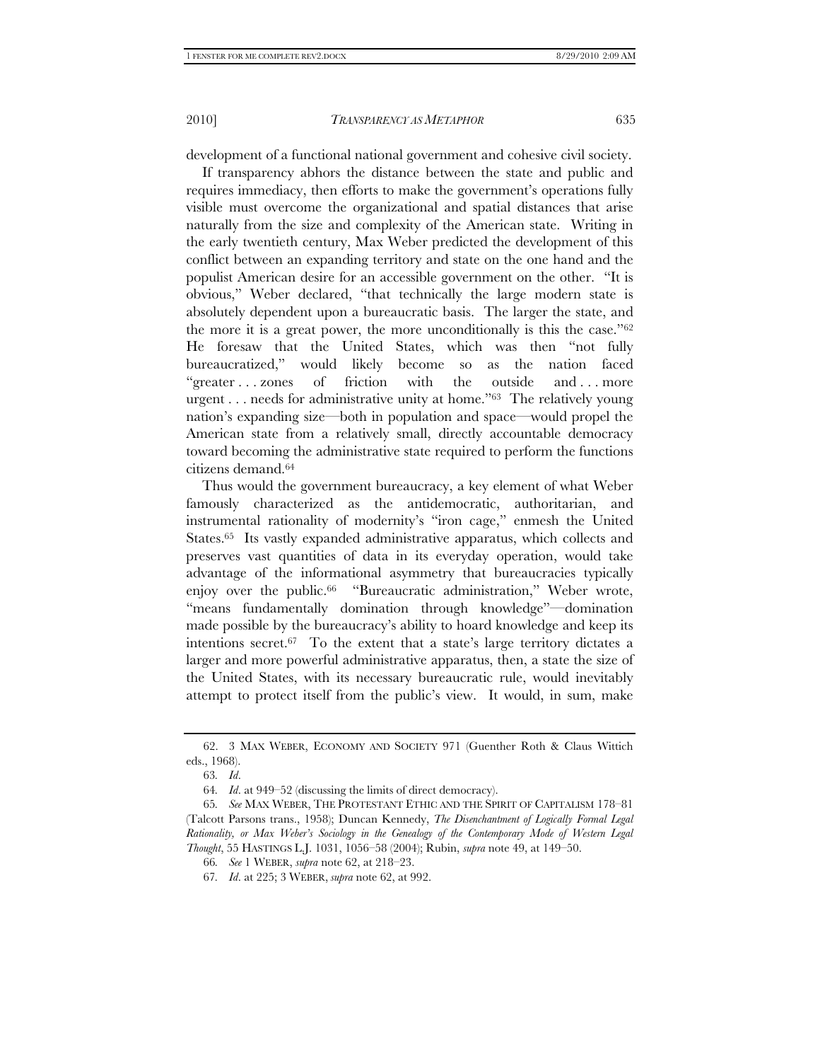development of a functional national government and cohesive civil society.

If transparency abhors the distance between the state and public and requires immediacy, then efforts to make the government's operations fully visible must overcome the organizational and spatial distances that arise naturally from the size and complexity of the American state. Writing in the early twentieth century, Max Weber predicted the development of this conflict between an expanding territory and state on the one hand and the populist American desire for an accessible government on the other. "It is obvious," Weber declared, "that technically the large modern state is absolutely dependent upon a bureaucratic basis. The larger the state, and the more it is a great power, the more unconditionally is this the case."[62] He foresaw that the United States, which was then "not fully bureaucratized," would likely become so as the nation faced "greater . . . zones of friction with the outside and . . . more urgent . . . needs for administrative unity at home."[63] The relatively young nation's expanding size—both in population and space—would propel the American state from a relatively small, directly accountable democracy toward becoming the administrative state required to perform the functions citizens demand.[64]

Thus would the government bureaucracy, a key element of what Weber famously characterized as the antidemocratic, authoritarian, and instrumental rationality of modernity's "iron cage," enmesh the United States.[65] Its vastly expanded administrative apparatus, which collects and preserves vast quantities of data in its everyday operation, would take advantage of the informational asymmetry that bureaucracies typically enjoy over the public.[66] "Bureaucratic administration," Weber wrote, "means fundamentally domination through knowledge"—domination made possible by the bureaucracy's ability to hoard knowledge and keep its intentions secret.[67] To the extent that a state's large territory dictates a larger and more powerful administrative apparatus, then, a state the size of the United States, with its necessary bureaucratic rule, would inevitably attempt to protect itself from the public's view. It would, in sum, make

---

62. 3 MAX WEBER, ECONOMY AND SOCIETY 971 (Guenther Roth & Claus Wittich eds., 1968).

63. *Id.*

64. *Id.* at 949–52 (discussing the limits of direct democracy).

65. *See* MAX WEBER, THE PROTESTANT ETHIC AND THE SPIRIT OF CAPITALISM 178–81 (Talcott Parsons trans., 1958); Duncan Kennedy, *The Disenchantment of Logically Formal Legal Rationality, or Max Weber's Sociology in the Genealogy of the Contemporary Mode of Western Legal Thought*, 55 HASTINGS L.J. 1031, 1056–58 (2004); Rubin, *supra* note 49, at 149–50.

66. *See* 1 WEBER, *supra* note 62, at 218–23.

67. *Id.* at 225; 3 WEBER, *supra* note 62, at 992.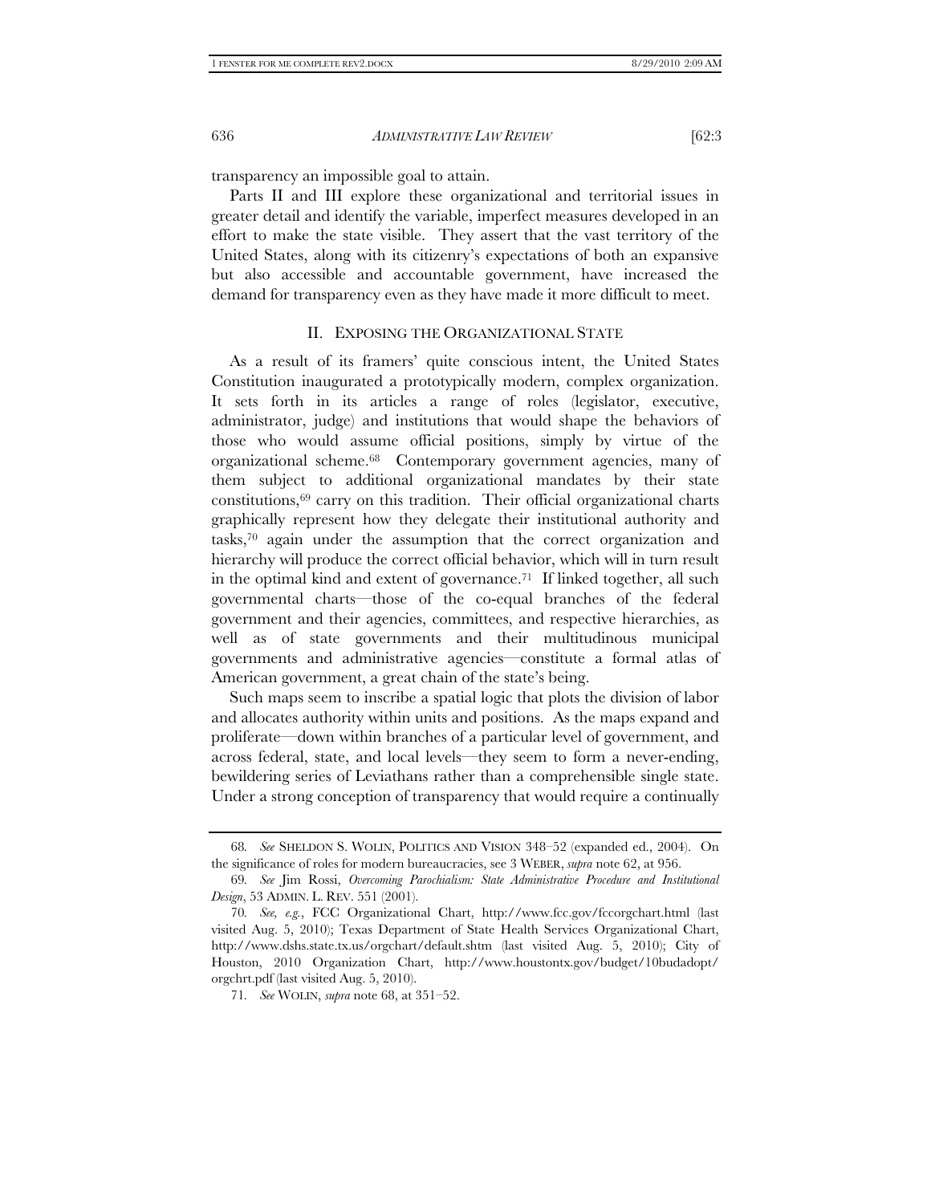transparency an impossible goal to attain.

Parts II and III explore these organizational and territorial issues in greater detail and identify the variable, imperfect measures developed in an effort to make the state visible. They assert that the vast territory of the United States, along with its citizenry's expectations of both an expansive but also accessible and accountable government, have increased the demand for transparency even as they have made it more difficult to meet.

## II. EXPOSING THE ORGANIZATIONAL STATE

As a result of its framers' quite conscious intent, the United States Constitution inaugurated a prototypically modern, complex organization. It sets forth in its articles a range of roles (legislator, executive, administrator, judge) and institutions that would shape the behaviors of those who would assume official positions, simply by virtue of the organizational scheme.[68] Contemporary government agencies, many of them subject to additional organizational mandates by their state constitutions,[69] carry on this tradition. Their official organizational charts graphically represent how they delegate their institutional authority and tasks,[70] again under the assumption that the correct organization and hierarchy will produce the correct official behavior, which will in turn result in the optimal kind and extent of governance.[71] If linked together, all such governmental charts—those of the co-equal branches of the federal government and their agencies, committees, and respective hierarchies, as well as of state governments and their multitudinous municipal governments and administrative agencies—constitute a formal atlas of American government, a great chain of the state's being.

Such maps seem to inscribe a spatial logic that plots the division of labor and allocates authority within units and positions. As the maps expand and proliferate—down within branches of a particular level of government, and across federal, state, and local levels—they seem to form a never-ending, bewildering series of Leviathans rather than a comprehensible single state. Under a strong conception of transparency that would require a continually

---

68. *See* SHELDON S. WOLIN, POLITICS AND VISION 348–52 (expanded ed., 2004). On the significance of roles for modern bureaucracies, see 3 WEBER, *supra* note 62, at 956.

69. *See* Jim Rossi, *Overcoming Parochialism: State Administrative Procedure and Institutional Design*, 53 ADMIN. L. REV. 551 (2001).

70. *See, e.g.*, FCC Organizational Chart, http://www.fcc.gov/fccorgchart.html (last visited Aug. 5, 2010); Texas Department of State Health Services Organizational Chart, http://www.dshs.state.tx.us/orgchart/default.shtm (last visited Aug. 5, 2010); City of Houston, 2010 Organization Chart, http://www.houstontx.gov/budget/10budadopt/orgchrt.pdf (last visited Aug. 5, 2010).

71. *See* WOLIN, *supra* note 68, at 351–52.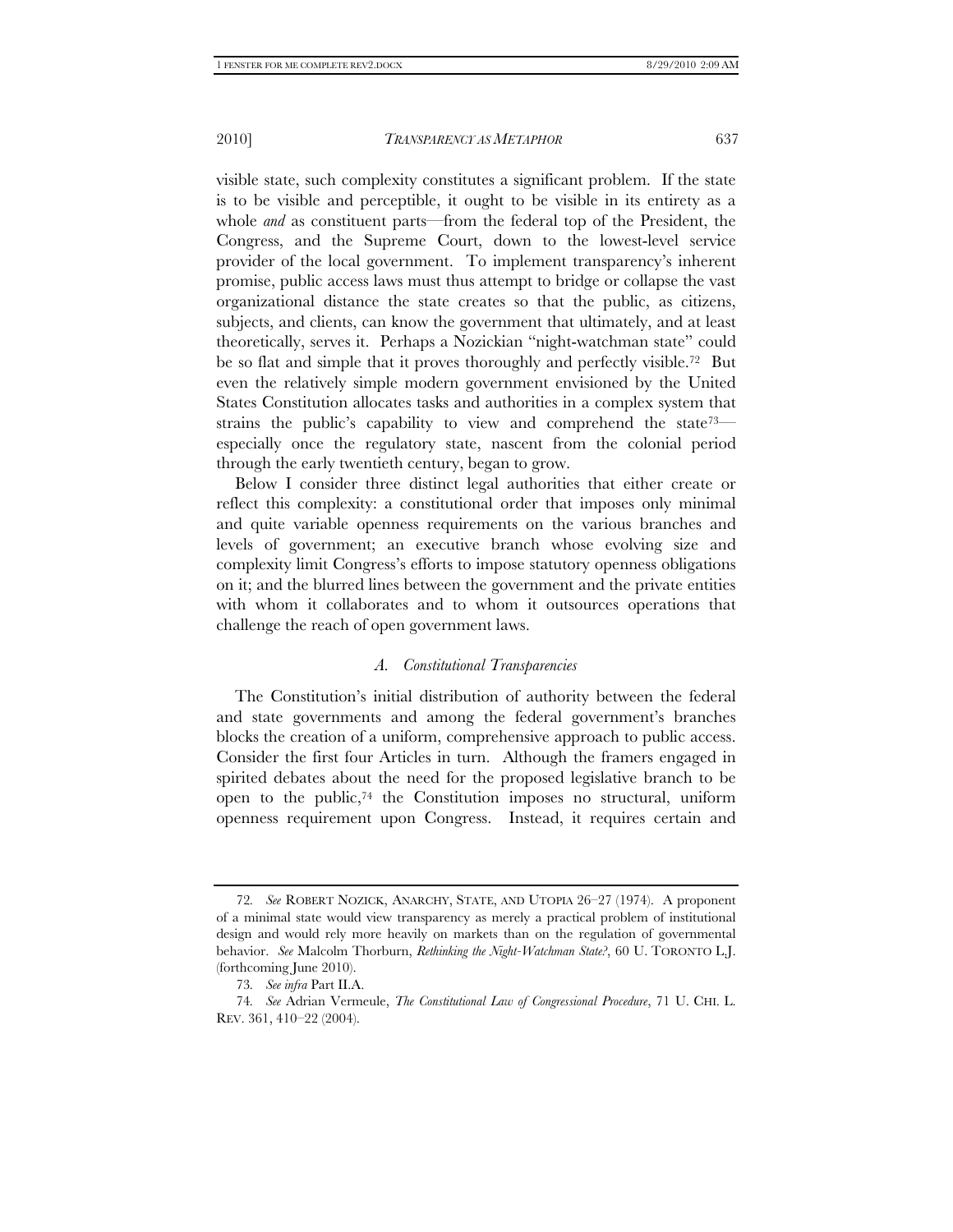visible state, such complexity constitutes a significant problem. If the state is to be visible and perceptible, it ought to be visible in its entirety as a whole *and* as constituent parts—from the federal top of the President, the Congress, and the Supreme Court, down to the lowest-level service provider of the local government. To implement transparency's inherent promise, public access laws must thus attempt to bridge or collapse the vast organizational distance the state creates so that the public, as citizens, subjects, and clients, can know the government that ultimately, and at least theoretically, serves it. Perhaps a Nozickian "night-watchman state" could be so flat and simple that it proves thoroughly and perfectly visible.[72] But even the relatively simple modern government envisioned by the United States Constitution allocates tasks and authorities in a complex system that strains the public's capability to view and comprehend the state[73]—especially once the regulatory state, nascent from the colonial period through the early twentieth century, began to grow.

Below I consider three distinct legal authorities that either create or reflect this complexity: a constitutional order that imposes only minimal and quite variable openness requirements on the various branches and levels of government; an executive branch whose evolving size and complexity limit Congress's efforts to impose statutory openness obligations on it; and the blurred lines between the government and the private entities with whom it collaborates and to whom it outsources operations that challenge the reach of open government laws.

### *A. Constitutional Transparencies*

The Constitution's initial distribution of authority between the federal and state governments and among the federal government's branches blocks the creation of a uniform, comprehensive approach to public access. Consider the first four Articles in turn. Although the framers engaged in spirited debates about the need for the proposed legislative branch to be open to the public,[74] the Constitution imposes no structural, uniform openness requirement upon Congress. Instead, it requires certain and

---

72. *See* ROBERT NOZICK, ANARCHY, STATE, AND UTOPIA 26–27 (1974). A proponent of a minimal state would view transparency as merely a practical problem of institutional design and would rely more heavily on markets than on the regulation of governmental behavior. *See* Malcolm Thorburn, *Rethinking the Night-Watchman State?*, 60 U. TORONTO L.J. (forthcoming June 2010).

73. *See infra* Part II.A.

74. *See* Adrian Vermeule, *The Constitutional Law of Congressional Procedure*, 71 U. CHI. L. REV. 361, 410–22 (2004).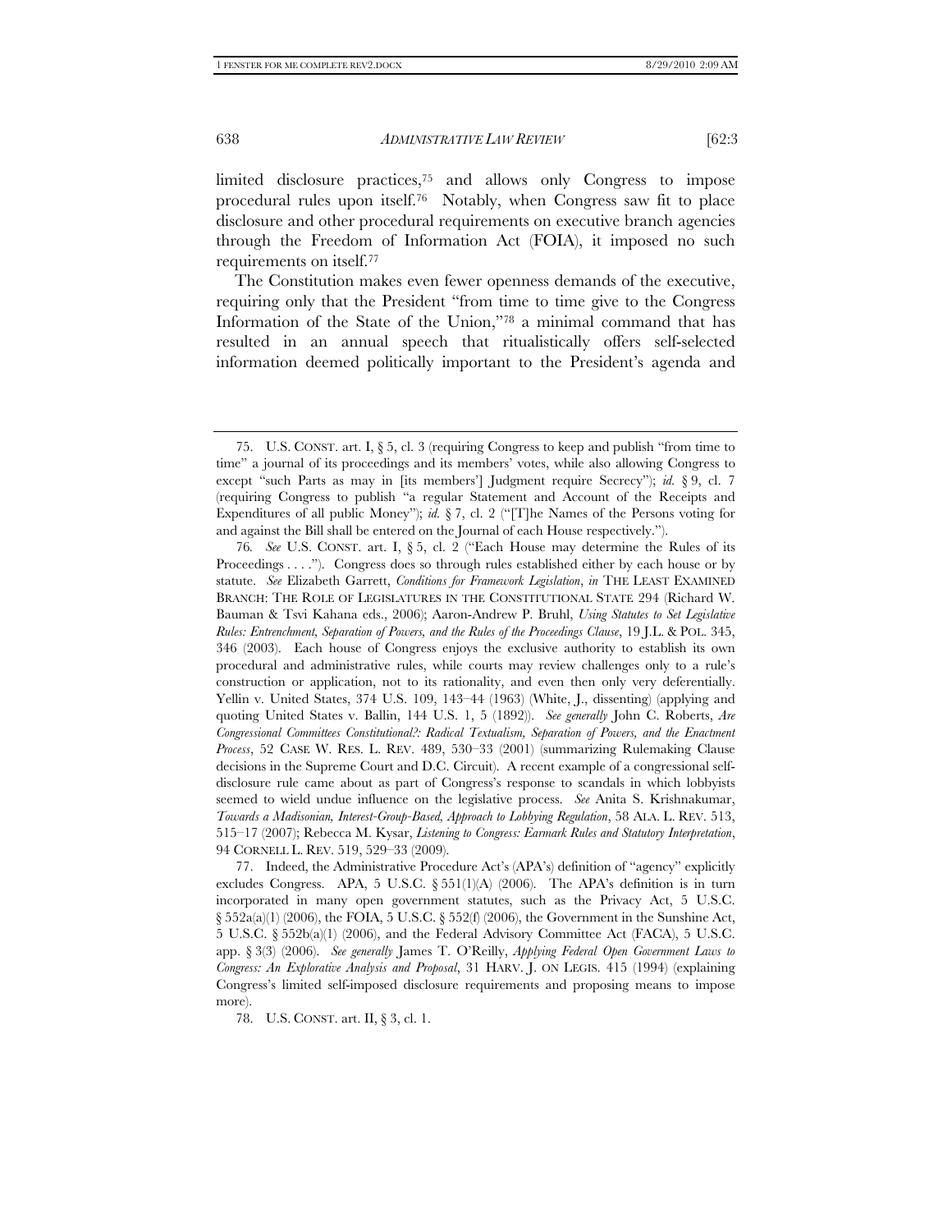limited disclosure practices,[75] and allows only Congress to impose procedural rules upon itself.[76] Notably, when Congress saw fit to place disclosure and other procedural requirements on executive branch agencies through the Freedom of Information Act (FOIA), it imposed no such requirements on itself.[77]

The Constitution makes even fewer openness demands of the executive, requiring only that the President "from time to time give to the Congress Information of the State of the Union,"[78] a minimal command that has resulted in an annual speech that ritualistically offers self-selected information deemed politically important to the President's agenda and

---

75. U.S. CONST. art. I, § 5, cl. 3 (requiring Congress to keep and publish "from time to time" a journal of its proceedings and its members' votes, while also allowing Congress to except "such Parts as may in [its members'] Judgment require Secrecy"); *id.* § 9, cl. 7 (requiring Congress to publish "a regular Statement and Account of the Receipts and Expenditures of all public Money"); *id.* § 7, cl. 2 ("[T]he Names of the Persons voting for and against the Bill shall be entered on the Journal of each House respectively.").

76. *See* U.S. CONST. art. I, § 5, cl. 2 ("Each House may determine the Rules of its Proceedings . . . ."). Congress does so through rules established either by each house or by statute. *See* Elizabeth Garrett, *Conditions for Framework Legislation*, *in* THE LEAST EXAMINED BRANCH: THE ROLE OF LEGISLATURES IN THE CONSTITUTIONAL STATE 294 (Richard W. Bauman & Tsvi Kahana eds., 2006); Aaron-Andrew P. Bruhl, *Using Statutes to Set Legislative Rules: Entrenchment, Separation of Powers, and the Rules of the Proceedings Clause*, 19 J.L. & POL. 345, 346 (2003). Each house of Congress enjoys the exclusive authority to establish its own procedural and administrative rules, while courts may review challenges only to a rule's construction or application, not to its rationality, and even then only very deferentially. Yellin v. United States, 374 U.S. 109, 143–44 (1963) (White, J., dissenting) (applying and quoting United States v. Ballin, 144 U.S. 1, 5 (1892)). *See generally* John C. Roberts, *Are Congressional Committees Constitutional?: Radical Textualism, Separation of Powers, and the Enactment Process*, 52 CASE W. RES. L. REV. 489, 530–33 (2001) (summarizing Rulemaking Clause decisions in the Supreme Court and D.C. Circuit). A recent example of a congressional self-disclosure rule came about as part of Congress's response to scandals in which lobbyists seemed to wield undue influence on the legislative process. *See* Anita S. Krishnakumar, *Towards a Madisonian, Interest-Group-Based, Approach to Lobbying Regulation*, 58 ALA. L. REV. 513, 515–17 (2007); Rebecca M. Kysar, *Listening to Congress: Earmark Rules and Statutory Interpretation*, 94 CORNELL L. REV. 519, 529–33 (2009).

77. Indeed, the Administrative Procedure Act's (APA's) definition of "agency" explicitly excludes Congress. APA, 5 U.S.C. § 551(1)(A) (2006). The APA's definition is in turn incorporated in many open government statutes, such as the Privacy Act, 5 U.S.C. § 552a(a)(1) (2006), the FOIA, 5 U.S.C. § 552(f) (2006), the Government in the Sunshine Act, 5 U.S.C. § 552b(a)(1) (2006), and the Federal Advisory Committee Act (FACA), 5 U.S.C. app. § 3(3) (2006). *See generally* James T. O'Reilly, *Applying Federal Open Government Laws to Congress: An Explorative Analysis and Proposal*, 31 HARV. J. ON LEGIS. 415 (1994) (explaining Congress's limited self-imposed disclosure requirements and proposing means to impose more).

78. U.S. CONST. art. II, § 3, cl. 1.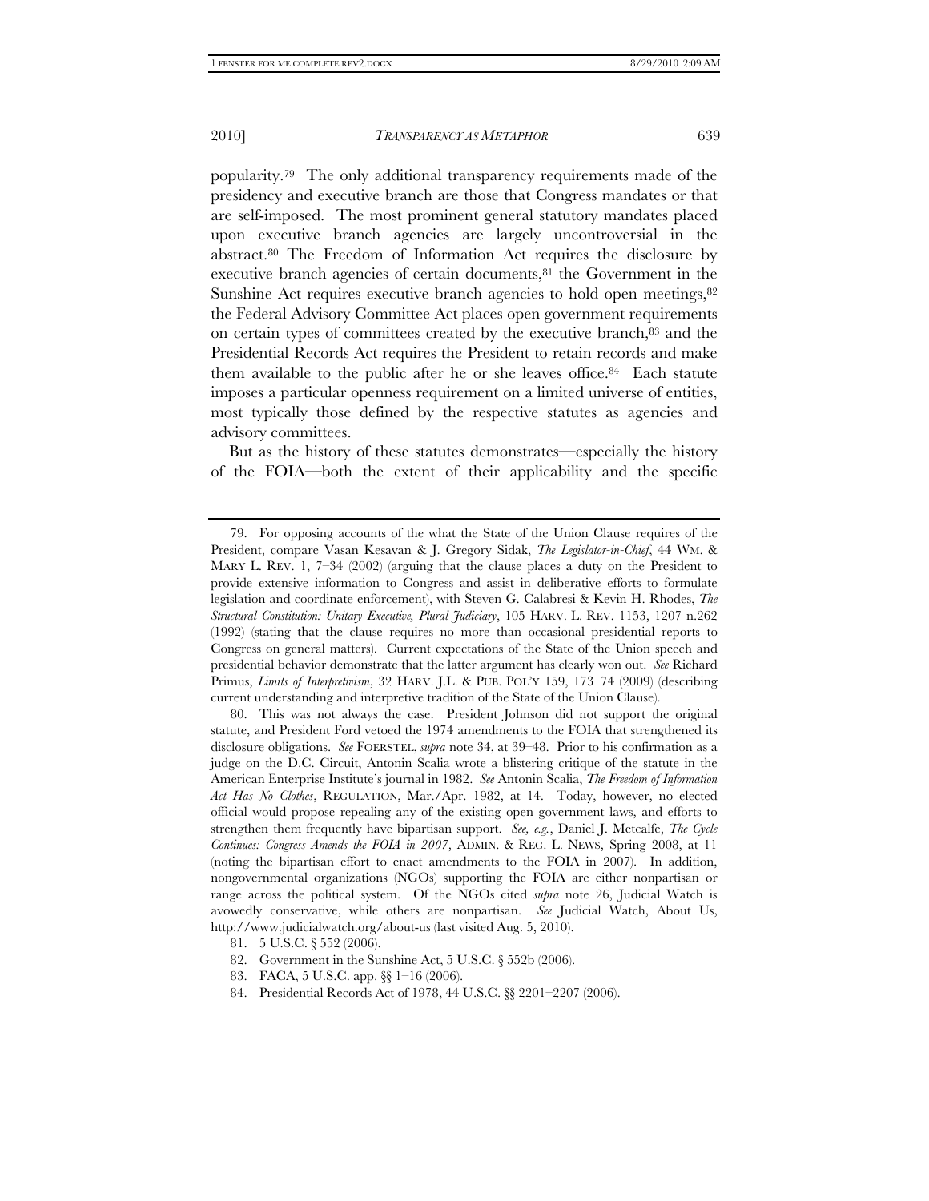popularity.[79] The only additional transparency requirements made of the presidency and executive branch are those that Congress mandates or that are self-imposed. The most prominent general statutory mandates placed upon executive branch agencies are largely uncontroversial in the abstract.[80] The Freedom of Information Act requires the disclosure by executive branch agencies of certain documents,[81] the Government in the Sunshine Act requires executive branch agencies to hold open meetings,[82] the Federal Advisory Committee Act places open government requirements on certain types of committees created by the executive branch,[83] and the Presidential Records Act requires the President to retain records and make them available to the public after he or she leaves office.[84] Each statute imposes a particular openness requirement on a limited universe of entities, most typically those defined by the respective statutes as agencies and advisory committees.

But as the history of these statutes demonstrates—especially the history of the FOIA—both the extent of their applicability and the specific

---

79. For opposing accounts of the what the State of the Union Clause requires of the President, compare Vasan Kesavan & J. Gregory Sidak, *The Legislator-in-Chief*, 44 WM. & MARY L. REV. 1, 7–34 (2002) (arguing that the clause places a duty on the President to provide extensive information to Congress and assist in deliberative efforts to formulate legislation and coordinate enforcement), with Steven G. Calabresi & Kevin H. Rhodes, *The Structural Constitution: Unitary Executive, Plural Judiciary*, 105 HARV. L. REV. 1153, 1207 n.262 (1992) (stating that the clause requires no more than occasional presidential reports to Congress on general matters). Current expectations of the State of the Union speech and presidential behavior demonstrate that the latter argument has clearly won out. *See* Richard Primus, *Limits of Interpretivism*, 32 HARV. J.L. & PUB. POL'Y 159, 173–74 (2009) (describing current understanding and interpretive tradition of the State of the Union Clause).

80. This was not always the case. President Johnson did not support the original statute, and President Ford vetoed the 1974 amendments to the FOIA that strengthened its disclosure obligations. *See* FOERSTEL, *supra* note 34, at 39–48. Prior to his confirmation as a judge on the D.C. Circuit, Antonin Scalia wrote a blistering critique of the statute in the American Enterprise Institute's journal in 1982. *See* Antonin Scalia, *The Freedom of Information Act Has No Clothes*, REGULATION, Mar./Apr. 1982, at 14. Today, however, no elected official would propose repealing any of the existing open government laws, and efforts to strengthen them frequently have bipartisan support. *See, e.g.*, Daniel J. Metcalfe, *The Cycle Continues: Congress Amends the FOIA in 2007*, ADMIN. & REG. L. NEWS, Spring 2008, at 11 (noting the bipartisan effort to enact amendments to the FOIA in 2007). In addition, nongovernmental organizations (NGOs) supporting the FOIA are either nonpartisan or range across the political system. Of the NGOs cited *supra* note 26, Judicial Watch is avowedly conservative, while others are nonpartisan. *See* Judicial Watch, About Us, http://www.judicialwatch.org/about-us (last visited Aug. 5, 2010).

81. 5 U.S.C. § 552 (2006).

82. Government in the Sunshine Act, 5 U.S.C. § 552b (2006).

83. FACA, 5 U.S.C. app. §§ 1–16 (2006).

84. Presidential Records Act of 1978, 44 U.S.C. §§ 2201–2207 (2006).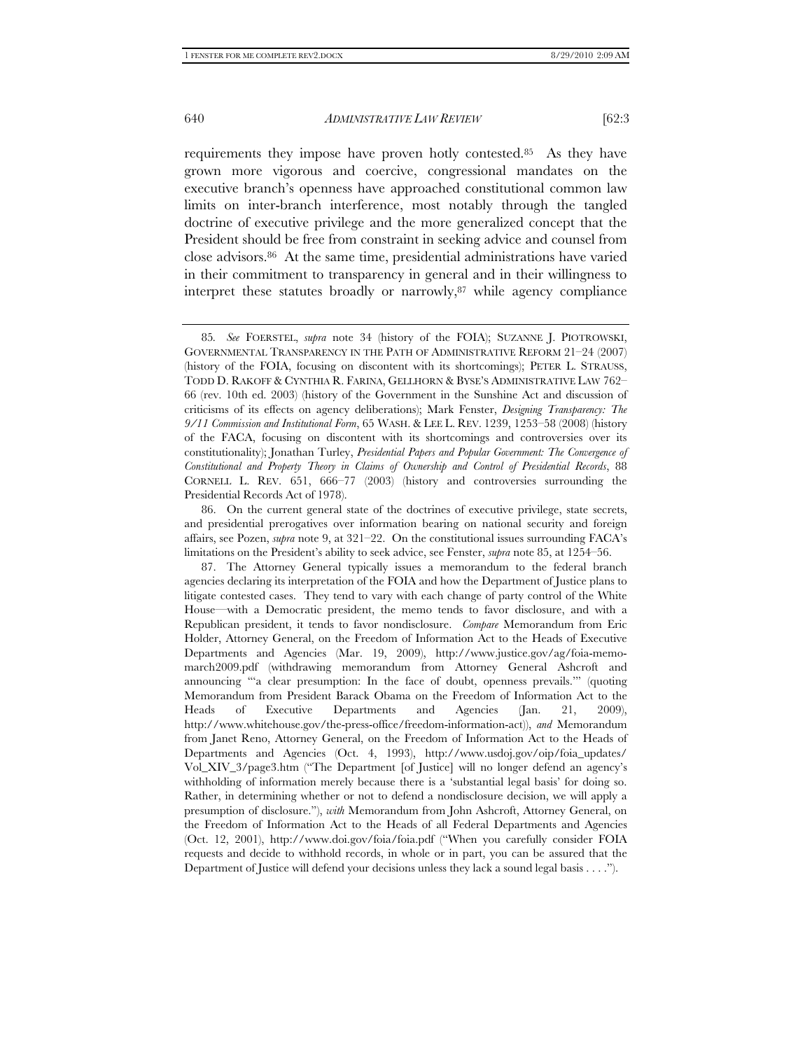requirements they impose have proven hotly contested.[85] As they have grown more vigorous and coercive, congressional mandates on the executive branch's openness have approached constitutional common law limits on inter-branch interference, most notably through the tangled doctrine of executive privilege and the more generalized concept that the President should be free from constraint in seeking advice and counsel from close advisors.[86] At the same time, presidential administrations have varied in their commitment to transparency in general and in their willingness to interpret these statutes broadly or narrowly,[87] while agency compliance

---

85. *See* FOERSTEL, *supra* note 34 (history of the FOIA); SUZANNE J. PIOTROWSKI, GOVERNMENTAL TRANSPARENCY IN THE PATH OF ADMINISTRATIVE REFORM 21–24 (2007) (history of the FOIA, focusing on discontent with its shortcomings); PETER L. STRAUSS, TODD D. RAKOFF & CYNTHIA R. FARINA, GELLHORN & BYSE'S ADMINISTRATIVE LAW 762–66 (rev. 10th ed. 2003) (history of the Government in the Sunshine Act and discussion of criticisms of its effects on agency deliberations); Mark Fenster, *Designing Transparency: The 9/11 Commission and Institutional Form*, 65 WASH. & LEE L. REV. 1239, 1253–58 (2008) (history of the FACA, focusing on discontent with its shortcomings and controversies over its constitutionality); Jonathan Turley, *Presidential Papers and Popular Government: The Convergence of Constitutional and Property Theory in Claims of Ownership and Control of Presidential Records*, 88 CORNELL L. REV. 651, 666–77 (2003) (history and controversies surrounding the Presidential Records Act of 1978).

86. On the current general state of the doctrines of executive privilege, state secrets, and presidential prerogatives over information bearing on national security and foreign affairs, see Pozen, *supra* note 9, at 321–22. On the constitutional issues surrounding FACA's limitations on the President's ability to seek advice, see Fenster, *supra* note 85, at 1254–56.

87. The Attorney General typically issues a memorandum to the federal branch agencies declaring its interpretation of the FOIA and how the Department of Justice plans to litigate contested cases. They tend to vary with each change of party control of the White House—with a Democratic president, the memo tends to favor disclosure, and with a Republican president, it tends to favor nondisclosure. *Compare* Memorandum from Eric Holder, Attorney General, on the Freedom of Information Act to the Heads of Executive Departments and Agencies (Mar. 19, 2009), http://www.justice.gov/ag/foia-memo-march2009.pdf (withdrawing memorandum from Attorney General Ashcroft and announcing "'a clear presumption: In the face of doubt, openness prevails.'" (quoting Memorandum from President Barack Obama on the Freedom of Information Act to the Heads of Executive Departments and Agencies (Jan. 21, 2009), http://www.whitehouse.gov/the-press-office/freedom-information-act)), *and* Memorandum from Janet Reno, Attorney General, on the Freedom of Information Act to the Heads of Departments and Agencies (Oct. 4, 1993), http://www.usdoj.gov/oip/foia_updates/Vol_XIV_3/page3.htm ("The Department [of Justice] will no longer defend an agency's withholding of information merely because there is a 'substantial legal basis' for doing so. Rather, in determining whether or not to defend a nondisclosure decision, we will apply a presumption of disclosure."), *with* Memorandum from John Ashcroft, Attorney General, on the Freedom of Information Act to the Heads of all Federal Departments and Agencies (Oct. 12, 2001), http://www.doi.gov/foia/foia.pdf ("When you carefully consider FOIA requests and decide to withhold records, in whole or in part, you can be assured that the Department of Justice will defend your decisions unless they lack a sound legal basis . . . .").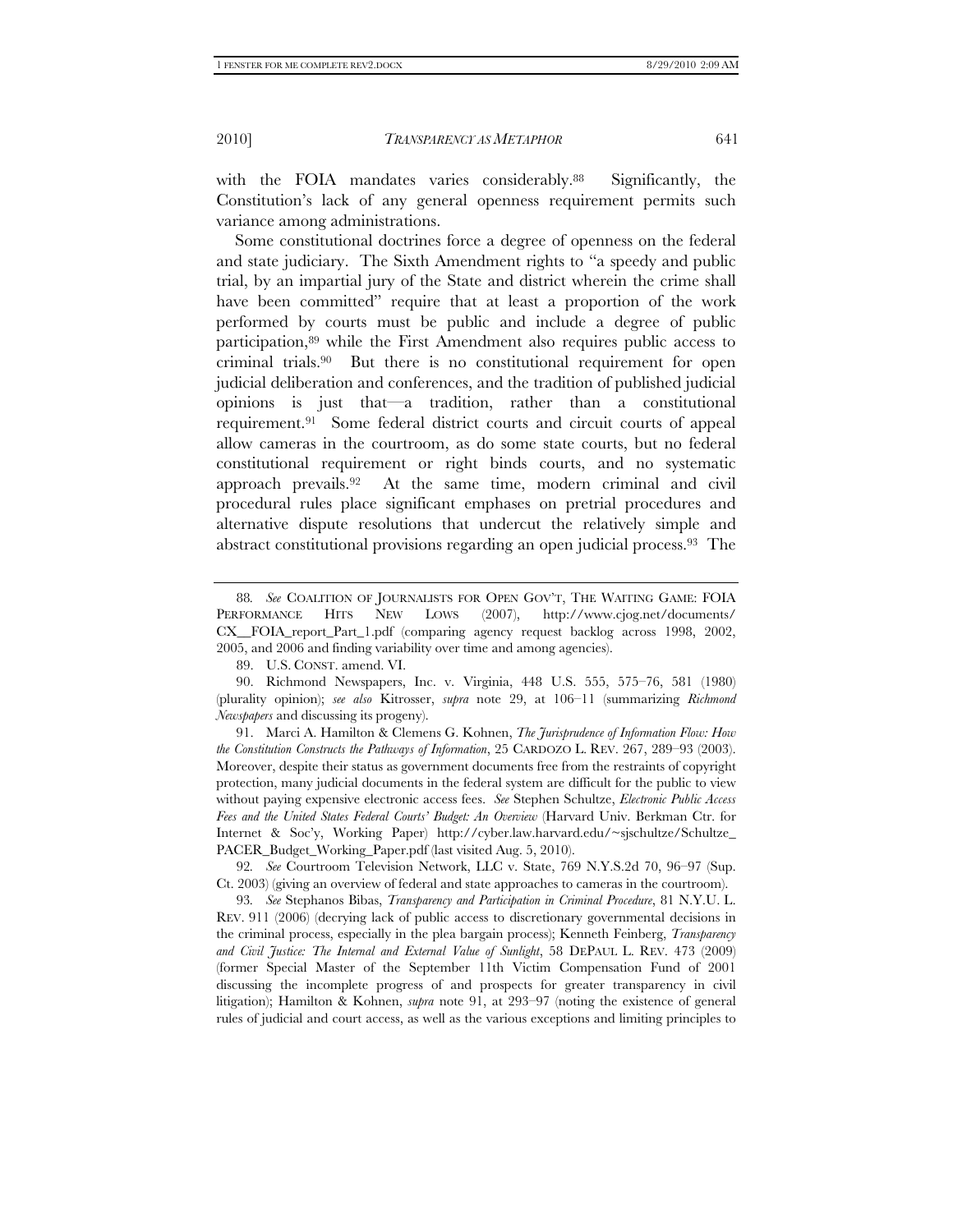with the FOIA mandates varies considerably.[88] Significantly, the Constitution's lack of any general openness requirement permits such variance among administrations.

Some constitutional doctrines force a degree of openness on the federal and state judiciary. The Sixth Amendment rights to "a speedy and public trial, by an impartial jury of the State and district wherein the crime shall have been committed" require that at least a proportion of the work performed by courts must be public and include a degree of public participation,[89] while the First Amendment also requires public access to criminal trials.[90] But there is no constitutional requirement for open judicial deliberation and conferences, and the tradition of published judicial opinions is just that—a tradition, rather than a constitutional requirement.[91] Some federal district courts and circuit courts of appeal allow cameras in the courtroom, as do some state courts, but no federal constitutional requirement or right binds courts, and no systematic approach prevails.[92] At the same time, modern criminal and civil procedural rules place significant emphases on pretrial procedures and alternative dispute resolutions that undercut the relatively simple and abstract constitutional provisions regarding an open judicial process.[93] The

---

88. *See* COALITION OF JOURNALISTS FOR OPEN GOV'T, THE WAITING GAME: FOIA PERFORMANCE HITS NEW LOWS (2007), http://www.cjog.net/documents/CX__FOIA_report_Part_1.pdf (comparing agency request backlog across 1998, 2002, 2005, and 2006 and finding variability over time and among agencies).

89. U.S. CONST. amend. VI.

90. Richmond Newspapers, Inc. v. Virginia, 448 U.S. 555, 575–76, 581 (1980) (plurality opinion); *see also* Kitrosser, *supra* note 29, at 106–11 (summarizing *Richmond Newspapers* and discussing its progeny).

91. Marci A. Hamilton & Clemens G. Kohnen, *The Jurisprudence of Information Flow: How the Constitution Constructs the Pathways of Information*, 25 CARDOZO L. REV. 267, 289–93 (2003). Moreover, despite their status as government documents free from the restraints of copyright protection, many judicial documents in the federal system are difficult for the public to view without paying expensive electronic access fees. *See* Stephen Schultze, *Electronic Public Access Fees and the United States Federal Courts' Budget: An Overview* (Harvard Univ. Berkman Ctr. for Internet & Soc'y, Working Paper) http://cyber.law.harvard.edu/~sjschultze/Schultze_PACER_Budget_Working_Paper.pdf (last visited Aug. 5, 2010).

92. *See* Courtroom Television Network, LLC v. State, 769 N.Y.S.2d 70, 96–97 (Sup. Ct. 2003) (giving an overview of federal and state approaches to cameras in the courtroom).

93. *See* Stephanos Bibas, *Transparency and Participation in Criminal Procedure*, 81 N.Y.U. L. REV. 911 (2006) (decrying lack of public access to discretionary governmental decisions in the criminal process, especially in the plea bargain process); Kenneth Feinberg, *Transparency and Civil Justice: The Internal and External Value of Sunlight*, 58 DEPAUL L. REV. 473 (2009) (former Special Master of the September 11th Victim Compensation Fund of 2001 discussing the incomplete progress of and prospects for greater transparency in civil litigation); Hamilton & Kohnen, *supra* note 91, at 293–97 (noting the existence of general rules of judicial and court access, as well as the various exceptions and limiting principles to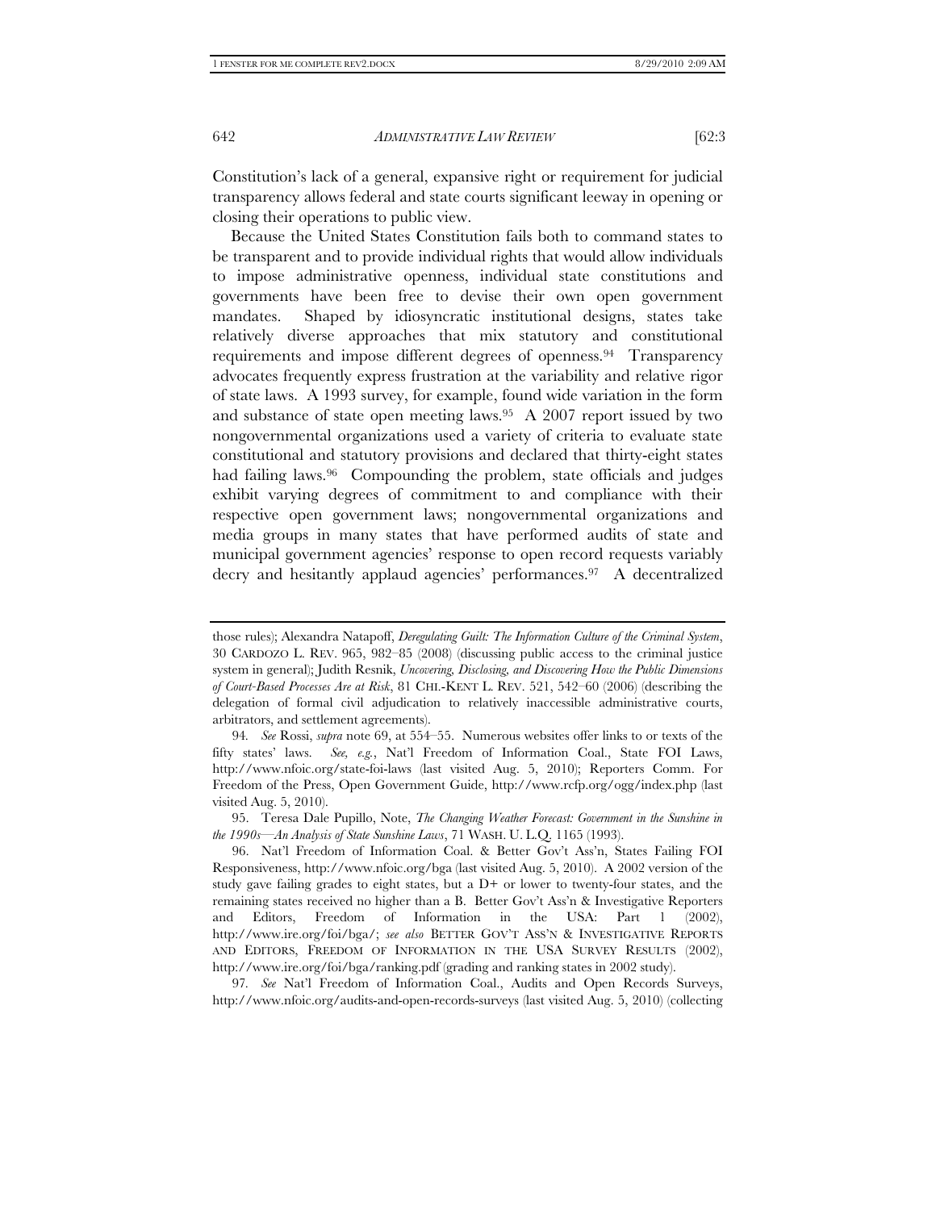Constitution's lack of a general, expansive right or requirement for judicial transparency allows federal and state courts significant leeway in opening or closing their operations to public view.

Because the United States Constitution fails both to command states to be transparent and to provide individual rights that would allow individuals to impose administrative openness, individual state constitutions and governments have been free to devise their own open government mandates. Shaped by idiosyncratic institutional designs, states take relatively diverse approaches that mix statutory and constitutional requirements and impose different degrees of openness.[94] Transparency advocates frequently express frustration at the variability and relative rigor of state laws. A 1993 survey, for example, found wide variation in the form and substance of state open meeting laws.[95] A 2007 report issued by two nongovernmental organizations used a variety of criteria to evaluate state constitutional and statutory provisions and declared that thirty-eight states had failing laws.[96] Compounding the problem, state officials and judges exhibit varying degrees of commitment to and compliance with their respective open government laws; nongovernmental organizations and media groups in many states that have performed audits of state and municipal government agencies' response to open record requests variably decry and hesitantly applaud agencies' performances.[97] A decentralized

---

those rules); Alexandra Natapoff, *Deregulating Guilt: The Information Culture of the Criminal System*, 30 CARDOZO L. REV. 965, 982–85 (2008) (discussing public access to the criminal justice system in general); Judith Resnik, *Uncovering, Disclosing, and Discovering How the Public Dimensions of Court-Based Processes Are at Risk*, 81 CHI.-KENT L. REV. 521, 542–60 (2006) (describing the delegation of formal civil adjudication to relatively inaccessible administrative courts, arbitrators, and settlement agreements).

94. *See* Rossi, *supra* note 69, at 554–55. Numerous websites offer links to or texts of the fifty states' laws. *See, e.g.*, Nat'l Freedom of Information Coal., State FOI Laws, http://www.nfoic.org/state-foi-laws (last visited Aug. 5, 2010); Reporters Comm. For Freedom of the Press, Open Government Guide, http://www.rcfp.org/ogg/index.php (last visited Aug. 5, 2010).

95. Teresa Dale Pupillo, Note, *The Changing Weather Forecast: Government in the Sunshine in the 1990s—An Analysis of State Sunshine Laws*, 71 WASH. U. L.Q. 1165 (1993).

96. Nat'l Freedom of Information Coal. & Better Gov't Ass'n, States Failing FOI Responsiveness, http://www.nfoic.org/bga (last visited Aug. 5, 2010). A 2002 version of the study gave failing grades to eight states, but a D+ or lower to twenty-four states, and the remaining states received no higher than a B. Better Gov't Ass'n & Investigative Reporters and Editors, Freedom of Information in the USA: Part 1 (2002), http://www.ire.org/foi/bga/; *see also* BETTER GOV'T ASS'N & INVESTIGATIVE REPORTERS AND EDITORS, FREEDOM OF INFORMATION IN THE USA SURVEY RESULTS (2002), http://www.ire.org/foi/bga/ranking.pdf (grading and ranking states in 2002 study).

97. *See* Nat'l Freedom of Information Coal., Audits and Open Records Surveys, http://www.nfoic.org/audits-and-open-records-surveys (last visited Aug. 5, 2010) (collecting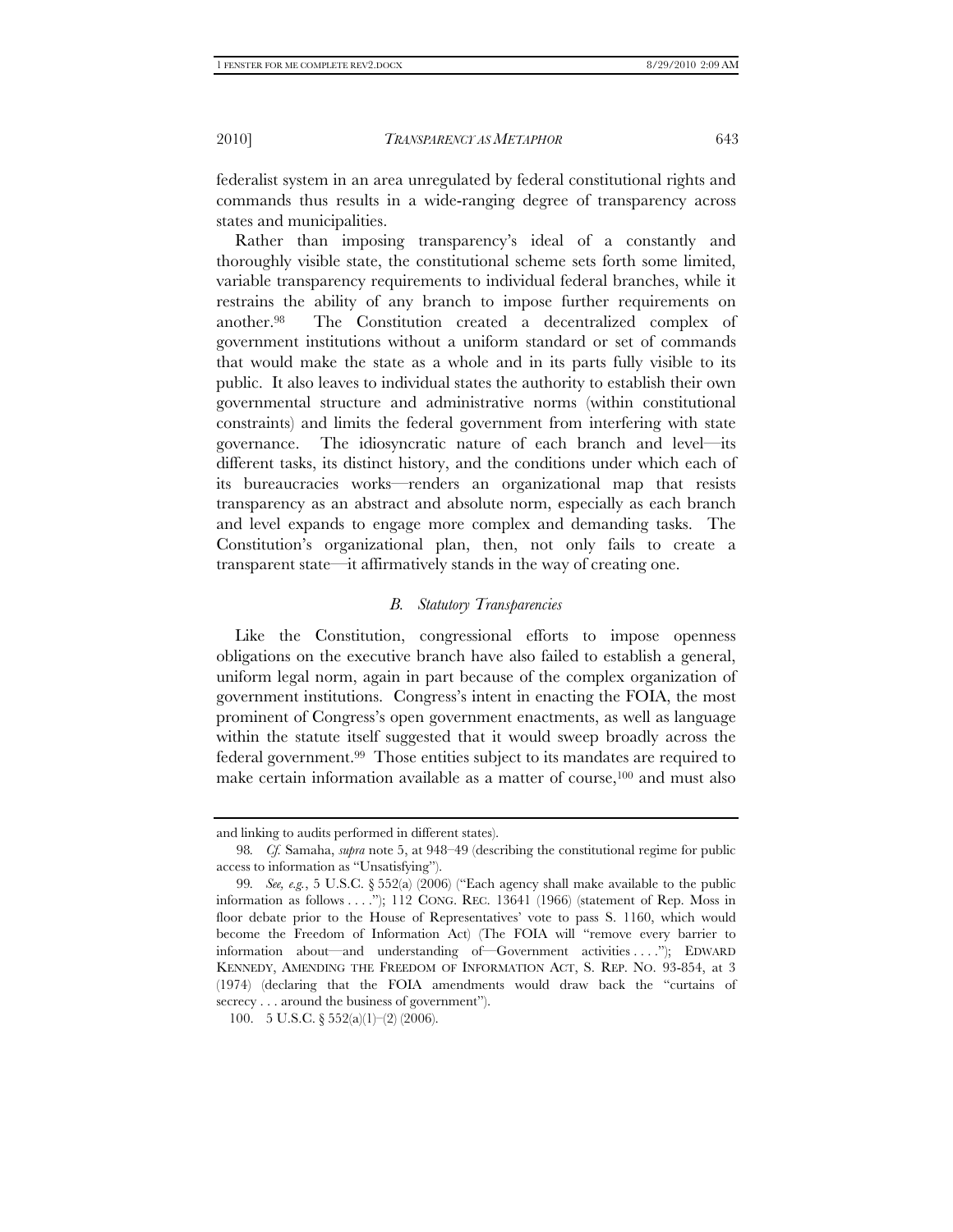federalist system in an area unregulated by federal constitutional rights and commands thus results in a wide-ranging degree of transparency across states and municipalities.

Rather than imposing transparency's ideal of a constantly and thoroughly visible state, the constitutional scheme sets forth some limited, variable transparency requirements to individual federal branches, while it restrains the ability of any branch to impose further requirements on another.[98] The Constitution created a decentralized complex of government institutions without a uniform standard or set of commands that would make the state as a whole and in its parts fully visible to its public. It also leaves to individual states the authority to establish their own governmental structure and administrative norms (within constitutional constraints) and limits the federal government from interfering with state governance. The idiosyncratic nature of each branch and level—its different tasks, its distinct history, and the conditions under which each of its bureaucracies works—renders an organizational map that resists transparency as an abstract and absolute norm, especially as each branch and level expands to engage more complex and demanding tasks. The Constitution's organizational plan, then, not only fails to create a transparent state—it affirmatively stands in the way of creating one.

### *B. Statutory Transparencies*

Like the Constitution, congressional efforts to impose openness obligations on the executive branch have also failed to establish a general, uniform legal norm, again in part because of the complex organization of government institutions. Congress's intent in enacting the FOIA, the most prominent of Congress's open government enactments, as well as language within the statute itself suggested that it would sweep broadly across the federal government.[99] Those entities subject to its mandates are required to make certain information available as a matter of course,[100] and must also

---

and linking to audits performed in different states).

98. *Cf.* Samaha, *supra* note 5, at 948–49 (describing the constitutional regime for public access to information as "Unsatisfying").

99. *See, e.g.*, 5 U.S.C. § 552(a) (2006) ("Each agency shall make available to the public information as follows . . . ."); 112 CONG. REC. 13641 (1966) (statement of Rep. Moss in floor debate prior to the House of Representatives' vote to pass S. 1160, which would become the Freedom of Information Act) (The FOIA will "remove every barrier to information about—and understanding of—Government activities . . . ."); EDWARD KENNEDY, AMENDING THE FREEDOM OF INFORMATION ACT, S. REP. NO. 93-854, at 3 (1974) (declaring that the FOIA amendments would draw back the "curtains of secrecy . . . around the business of government").

100. 5 U.S.C. § 552(a)(1)–(2) (2006).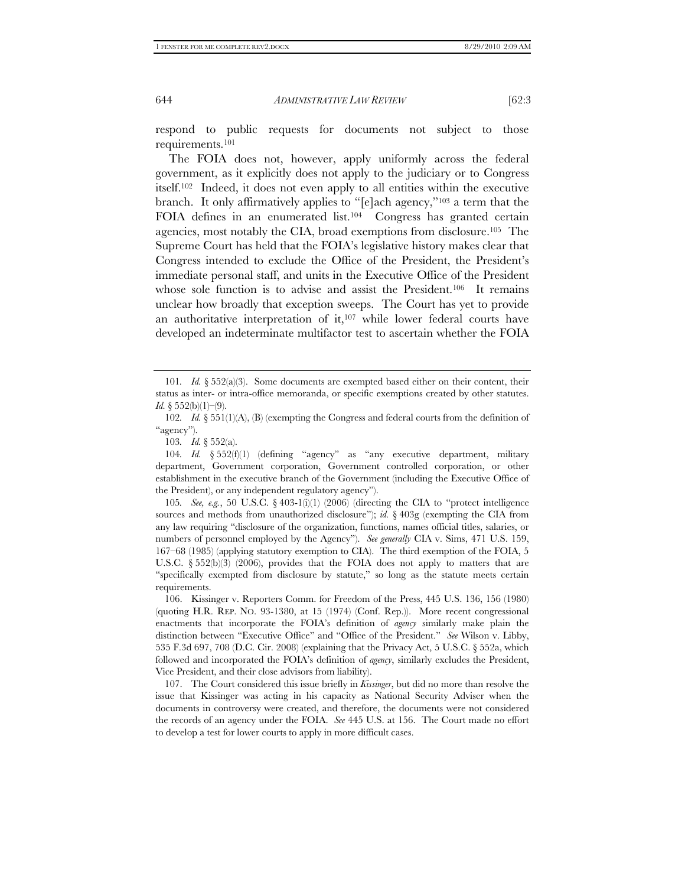respond to public requests for documents not subject to those requirements.[101]

The FOIA does not, however, apply uniformly across the federal government, as it explicitly does not apply to the judiciary or to Congress itself.[102] Indeed, it does not even apply to all entities within the executive branch. It only affirmatively applies to "[e]ach agency,"[103] a term that the FOIA defines in an enumerated list.[104] Congress has granted certain agencies, most notably the CIA, broad exemptions from disclosure.[105] The Supreme Court has held that the FOIA's legislative history makes clear that Congress intended to exclude the Office of the President, the President's immediate personal staff, and units in the Executive Office of the President whose sole function is to advise and assist the President.[106] It remains unclear how broadly that exception sweeps. The Court has yet to provide an authoritative interpretation of it,[107] while lower federal courts have developed an indeterminate multifactor test to ascertain whether the FOIA

---

101. *Id.* § 552(a)(3). Some documents are exempted based either on their content, their status as inter- or intra-office memoranda, or specific exemptions created by other statutes. *Id.* § 552(b)(1)–(9).

102. *Id.* § 551(1)(A), (B) (exempting the Congress and federal courts from the definition of "agency").

103. *Id.* § 552(a).

104. *Id.* § 552(f)(1) (defining "agency" as "any executive department, military department, Government corporation, Government controlled corporation, or other establishment in the executive branch of the Government (including the Executive Office of the President), or any independent regulatory agency").

105. *See, e.g.*, 50 U.S.C. § 403-1(i)(1) (2006) (directing the CIA to "protect intelligence sources and methods from unauthorized disclosure"); *id.* § 403g (exempting the CIA from any law requiring "disclosure of the organization, functions, names official titles, salaries, or numbers of personnel employed by the Agency"). *See generally* CIA v. Sims, 471 U.S. 159, 167–68 (1985) (applying statutory exemption to CIA). The third exemption of the FOIA, 5 U.S.C. § 552(b)(3) (2006), provides that the FOIA does not apply to matters that are "specifically exempted from disclosure by statute," so long as the statute meets certain requirements.

106. Kissinger v. Reporters Comm. for Freedom of the Press, 445 U.S. 136, 156 (1980) (quoting H.R. REP. NO. 93-1380, at 15 (1974) (Conf. Rep.)). More recent congressional enactments that incorporate the FOIA's definition of *agency* similarly make plain the distinction between "Executive Office" and "Office of the President." *See* Wilson v. Libby, 535 F.3d 697, 708 (D.C. Cir. 2008) (explaining that the Privacy Act, 5 U.S.C. § 552a, which followed and incorporated the FOIA's definition of *agency*, similarly excludes the President, Vice President, and their close advisors from liability).

107. The Court considered this issue briefly in *Kissinger*, but did no more than resolve the issue that Kissinger was acting in his capacity as National Security Adviser when the documents in controversy were created, and therefore, the documents were not considered the records of an agency under the FOIA. *See* 445 U.S. at 156. The Court made no effort to develop a test for lower courts to apply in more difficult cases.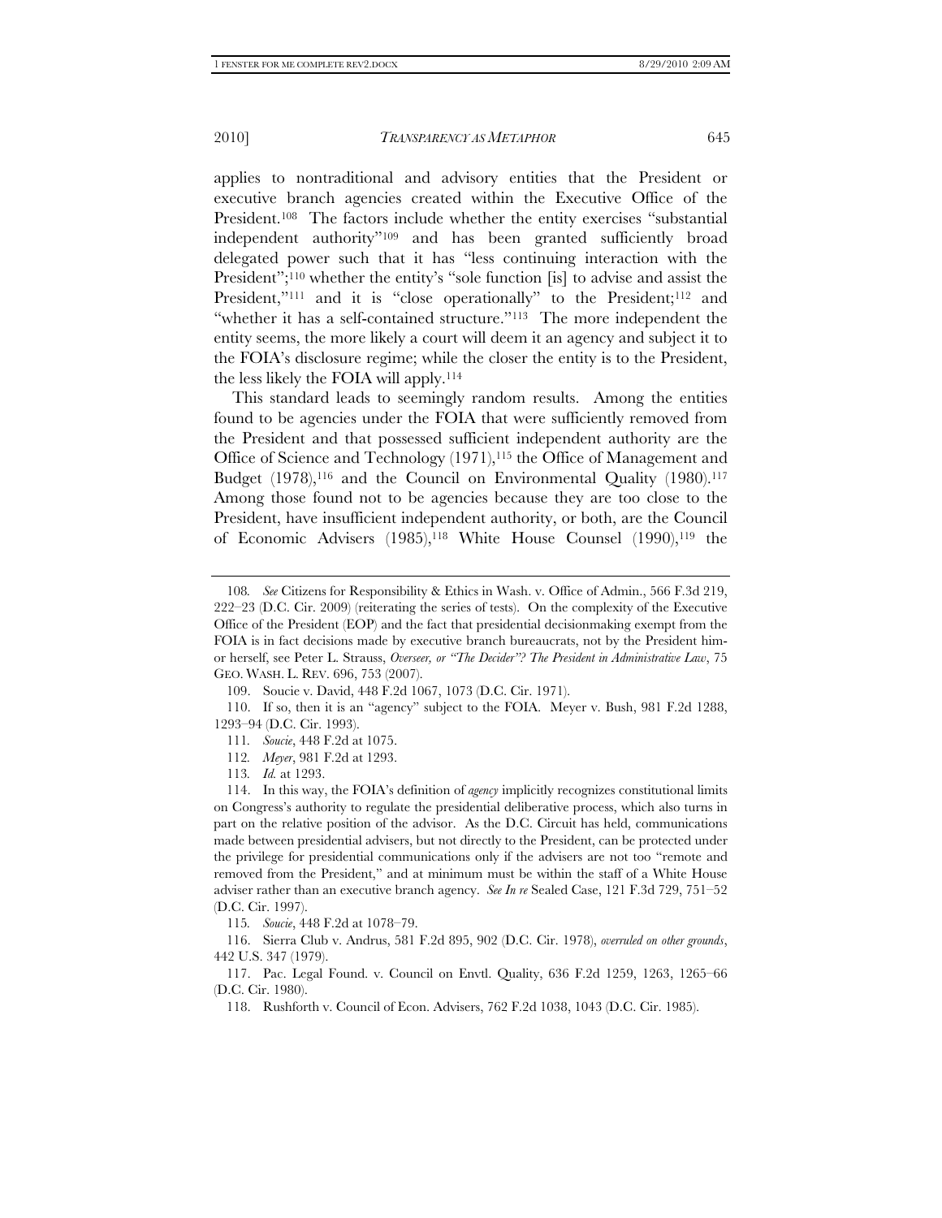applies to nontraditional and advisory entities that the President or executive branch agencies created within the Executive Office of the President.[108] The factors include whether the entity exercises "substantial independent authority"[109] and has been granted sufficiently broad delegated power such that it has "less continuing interaction with the President";[110] whether the entity's "sole function [is] to advise and assist the President,"[111] and it is "close operationally" to the President;[112] and "whether it has a self-contained structure."[113] The more independent the entity seems, the more likely a court will deem it an agency and subject it to the FOIA's disclosure regime; while the closer the entity is to the President, the less likely the FOIA will apply.[114]

This standard leads to seemingly random results. Among the entities found to be agencies under the FOIA that were sufficiently removed from the President and that possessed sufficient independent authority are the Office of Science and Technology (1971),[115] the Office of Management and Budget (1978),[116] and the Council on Environmental Quality (1980).[117] Among those found not to be agencies because they are too close to the President, have insufficient independent authority, or both, are the Council of Economic Advisers (1985),[118] White House Counsel (1990),[119] the

---

108. *See* Citizens for Responsibility & Ethics in Wash. v. Office of Admin., 566 F.3d 219, 222–23 (D.C. Cir. 2009) (reiterating the series of tests). On the complexity of the Executive Office of the President (EOP) and the fact that presidential decisionmaking exempt from the FOIA is in fact decisions made by executive branch bureaucrats, not by the President him- or herself, see Peter L. Strauss, *Overseer, or "The Decider"? The President in Administrative Law*, 75 GEO. WASH. L. REV. 696, 753 (2007).

109. Soucie v. David, 448 F.2d 1067, 1073 (D.C. Cir. 1971).

110. If so, then it is an "agency" subject to the FOIA. Meyer v. Bush, 981 F.2d 1288, 1293–94 (D.C. Cir. 1993).

111. *Soucie*, 448 F.2d at 1075.

112. *Meyer*, 981 F.2d at 1293.

113. *Id.* at 1293.

114. In this way, the FOIA's definition of *agency* implicitly recognizes constitutional limits on Congress's authority to regulate the presidential deliberative process, which also turns in part on the relative position of the advisor. As the D.C. Circuit has held, communications made between presidential advisers, but not directly to the President, can be protected under the privilege for presidential communications only if the advisers are not too "remote and removed from the President," and at minimum must be within the staff of a White House adviser rather than an executive branch agency. *See In re* Sealed Case, 121 F.3d 729, 751–52 (D.C. Cir. 1997).

115. *Soucie*, 448 F.2d at 1078–79.

116. Sierra Club v. Andrus, 581 F.2d 895, 902 (D.C. Cir. 1978), *overruled on other grounds*, 442 U.S. 347 (1979).

117. Pac. Legal Found. v. Council on Envtl. Quality, 636 F.2d 1259, 1263, 1265–66 (D.C. Cir. 1980).

118. Rushforth v. Council of Econ. Advisers, 762 F.2d 1038, 1043 (D.C. Cir. 1985).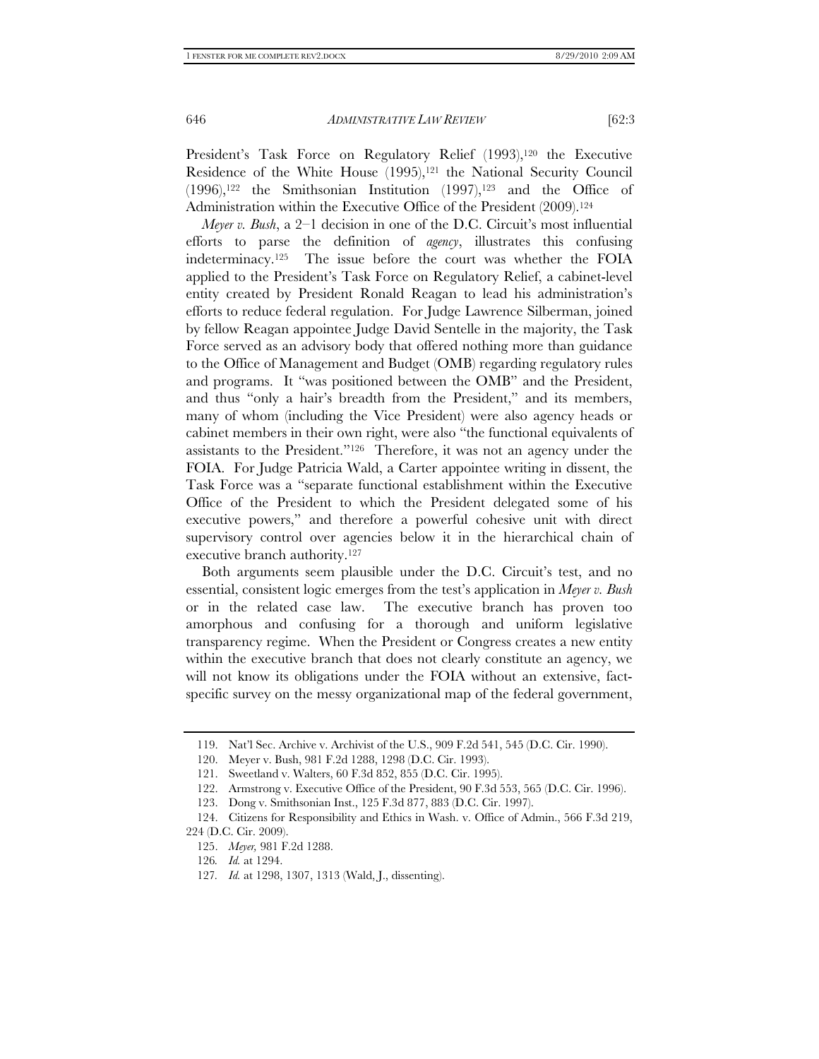President's Task Force on Regulatory Relief (1993),[120] the Executive Residence of the White House (1995),[121] the National Security Council (1996),[122] the Smithsonian Institution (1997),[123] and the Office of Administration within the Executive Office of the President (2009).[124]

*Meyer v. Bush*, a 2–1 decision in one of the D.C. Circuit's most influential efforts to parse the definition of *agency*, illustrates this confusing indeterminacy.[125] The issue before the court was whether the FOIA applied to the President's Task Force on Regulatory Relief, a cabinet-level entity created by President Ronald Reagan to lead his administration's efforts to reduce federal regulation. For Judge Lawrence Silberman, joined by fellow Reagan appointee Judge David Sentelle in the majority, the Task Force served as an advisory body that offered nothing more than guidance to the Office of Management and Budget (OMB) regarding regulatory rules and programs. It "was positioned between the OMB" and the President, and thus "only a hair's breadth from the President," and its members, many of whom (including the Vice President) were also agency heads or cabinet members in their own right, were also "the functional equivalents of assistants to the President."[126] Therefore, it was not an agency under the FOIA. For Judge Patricia Wald, a Carter appointee writing in dissent, the Task Force was a "separate functional establishment within the Executive Office of the President to which the President delegated some of his executive powers," and therefore a powerful cohesive unit with direct supervisory control over agencies below it in the hierarchical chain of executive branch authority.[127]

Both arguments seem plausible under the D.C. Circuit's test, and no essential, consistent logic emerges from the test's application in *Meyer v. Bush* or in the related case law. The executive branch has proven too amorphous and confusing for a thorough and uniform legislative transparency regime. When the President or Congress creates a new entity within the executive branch that does not clearly constitute an agency, we will not know its obligations under the FOIA without an extensive, fact-specific survey on the messy organizational map of the federal government,

---

119. Nat'l Sec. Archive v. Archivist of the U.S., 909 F.2d 541, 545 (D.C. Cir. 1990).

120. Meyer v. Bush, 981 F.2d 1288, 1298 (D.C. Cir. 1993).

121. Sweetland v. Walters, 60 F.3d 852, 855 (D.C. Cir. 1995).

122. Armstrong v. Executive Office of the President, 90 F.3d 553, 565 (D.C. Cir. 1996).

123. Dong v. Smithsonian Inst., 125 F.3d 877, 883 (D.C. Cir. 1997).

124. Citizens for Responsibility and Ethics in Wash. v. Office of Admin., 566 F.3d 219, 224 (D.C. Cir. 2009).

125. *Meyer*, 981 F.2d 1288.

126. *Id.* at 1294.

127. *Id.* at 1298, 1307, 1313 (Wald, J., dissenting).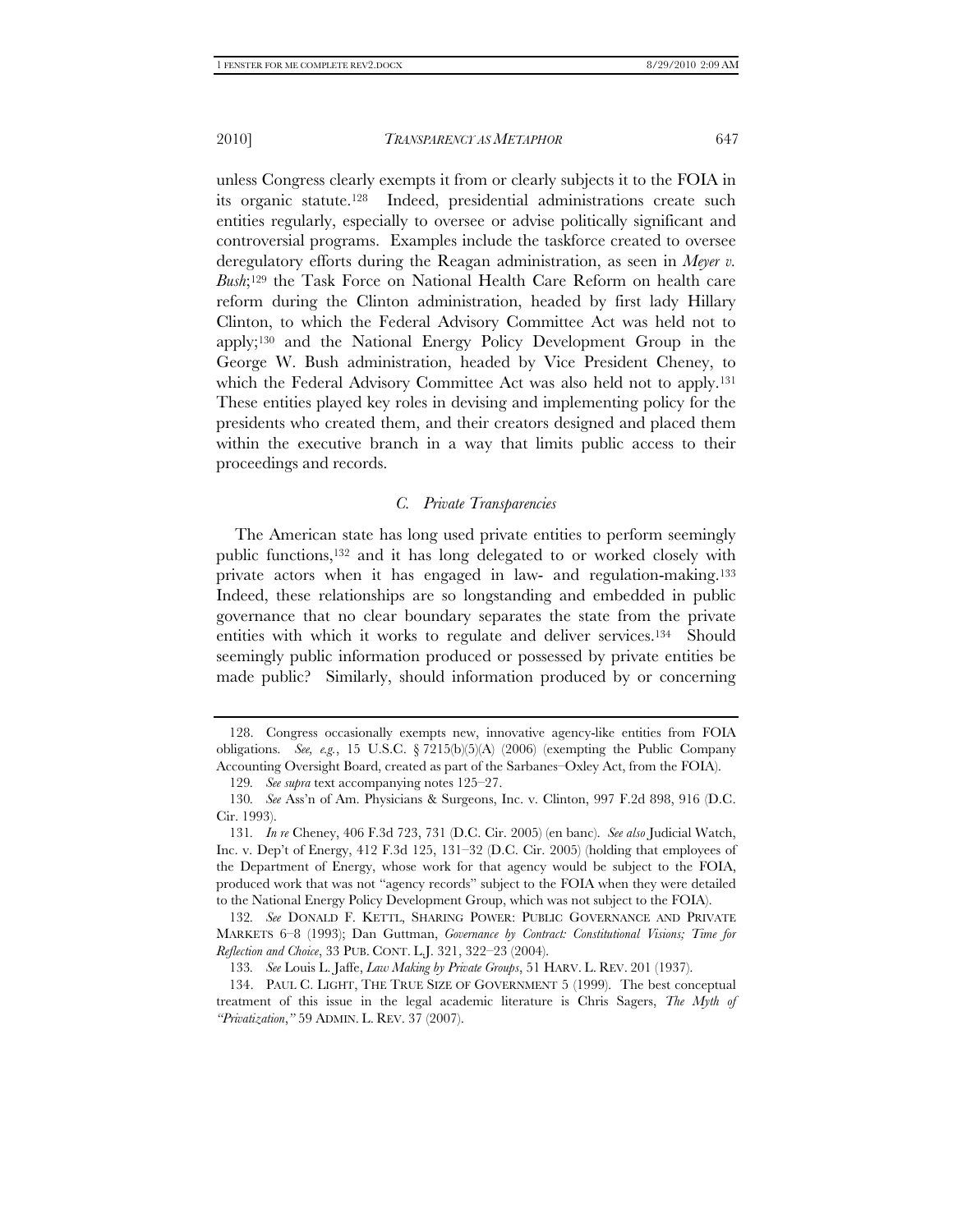unless Congress clearly exempts it from or clearly subjects it to the FOIA in its organic statute.[128] Indeed, presidential administrations create such entities regularly, especially to oversee or advise politically significant and controversial programs. Examples include the taskforce created to oversee deregulatory efforts during the Reagan administration, as seen in *Meyer v. Bush*;[129] the Task Force on National Health Care Reform on health care reform during the Clinton administration, headed by first lady Hillary Clinton, to which the Federal Advisory Committee Act was held not to apply;[130] and the National Energy Policy Development Group in the George W. Bush administration, headed by Vice President Cheney, to which the Federal Advisory Committee Act was also held not to apply.[131] These entities played key roles in devising and implementing policy for the presidents who created them, and their creators designed and placed them within the executive branch in a way that limits public access to their proceedings and records.

### *C. Private Transparencies*

The American state has long used private entities to perform seemingly public functions,[132] and it has long delegated to or worked closely with private actors when it has engaged in law- and regulation-making.[133] Indeed, these relationships are so longstanding and embedded in public governance that no clear boundary separates the state from the private entities with which it works to regulate and deliver services.[134] Should seemingly public information produced or possessed by private entities be made public? Similarly, should information produced by or concerning

---

128. Congress occasionally exempts new, innovative agency-like entities from FOIA obligations. *See, e.g.*, 15 U.S.C. § 7215(b)(5)(A) (2006) (exempting the Public Company Accounting Oversight Board, created as part of the Sarbanes–Oxley Act, from the FOIA).

129. *See supra* text accompanying notes 125–27.

130. *See* Ass'n of Am. Physicians & Surgeons, Inc. v. Clinton, 997 F.2d 898, 916 (D.C. Cir. 1993).

131. *In re* Cheney, 406 F.3d 723, 731 (D.C. Cir. 2005) (en banc). *See also* Judicial Watch, Inc. v. Dep't of Energy, 412 F.3d 125, 131–32 (D.C. Cir. 2005) (holding that employees of the Department of Energy, whose work for that agency would be subject to the FOIA, produced work that was not "agency records" subject to the FOIA when they were detailed to the National Energy Policy Development Group, which was not subject to the FOIA).

132. *See* DONALD F. KETTL, SHARING POWER: PUBLIC GOVERNANCE AND PRIVATE MARKETS 6–8 (1993); Dan Guttman, *Governance by Contract: Constitutional Visions; Time for Reflection and Choice*, 33 PUB. CONT. L.J. 321, 322–23 (2004).

133. *See* Louis L. Jaffe, *Law Making by Private Groups*, 51 HARV. L. REV. 201 (1937).

134. PAUL C. LIGHT, THE TRUE SIZE OF GOVERNMENT 5 (1999). The best conceptual treatment of this issue in the legal academic literature is Chris Sagers, *The Myth of "Privatization*,*"* 59 ADMIN. L. REV. 37 (2007).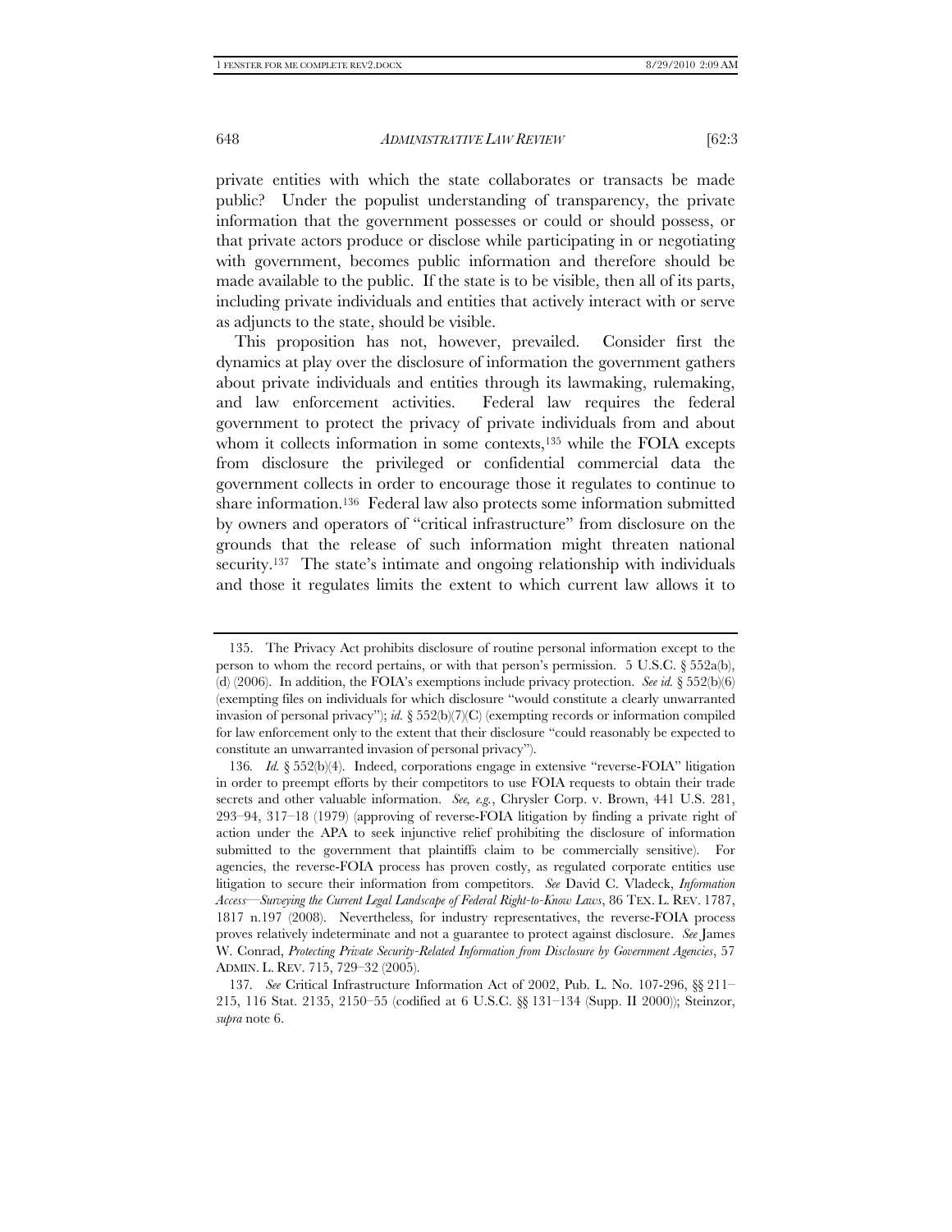private entities with which the state collaborates or transacts be made public? Under the populist understanding of transparency, the private information that the government possesses or could or should possess, or that private actors produce or disclose while participating in or negotiating with government, becomes public information and therefore should be made available to the public. If the state is to be visible, then all of its parts, including private individuals and entities that actively interact with or serve as adjuncts to the state, should be visible.

This proposition has not, however, prevailed. Consider first the dynamics at play over the disclosure of information the government gathers about private individuals and entities through its lawmaking, rulemaking, and law enforcement activities. Federal law requires the federal government to protect the privacy of private individuals from and about whom it collects information in some contexts,[135] while the FOIA excepts from disclosure the privileged or confidential commercial data the government collects in order to encourage those it regulates to continue to share information.[136] Federal law also protects some information submitted by owners and operators of "critical infrastructure" from disclosure on the grounds that the release of such information might threaten national security.[137] The state's intimate and ongoing relationship with individuals and those it regulates limits the extent to which current law allows it to

---

135. The Privacy Act prohibits disclosure of routine personal information except to the person to whom the record pertains, or with that person's permission. 5 U.S.C. § 552a(b), (d) (2006). In addition, the FOIA's exemptions include privacy protection. *See id.* § 552(b)(6) (exempting files on individuals for which disclosure "would constitute a clearly unwarranted invasion of personal privacy"); *id.* § 552(b)(7)(C) (exempting records or information compiled for law enforcement only to the extent that their disclosure "could reasonably be expected to constitute an unwarranted invasion of personal privacy").

136. *Id.* § 552(b)(4). Indeed, corporations engage in extensive "reverse-FOIA" litigation in order to preempt efforts by their competitors to use FOIA requests to obtain their trade secrets and other valuable information. *See, e.g.*, Chrysler Corp. v. Brown, 441 U.S. 281, 293–94, 317–18 (1979) (approving of reverse-FOIA litigation by finding a private right of action under the APA to seek injunctive relief prohibiting the disclosure of information submitted to the government that plaintiffs claim to be commercially sensitive). For agencies, the reverse-FOIA process has proven costly, as regulated corporate entities use litigation to secure their information from competitors. *See* David C. Vladeck, *Information Access—Surveying the Current Legal Landscape of Federal Right-to-Know Laws*, 86 TEX. L. REV. 1787, 1817 n.197 (2008). Nevertheless, for industry representatives, the reverse-FOIA process proves relatively indeterminate and not a guarantee to protect against disclosure. *See* James W. Conrad, *Protecting Private Security-Related Information from Disclosure by Government Agencies*, 57 ADMIN. L. REV. 715, 729–32 (2005).

137. *See* Critical Infrastructure Information Act of 2002, Pub. L. No. 107-296, §§ 211–215, 116 Stat. 2135, 2150–55 (codified at 6 U.S.C. §§ 131–134 (Supp. II 2000)); Steinzor, *supra* note 6.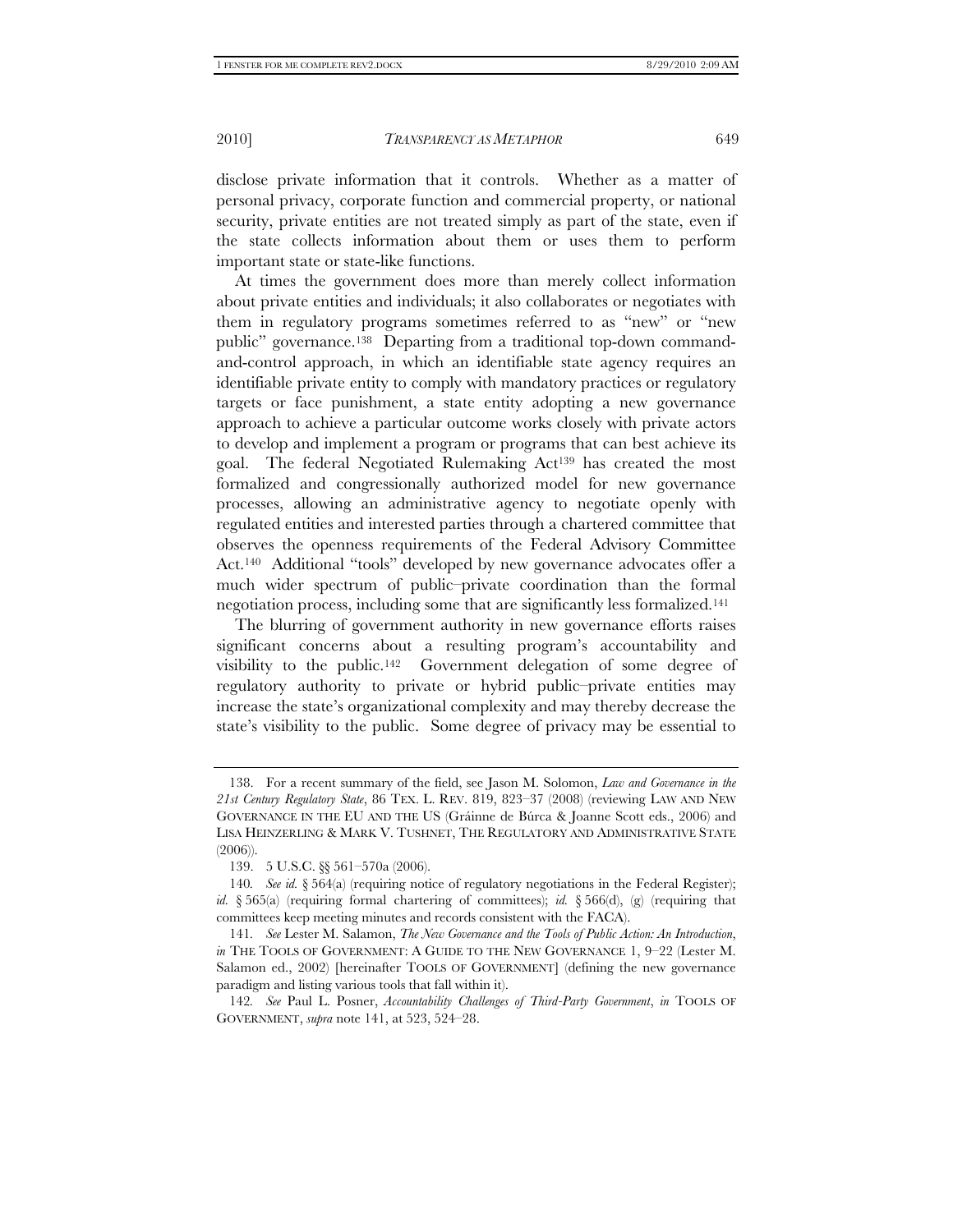disclose private information that it controls. Whether as a matter of personal privacy, corporate function and commercial property, or national security, private entities are not treated simply as part of the state, even if the state collects information about them or uses them to perform important state or state-like functions.

At times the government does more than merely collect information about private entities and individuals; it also collaborates or negotiates with them in regulatory programs sometimes referred to as "new" or "new public" governance.[138] Departing from a traditional top-down command-and-control approach, in which an identifiable state agency requires an identifiable private entity to comply with mandatory practices or regulatory targets or face punishment, a state entity adopting a new governance approach to achieve a particular outcome works closely with private actors to develop and implement a program or programs that can best achieve its goal. The federal Negotiated Rulemaking Act[139] has created the most formalized and congressionally authorized model for new governance processes, allowing an administrative agency to negotiate openly with regulated entities and interested parties through a chartered committee that observes the openness requirements of the Federal Advisory Committee Act.[140] Additional "tools" developed by new governance advocates offer a much wider spectrum of public–private coordination than the formal negotiation process, including some that are significantly less formalized.[141]

The blurring of government authority in new governance efforts raises significant concerns about a resulting program's accountability and visibility to the public.[142] Government delegation of some degree of regulatory authority to private or hybrid public–private entities may increase the state's organizational complexity and may thereby decrease the state's visibility to the public. Some degree of privacy may be essential to

---

138. For a recent summary of the field, see Jason M. Solomon, *Law and Governance in the 21st Century Regulatory State*, 86 TEX. L. REV. 819, 823–37 (2008) (reviewing LAW AND NEW GOVERNANCE IN THE EU AND THE US (Gráinne de Búrca & Joanne Scott eds., 2006) and LISA HEINZERLING & MARK V. TUSHNET, THE REGULATORY AND ADMINISTRATIVE STATE (2006)).

139. 5 U.S.C. §§ 561–570a (2006).

140. *See id.* § 564(a) (requiring notice of regulatory negotiations in the Federal Register); *id.* § 565(a) (requiring formal chartering of committees); *id.* § 566(d), (g) (requiring that committees keep meeting minutes and records consistent with the FACA).

141. *See* Lester M. Salamon, *The New Governance and the Tools of Public Action: An Introduction*, *in* THE TOOLS OF GOVERNMENT: A GUIDE TO THE NEW GOVERNANCE 1, 9–22 (Lester M. Salamon ed., 2002) [hereinafter TOOLS OF GOVERNMENT] (defining the new governance paradigm and listing various tools that fall within it).

142. *See* Paul L. Posner, *Accountability Challenges of Third-Party Government*, *in* TOOLS OF GOVERNMENT, *supra* note 141, at 523, 524–28.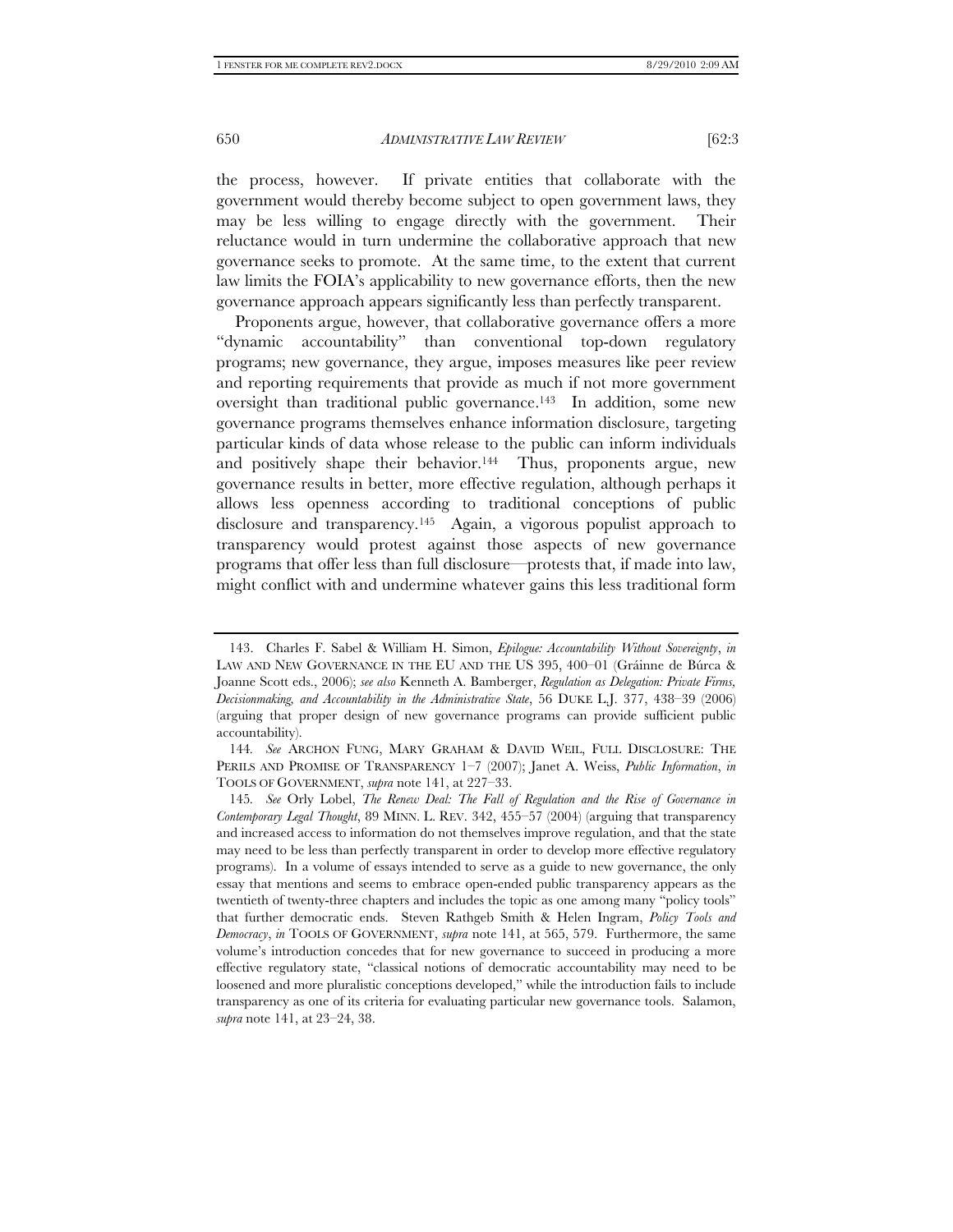the process, however. If private entities that collaborate with the government would thereby become subject to open government laws, they may be less willing to engage directly with the government. Their reluctance would in turn undermine the collaborative approach that new governance seeks to promote. At the same time, to the extent that current law limits the FOIA's applicability to new governance efforts, then the new governance approach appears significantly less than perfectly transparent.

Proponents argue, however, that collaborative governance offers a more "dynamic accountability" than conventional top-down regulatory programs; new governance, they argue, imposes measures like peer review and reporting requirements that provide as much if not more government oversight than traditional public governance.[143] In addition, some new governance programs themselves enhance information disclosure, targeting particular kinds of data whose release to the public can inform individuals and positively shape their behavior.[144] Thus, proponents argue, new governance results in better, more effective regulation, although perhaps it allows less openness according to traditional conceptions of public disclosure and transparency.[145] Again, a vigorous populist approach to transparency would protest against those aspects of new governance programs that offer less than full disclosure—protests that, if made into law, might conflict with and undermine whatever gains this less traditional form

---

143. Charles F. Sabel & William H. Simon, *Epilogue: Accountability Without Sovereignty*, *in* LAW AND NEW GOVERNANCE IN THE EU AND THE US 395, 400–01 (Gráinne de Búrca & Joanne Scott eds., 2006); *see also* Kenneth A. Bamberger, *Regulation as Delegation: Private Firms, Decisionmaking, and Accountability in the Administrative State*, 56 DUKE L.J. 377, 438–39 (2006) (arguing that proper design of new governance programs can provide sufficient public accountability).

144. *See* ARCHON FUNG, MARY GRAHAM & DAVID WEIL, FULL DISCLOSURE: THE PERILS AND PROMISE OF TRANSPARENCY 1–7 (2007); Janet A. Weiss, *Public Information*, *in* TOOLS OF GOVERNMENT, *supra* note 141, at 227–33.

145. *See* Orly Lobel, *The Renew Deal: The Fall of Regulation and the Rise of Governance in Contemporary Legal Thought*, 89 MINN. L. REV. 342, 455–57 (2004) (arguing that transparency and increased access to information do not themselves improve regulation, and that the state may need to be less than perfectly transparent in order to develop more effective regulatory programs). In a volume of essays intended to serve as a guide to new governance, the only essay that mentions and seems to embrace open-ended public transparency appears as the twentieth of twenty-three chapters and includes the topic as one among many "policy tools" that further democratic ends. Steven Rathgeb Smith & Helen Ingram, *Policy Tools and Democracy*, *in* TOOLS OF GOVERNMENT, *supra* note 141, at 565, 579. Furthermore, the same volume's introduction concedes that for new governance to succeed in producing a more effective regulatory state, "classical notions of democratic accountability may need to be loosened and more pluralistic conceptions developed," while the introduction fails to include transparency as one of its criteria for evaluating particular new governance tools. Salamon, *supra* note 141, at 23–24, 38.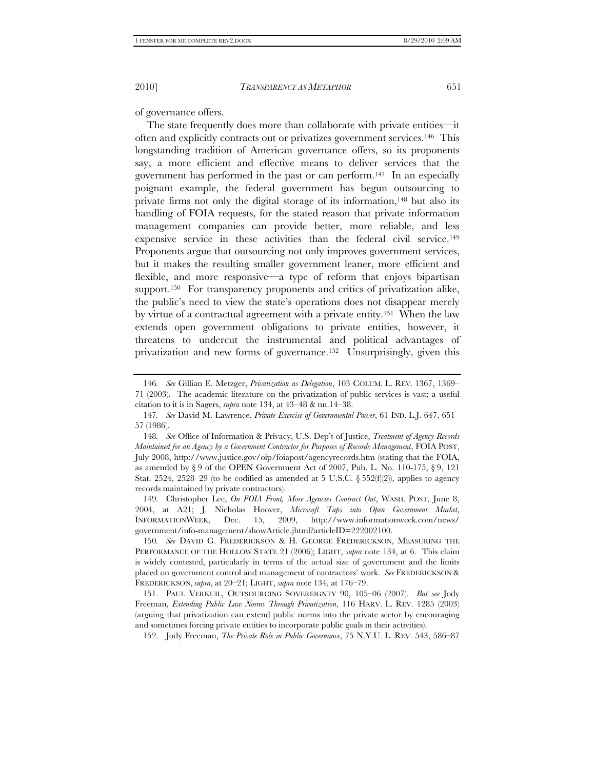of governance offers.

The state frequently does more than collaborate with private entities—it often and explicitly contracts out or privatizes government services.[146] This longstanding tradition of American governance offers, so its proponents say, a more efficient and effective means to deliver services that the government has performed in the past or can perform.[147] In an especially poignant example, the federal government has begun outsourcing to private firms not only the digital storage of its information,[148] but also its handling of FOIA requests, for the stated reason that private information management companies can provide better, more reliable, and less expensive service in these activities than the federal civil service.[149] Proponents argue that outsourcing not only improves government services, but it makes the resulting smaller government leaner, more efficient and flexible, and more responsive—a type of reform that enjoys bipartisan support.[150] For transparency proponents and critics of privatization alike, the public's need to view the state's operations does not disappear merely by virtue of a contractual agreement with a private entity.[151] When the law extends open government obligations to private entities, however, it threatens to undercut the instrumental and political advantages of privatization and new forms of governance.[152] Unsurprisingly, given this

---

146. *See* Gillian E. Metzger, *Privatization as Delegation*, 103 COLUM. L. REV. 1367, 1369–71 (2003). The academic literature on the privatization of public services is vast; a useful citation to it is in Sagers, *supra* note 134, at 43–48 & nn.14–38.

147. *See* David M. Lawrence, *Private Exercise of Governmental Power*, 61 IND. L.J. 647, 651–57 (1986).

148. *See* Office of Information & Privacy, U.S. Dep't of Justice, *Treatment of Agency Records Maintained for an Agency by a Government Contractor for Purposes of Records Management*, FOIA POST, July 2008, http://www.justice.gov/oip/foiapost/agencyrecords.htm (stating that the FOIA, as amended by § 9 of the OPEN Government Act of 2007, Pub. L. No. 110-175, § 9, 121 Stat. 2524, 2528–29 (to be codified as amended at 5 U.S.C. § 552(f)(2)), applies to agency records maintained by private contractors).

149. Christopher Lee, *On FOIA Front, More Agencies Contract Out*, WASH. POST, June 8, 2004, at A21; J. Nicholas Hoover, *Microsoft Taps into Open Government Market*, INFORMATIONWEEK, Dec. 15, 2009, http://www.informationweek.com/news/government/info-management/showArticle.jhtml?articleID=222002100.

150. *See* DAVID G. FREDERICKSON & H. GEORGE FREDERICKSON, MEASURING THE PERFORMANCE OF THE HOLLOW STATE 21 (2006); LIGHT, *supra* note 134, at 6. This claim is widely contested, particularly in terms of the actual size of government and the limits placed on government control and management of contractors' work. *See* FREDERICKSON & FREDERICKSON, *supra*, at 20–21; LIGHT, *supra* note 134, at 176–79.

151. PAUL VERKUIL, OUTSOURCING SOVEREIGNTY 90, 105–06 (2007). *But see* Jody Freeman, *Extending Public Law Norms Through Privatization*, 116 HARV. L. REV. 1285 (2003) (arguing that privatization can extend public norms into the private sector by encouraging and sometimes forcing private entities to incorporate public goals in their activities).

152. Jody Freeman, *The Private Role in Public Governance*, 75 N.Y.U. L. REV. 543, 586–87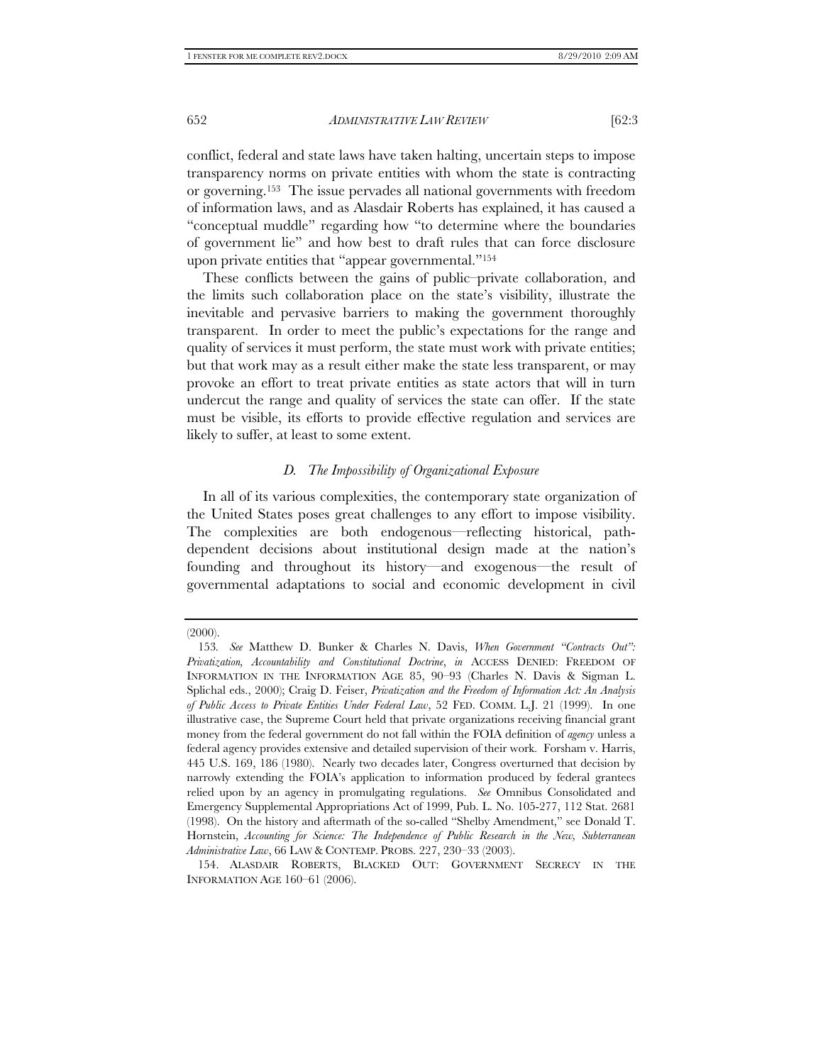conflict, federal and state laws have taken halting, uncertain steps to impose transparency norms on private entities with whom the state is contracting or governing.[153] The issue pervades all national governments with freedom of information laws, and as Alasdair Roberts has explained, it has caused a "conceptual muddle" regarding how "to determine where the boundaries of government lie" and how best to draft rules that can force disclosure upon private entities that "appear governmental."[154]

These conflicts between the gains of public–private collaboration, and the limits such collaboration place on the state's visibility, illustrate the inevitable and pervasive barriers to making the government thoroughly transparent. In order to meet the public's expectations for the range and quality of services it must perform, the state must work with private entities; but that work may as a result either make the state less transparent, or may provoke an effort to treat private entities as state actors that will in turn undercut the range and quality of services the state can offer. If the state must be visible, its efforts to provide effective regulation and services are likely to suffer, at least to some extent.

### *D. The Impossibility of Organizational Exposure*

In all of its various complexities, the contemporary state organization of the United States poses great challenges to any effort to impose visibility. The complexities are both endogenous—reflecting historical, path-dependent decisions about institutional design made at the nation's founding and throughout its history—and exogenous—the result of governmental adaptations to social and economic development in civil

---

(2000).

153. *See* Matthew D. Bunker & Charles N. Davis, *When Government "Contracts Out": Privatization, Accountability and Constitutional Doctrine*, *in* ACCESS DENIED: FREEDOM OF INFORMATION IN THE INFORMATION AGE 85, 90–93 (Charles N. Davis & Sigman L. Splichal eds., 2000); Craig D. Feiser, *Privatization and the Freedom of Information Act: An Analysis of Public Access to Private Entities Under Federal Law*, 52 FED. COMM. L.J. 21 (1999). In one illustrative case, the Supreme Court held that private organizations receiving financial grant money from the federal government do not fall within the FOIA definition of *agency* unless a federal agency provides extensive and detailed supervision of their work. Forsham v. Harris, 445 U.S. 169, 186 (1980). Nearly two decades later, Congress overturned that decision by narrowly extending the FOIA's application to information produced by federal grantees relied upon by an agency in promulgating regulations. *See* Omnibus Consolidated and Emergency Supplemental Appropriations Act of 1999, Pub. L. No. 105-277, 112 Stat. 2681 (1998). On the history and aftermath of the so-called "Shelby Amendment," see Donald T. Hornstein, *Accounting for Science: The Independence of Public Research in the New, Subterranean Administrative Law*, 66 LAW & CONTEMP. PROBS. 227, 230–33 (2003).

154. ALASDAIR ROBERTS, BLACKED OUT: GOVERNMENT SECRECY IN THE INFORMATION AGE 160–61 (2006).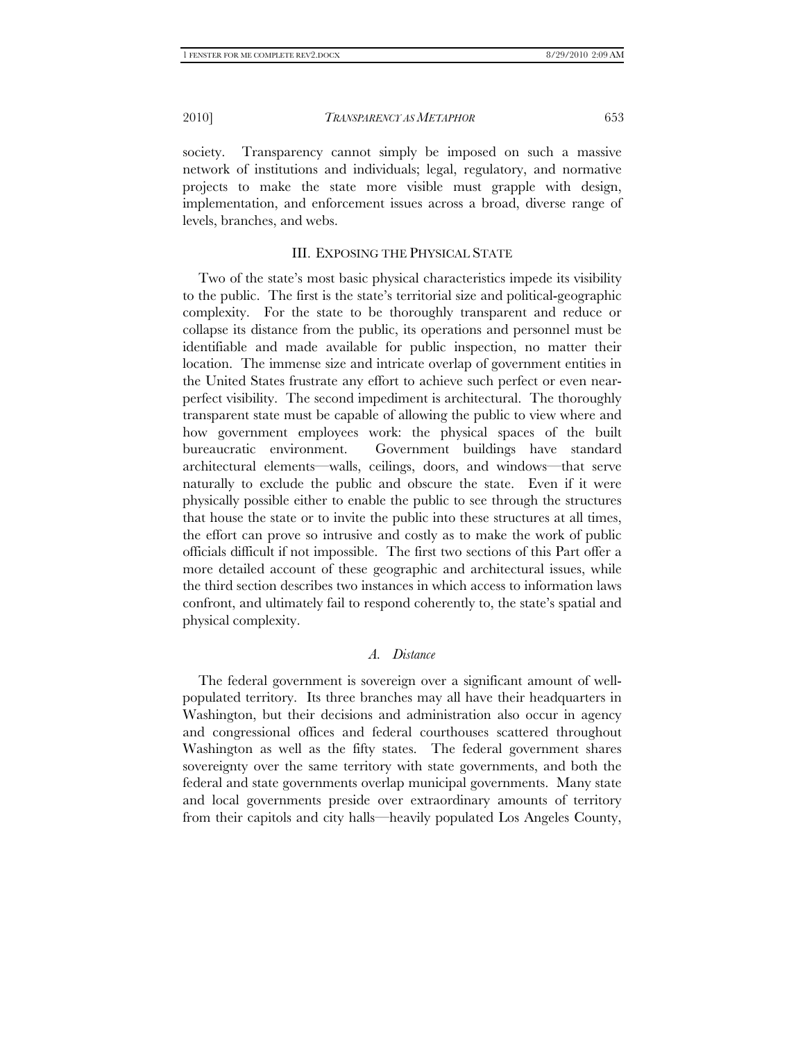society. Transparency cannot simply be imposed on such a massive network of institutions and individuals; legal, regulatory, and normative projects to make the state more visible must grapple with design, implementation, and enforcement issues across a broad, diverse range of levels, branches, and webs.

## III. EXPOSING THE PHYSICAL STATE

Two of the state's most basic physical characteristics impede its visibility to the public. The first is the state's territorial size and political-geographic complexity. For the state to be thoroughly transparent and reduce or collapse its distance from the public, its operations and personnel must be identifiable and made available for public inspection, no matter their location. The immense size and intricate overlap of government entities in the United States frustrate any effort to achieve such perfect or even near-perfect visibility. The second impediment is architectural. The thoroughly transparent state must be capable of allowing the public to view where and how government employees work: the physical spaces of the built bureaucratic environment. Government buildings have standard architectural elements—walls, ceilings, doors, and windows—that serve naturally to exclude the public and obscure the state. Even if it were physically possible either to enable the public to see through the structures that house the state or to invite the public into these structures at all times, the effort can prove so intrusive and costly as to make the work of public officials difficult if not impossible. The first two sections of this Part offer a more detailed account of these geographic and architectural issues, while the third section describes two instances in which access to information laws confront, and ultimately fail to respond coherently to, the state's spatial and physical complexity.

### *A. Distance*

The federal government is sovereign over a significant amount of well-populated territory. Its three branches may all have their headquarters in Washington, but their decisions and administration also occur in agency and congressional offices and federal courthouses scattered throughout Washington as well as the fifty states. The federal government shares sovereignty over the same territory with state governments, and both the federal and state governments overlap municipal governments. Many state and local governments preside over extraordinary amounts of territory from their capitols and city halls—heavily populated Los Angeles County,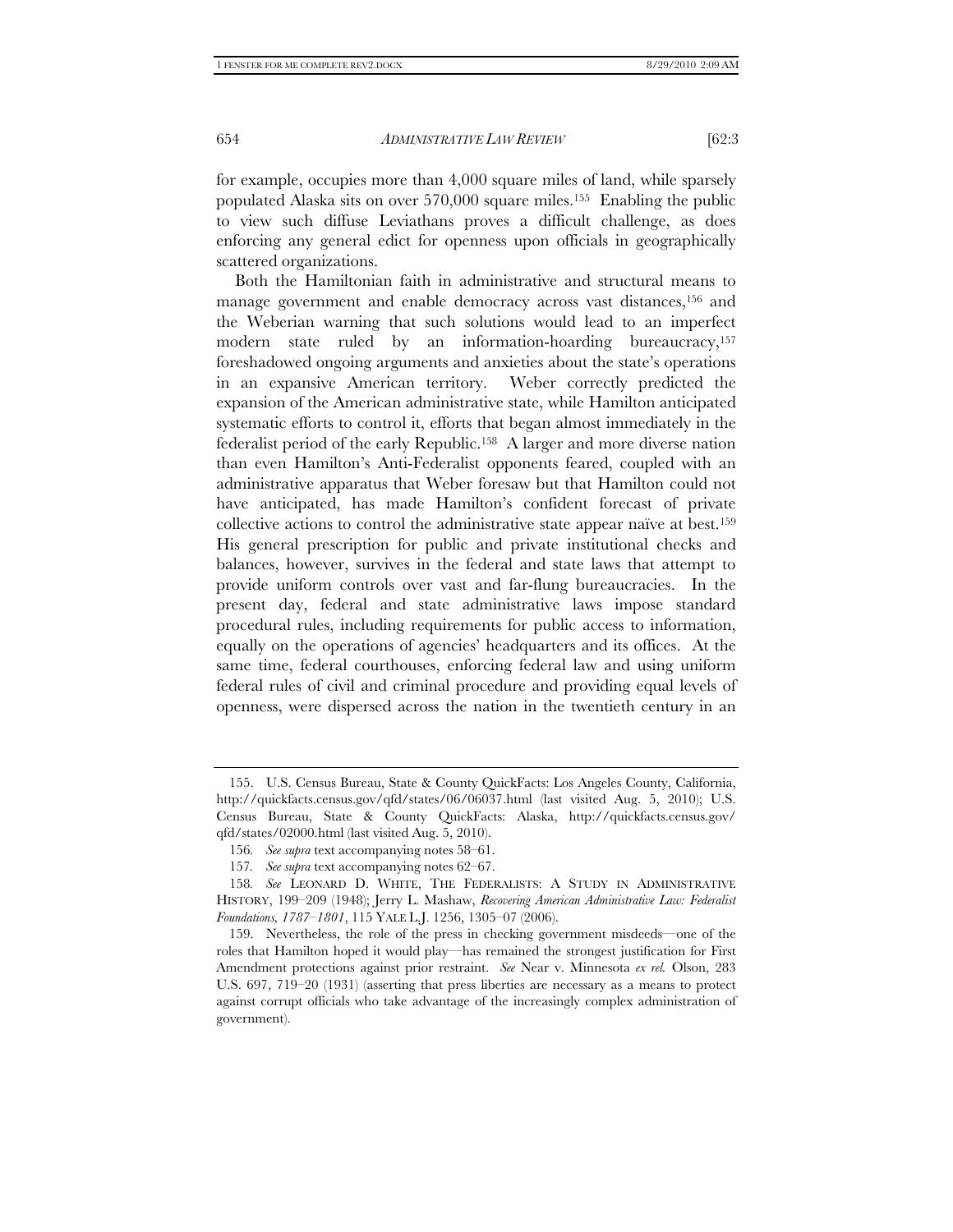for example, occupies more than 4,000 square miles of land, while sparsely populated Alaska sits on over 570,000 square miles.[155] Enabling the public to view such diffuse Leviathans proves a difficult challenge, as does enforcing any general edict for openness upon officials in geographically scattered organizations.

Both the Hamiltonian faith in administrative and structural means to manage government and enable democracy across vast distances,[156] and the Weberian warning that such solutions would lead to an imperfect modern state ruled by an information-hoarding bureaucracy,[157] foreshadowed ongoing arguments and anxieties about the state's operations in an expansive American territory. Weber correctly predicted the expansion of the American administrative state, while Hamilton anticipated systematic efforts to control it, efforts that began almost immediately in the federalist period of the early Republic.[158] A larger and more diverse nation than even Hamilton's Anti-Federalist opponents feared, coupled with an administrative apparatus that Weber foresaw but that Hamilton could not have anticipated, has made Hamilton's confident forecast of private collective actions to control the administrative state appear naïve at best.[159] His general prescription for public and private institutional checks and balances, however, survives in the federal and state laws that attempt to provide uniform controls over vast and far-flung bureaucracies. In the present day, federal and state administrative laws impose standard procedural rules, including requirements for public access to information, equally on the operations of agencies' headquarters and its offices. At the same time, federal courthouses, enforcing federal law and using uniform federal rules of civil and criminal procedure and providing equal levels of openness, were dispersed across the nation in the twentieth century in an

---

155. U.S. Census Bureau, State & County QuickFacts: Los Angeles County, California, http://quickfacts.census.gov/qfd/states/06/06037.html (last visited Aug. 5, 2010); U.S. Census Bureau, State & County QuickFacts: Alaska, http://quickfacts.census.gov/qfd/states/02000.html (last visited Aug. 5, 2010).

156. *See supra* text accompanying notes 58–61.

157. *See supra* text accompanying notes 62–67.

158. *See* LEONARD D. WHITE, THE FEDERALISTS: A STUDY IN ADMINISTRATIVE HISTORY, 199–209 (1948); Jerry L. Mashaw, *Recovering American Administrative Law: Federalist Foundations, 1787–1801*, 115 YALE L.J. 1256, 1305–07 (2006).

159. Nevertheless, the role of the press in checking government misdeeds—one of the roles that Hamilton hoped it would play—has remained the strongest justification for First Amendment protections against prior restraint. *See* Near v. Minnesota *ex rel.* Olson, 283 U.S. 697, 719–20 (1931) (asserting that press liberties are necessary as a means to protect against corrupt officials who take advantage of the increasingly complex administration of government).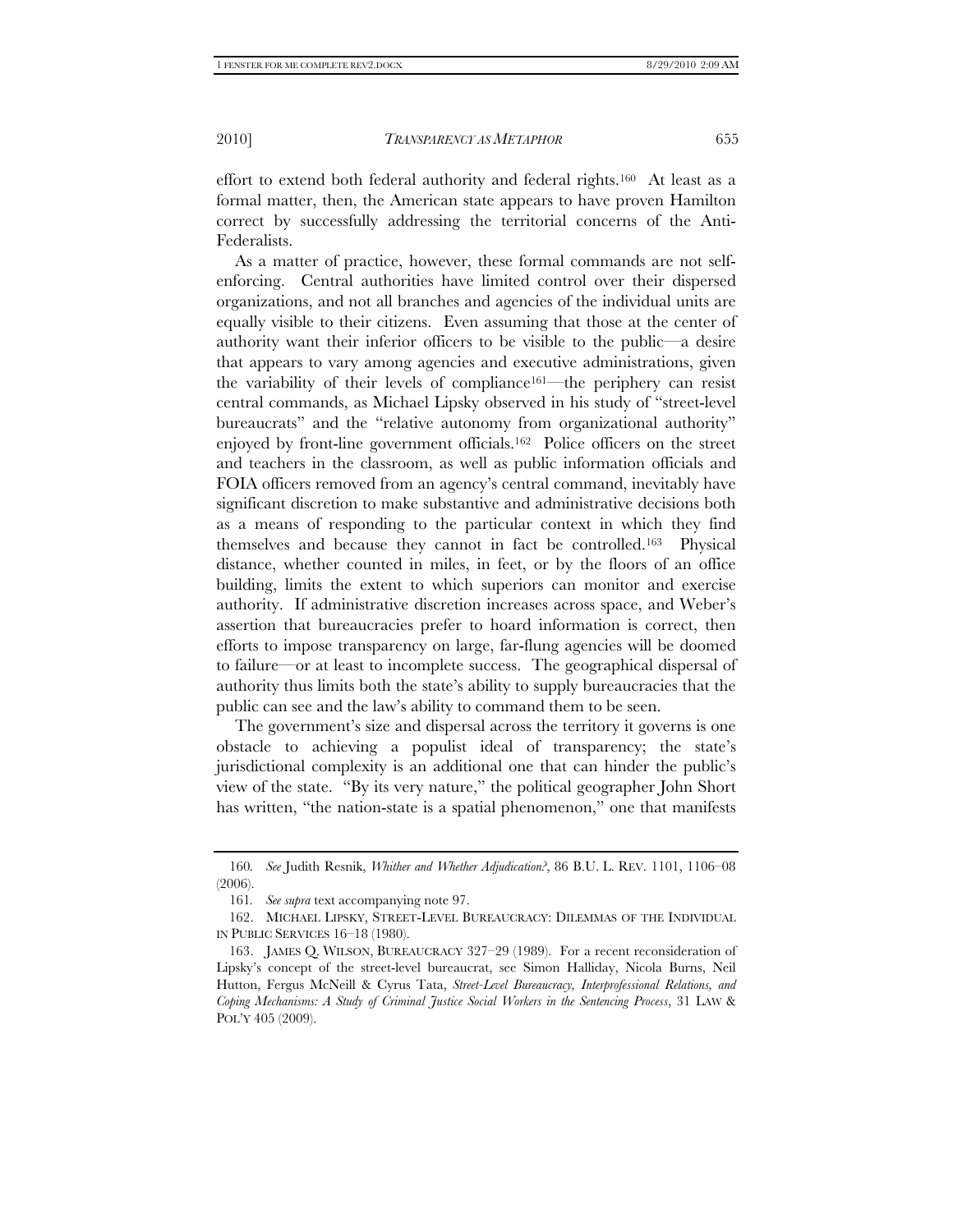effort to extend both federal authority and federal rights.[160] At least as a formal matter, then, the American state appears to have proven Hamilton correct by successfully addressing the territorial concerns of the Anti-Federalists.

As a matter of practice, however, these formal commands are not self-enforcing. Central authorities have limited control over their dispersed organizations, and not all branches and agencies of the individual units are equally visible to their citizens. Even assuming that those at the center of authority want their inferior officers to be visible to the public—a desire that appears to vary among agencies and executive administrations, given the variability of their levels of compliance[161]—the periphery can resist central commands, as Michael Lipsky observed in his study of "street-level bureaucrats" and the "relative autonomy from organizational authority" enjoyed by front-line government officials.[162] Police officers on the street and teachers in the classroom, as well as public information officials and FOIA officers removed from an agency's central command, inevitably have significant discretion to make substantive and administrative decisions both as a means of responding to the particular context in which they find themselves and because they cannot in fact be controlled.[163] Physical distance, whether counted in miles, in feet, or by the floors of an office building, limits the extent to which superiors can monitor and exercise authority. If administrative discretion increases across space, and Weber's assertion that bureaucracies prefer to hoard information is correct, then efforts to impose transparency on large, far-flung agencies will be doomed to failure—or at least to incomplete success. The geographical dispersal of authority thus limits both the state's ability to supply bureaucracies that the public can see and the law's ability to command them to be seen.

The government's size and dispersal across the territory it governs is one obstacle to achieving a populist ideal of transparency; the state's jurisdictional complexity is an additional one that can hinder the public's view of the state. "By its very nature," the political geographer John Short has written, "the nation-state is a spatial phenomenon," one that manifests

---

160. *See* Judith Resnik, *Whither and Whether Adjudication?*, 86 B.U. L. REV. 1101, 1106–08 (2006).

161. *See supra* text accompanying note 97.

162. MICHAEL LIPSKY, STREET-LEVEL BUREAUCRACY: DILEMMAS OF THE INDIVIDUAL IN PUBLIC SERVICES 16–18 (1980).

163. JAMES Q. WILSON, BUREAUCRACY 327–29 (1989). For a recent reconsideration of Lipsky's concept of the street-level bureaucrat, see Simon Halliday, Nicola Burns, Neil Hutton, Fergus McNeill & Cyrus Tata, *Street-Level Bureaucracy, Interprofessional Relations, and Coping Mechanisms: A Study of Criminal Justice Social Workers in the Sentencing Process*, 31 LAW & POL'Y 405 (2009).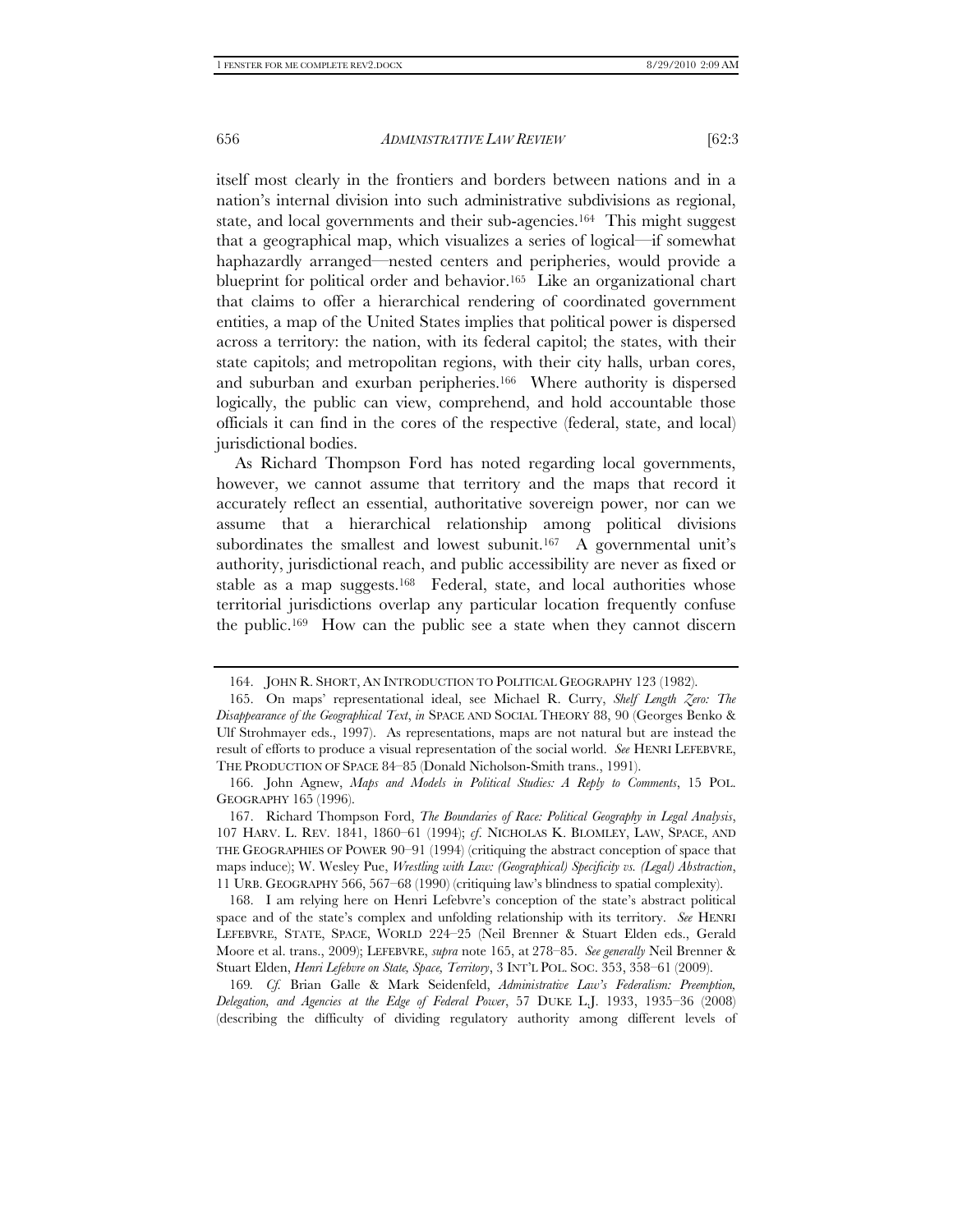itself most clearly in the frontiers and borders between nations and in a nation's internal division into such administrative subdivisions as regional, state, and local governments and their sub-agencies.[164] This might suggest that a geographical map, which visualizes a series of logical—if somewhat haphazardly arranged—nested centers and peripheries, would provide a blueprint for political order and behavior.[165] Like an organizational chart that claims to offer a hierarchical rendering of coordinated government entities, a map of the United States implies that political power is dispersed across a territory: the nation, with its federal capitol; the states, with their state capitols; and metropolitan regions, with their city halls, urban cores, and suburban and exurban peripheries.[166] Where authority is dispersed logically, the public can view, comprehend, and hold accountable those officials it can find in the cores of the respective (federal, state, and local) jurisdictional bodies.

As Richard Thompson Ford has noted regarding local governments, however, we cannot assume that territory and the maps that record it accurately reflect an essential, authoritative sovereign power, nor can we assume that a hierarchical relationship among political divisions subordinates the smallest and lowest subunit.[167] A governmental unit's authority, jurisdictional reach, and public accessibility are never as fixed or stable as a map suggests.[168] Federal, state, and local authorities whose territorial jurisdictions overlap any particular location frequently confuse the public.[169] How can the public see a state when they cannot discern

---

164. JOHN R. SHORT, AN INTRODUCTION TO POLITICAL GEOGRAPHY 123 (1982).

165. On maps' representational ideal, see Michael R. Curry, *Shelf Length Zero: The Disappearance of the Geographical Text*, *in* SPACE AND SOCIAL THEORY 88, 90 (Georges Benko & Ulf Strohmayer eds., 1997). As representations, maps are not natural but are instead the result of efforts to produce a visual representation of the social world. *See* HENRI LEFEBVRE, THE PRODUCTION OF SPACE 84–85 (Donald Nicholson-Smith trans., 1991).

166. John Agnew, *Maps and Models in Political Studies: A Reply to Comments*, 15 POL. GEOGRAPHY 165 (1996).

167. Richard Thompson Ford, *The Boundaries of Race: Political Geography in Legal Analysis*, 107 HARV. L. REV. 1841, 1860–61 (1994); *cf.* NICHOLAS K. BLOMLEY, LAW, SPACE, AND THE GEOGRAPHIES OF POWER 90–91 (1994) (critiquing the abstract conception of space that maps induce); W. Wesley Pue, *Wrestling with Law: (Geographical) Specificity vs. (Legal) Abstraction*, 11 URB. GEOGRAPHY 566, 567–68 (1990) (critiquing law's blindness to spatial complexity).

168. I am relying here on Henri Lefebvre's conception of the state's abstract political space and of the state's complex and unfolding relationship with its territory. *See* HENRI LEFEBVRE, STATE, SPACE, WORLD 224–25 (Neil Brenner & Stuart Elden eds., Gerald Moore et al. trans., 2009); LEFEBVRE, *supra* note 165, at 278–85. *See generally* Neil Brenner & Stuart Elden, *Henri Lefebvre on State, Space, Territory*, 3 INT'L POL. SOC. 353, 358–61 (2009).

169. *Cf.* Brian Galle & Mark Seidenfeld, *Administrative Law's Federalism: Preemption, Delegation, and Agencies at the Edge of Federal Power*, 57 DUKE L.J. 1933, 1935–36 (2008) (describing the difficulty of dividing regulatory authority among different levels of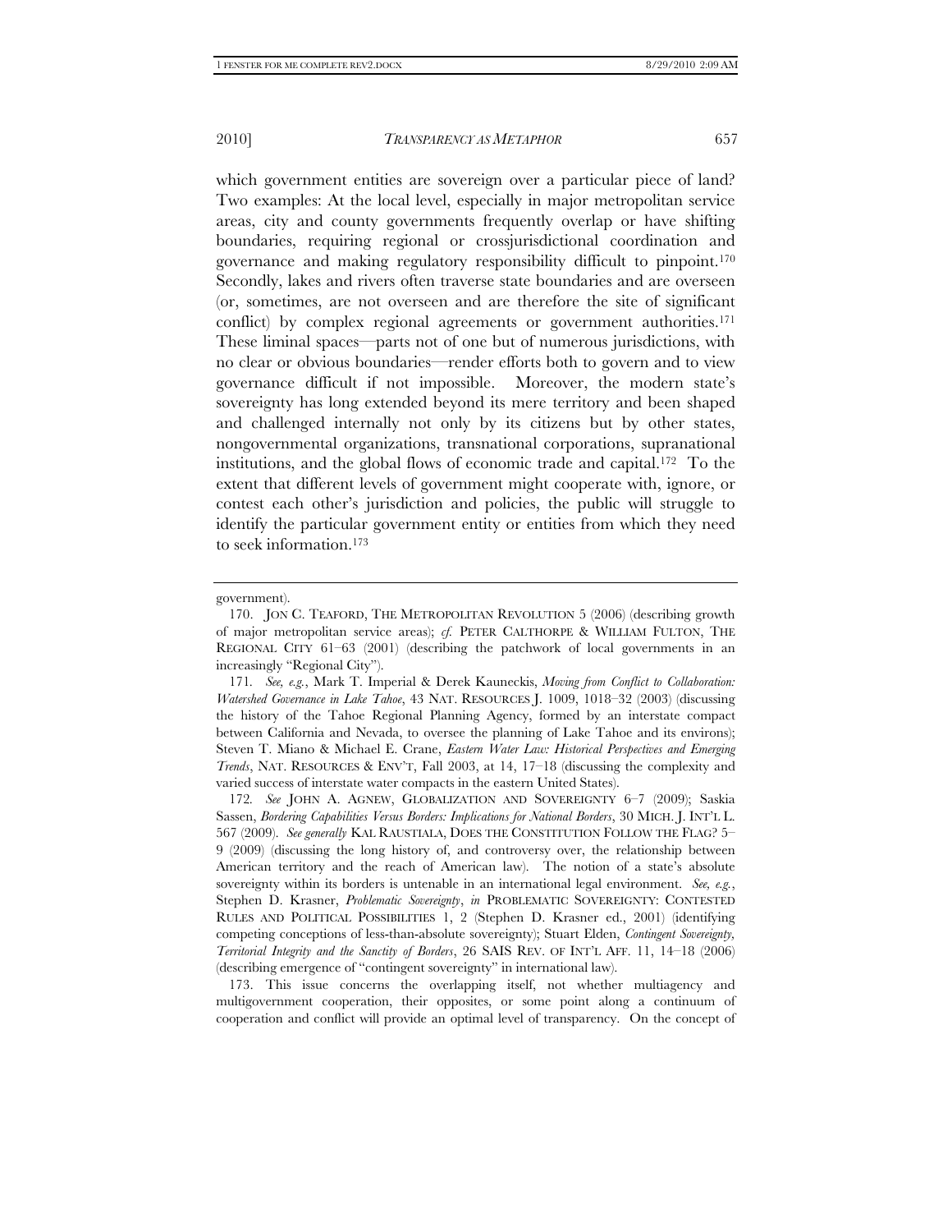which government entities are sovereign over a particular piece of land? Two examples: At the local level, especially in major metropolitan service areas, city and county governments frequently overlap or have shifting boundaries, requiring regional or crossjurisdictional coordination and governance and making regulatory responsibility difficult to pinpoint.[170] Secondly, lakes and rivers often traverse state boundaries and are overseen (or, sometimes, are not overseen and are therefore the site of significant conflict) by complex regional agreements or government authorities.[171] These liminal spaces—parts not of one but of numerous jurisdictions, with no clear or obvious boundaries—render efforts both to govern and to view governance difficult if not impossible. Moreover, the modern state's sovereignty has long extended beyond its mere territory and been shaped and challenged internally not only by its citizens but by other states, nongovernmental organizations, transnational corporations, supranational institutions, and the global flows of economic trade and capital.[172] To the extent that different levels of government might cooperate with, ignore, or contest each other's jurisdiction and policies, the public will struggle to identify the particular government entity or entities from which they need to seek information.[173]

---

government).

170. JON C. TEAFORD, THE METROPOLITAN REVOLUTION 5 (2006) (describing growth of major metropolitan service areas); *cf.* PETER CALTHORPE & WILLIAM FULTON, THE REGIONAL CITY 61–63 (2001) (describing the patchwork of local governments in an increasingly "Regional City").

171. *See, e.g.*, Mark T. Imperial & Derek Kauneckis, *Moving from Conflict to Collaboration: Watershed Governance in Lake Tahoe*, 43 NAT. RESOURCES J. 1009, 1018–32 (2003) (discussing the history of the Tahoe Regional Planning Agency, formed by an interstate compact between California and Nevada, to oversee the planning of Lake Tahoe and its environs); Steven T. Miano & Michael E. Crane, *Eastern Water Law: Historical Perspectives and Emerging Trends*, NAT. RESOURCES & ENV'T, Fall 2003, at 14, 17–18 (discussing the complexity and varied success of interstate water compacts in the eastern United States).

172. *See* JOHN A. AGNEW, GLOBALIZATION AND SOVEREIGNTY 6–7 (2009); Saskia Sassen, *Bordering Capabilities Versus Borders: Implications for National Borders*, 30 MICH. J. INT'L L. 567 (2009). *See generally* KAL RAUSTIALA, DOES THE CONSTITUTION FOLLOW THE FLAG? 5–9 (2009) (discussing the long history of, and controversy over, the relationship between American territory and the reach of American law). The notion of a state's absolute sovereignty within its borders is untenable in an international legal environment. *See, e.g.*, Stephen D. Krasner, *Problematic Sovereignty*, *in* PROBLEMATIC SOVEREIGNTY: CONTESTED RULES AND POLITICAL POSSIBILITIES 1, 2 (Stephen D. Krasner ed., 2001) (identifying competing conceptions of less-than-absolute sovereignty); Stuart Elden, *Contingent Sovereignty, Territorial Integrity and the Sanctity of Borders*, 26 SAIS REV. OF INT'L AFF. 11, 14–18 (2006) (describing emergence of "contingent sovereignty" in international law).

173. This issue concerns the overlapping itself, not whether multiagency and multigovernment cooperation, their opposites, or some point along a continuum of cooperation and conflict will provide an optimal level of transparency. On the concept of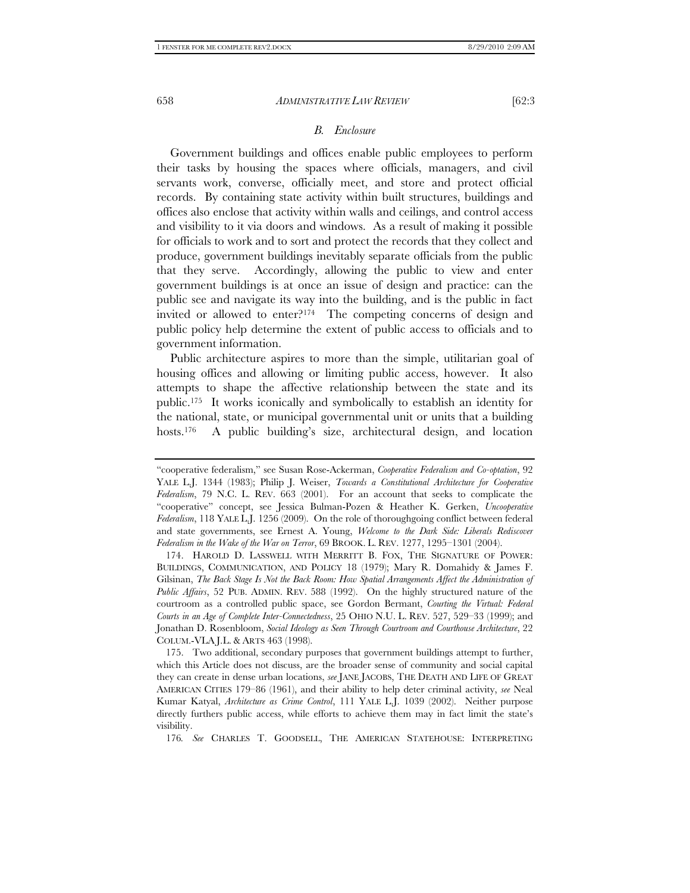### *B. Enclosure*

Government buildings and offices enable public employees to perform their tasks by housing the spaces where officials, managers, and civil servants work, converse, officially meet, and store and protect official records. By containing state activity within built structures, buildings and offices also enclose that activity within walls and ceilings, and control access and visibility to it via doors and windows. As a result of making it possible for officials to work and to sort and protect the records that they collect and produce, government buildings inevitably separate officials from the public that they serve. Accordingly, allowing the public to view and enter government buildings is at once an issue of design and practice: can the public see and navigate its way into the building, and is the public in fact invited or allowed to enter?[174] The competing concerns of design and public policy help determine the extent of public access to officials and to government information.

Public architecture aspires to more than the simple, utilitarian goal of housing offices and allowing or limiting public access, however. It also attempts to shape the affective relationship between the state and its public.[175] It works iconically and symbolically to establish an identity for the national, state, or municipal governmental unit or units that a building hosts.[176] A public building's size, architectural design, and location

---

"cooperative federalism," see Susan Rose-Ackerman, *Cooperative Federalism and Co-optation*, 92 YALE L.J. 1344 (1983); Philip J. Weiser, *Towards a Constitutional Architecture for Cooperative Federalism*, 79 N.C. L. REV. 663 (2001). For an account that seeks to complicate the "cooperative" concept, see Jessica Bulman-Pozen & Heather K. Gerken, *Uncooperative Federalism*, 118 YALE L.J. 1256 (2009). On the role of thoroughgoing conflict between federal and state governments, see Ernest A. Young, *Welcome to the Dark Side: Liberals Rediscover Federalism in the Wake of the War on Terror*, 69 BROOK. L. REV. 1277, 1295–1301 (2004).

174. HAROLD D. LASSWELL WITH MERRITT B. FOX, THE SIGNATURE OF POWER: BUILDINGS, COMMUNICATION, AND POLICY 18 (1979); Mary R. Domahidy & James F. Gilsinan, *The Back Stage Is Not the Back Room: How Spatial Arrangements Affect the Administration of Public Affairs*, 52 PUB. ADMIN. REV. 588 (1992). On the highly structured nature of the courtroom as a controlled public space, see Gordon Bermant, *Courting the Virtual: Federal Courts in an Age of Complete Inter-Connectedness*, 25 OHIO N.U. L. REV. 527, 529–33 (1999); and Jonathan D. Rosenbloom, *Social Ideology as Seen Through Courtroom and Courthouse Architecture*, 22 COLUM.-VLA J.L. & ARTS 463 (1998).

175. Two additional, secondary purposes that government buildings attempt to further, which this Article does not discuss, are the broader sense of community and social capital they can create in dense urban locations, *see* JANE JACOBS, THE DEATH AND LIFE OF GREAT AMERICAN CITIES 179–86 (1961), and their ability to help deter criminal activity, *see* Neal Kumar Katyal, *Architecture as Crime Control*, 111 YALE L.J. 1039 (2002). Neither purpose directly furthers public access, while efforts to achieve them may in fact limit the state's visibility.

176. *See* CHARLES T. GOODSELL, THE AMERICAN STATEHOUSE: INTERPRETING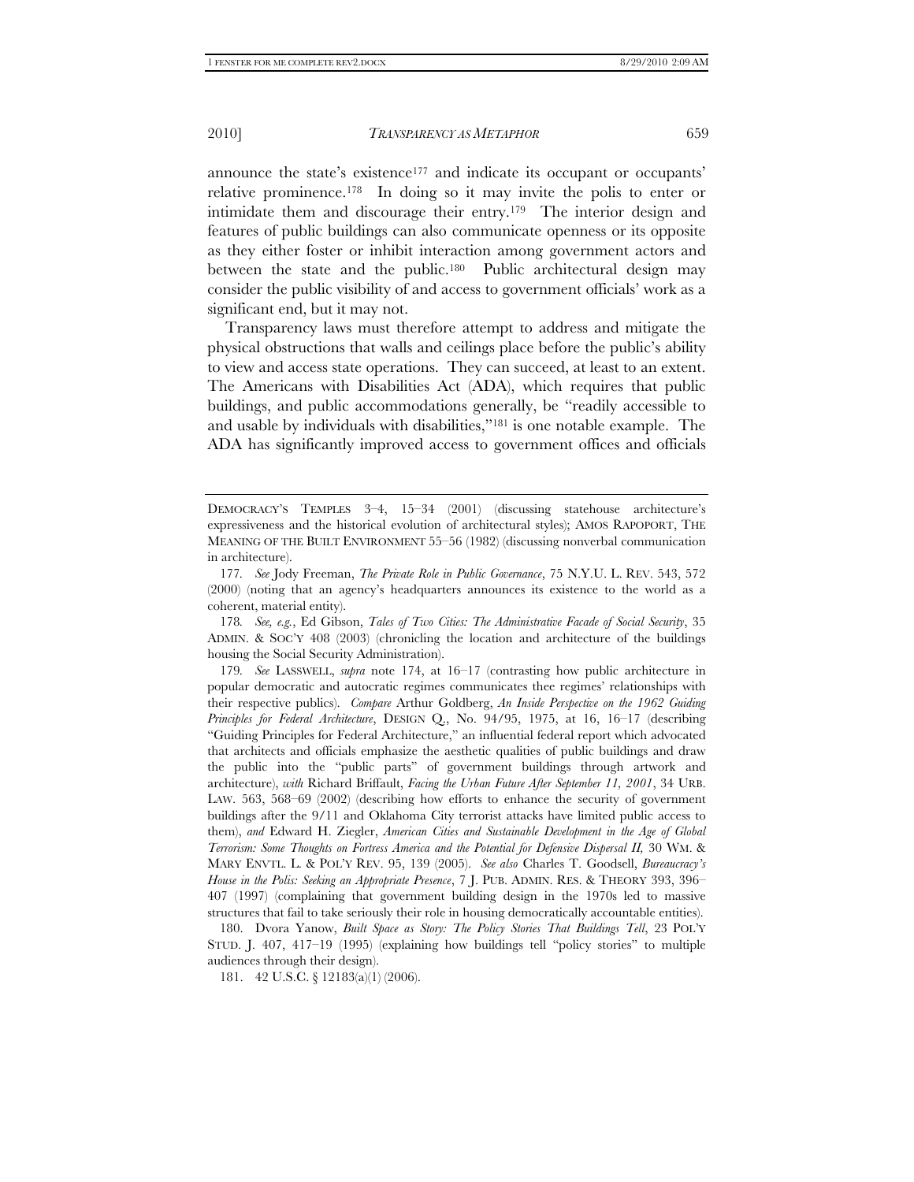announce the state's existence[177] and indicate its occupant or occupants' relative prominence.[178] In doing so it may invite the polis to enter or intimidate them and discourage their entry.[179] The interior design and features of public buildings can also communicate openness or its opposite as they either foster or inhibit interaction among government actors and between the state and the public.[180] Public architectural design may consider the public visibility of and access to government officials' work as a significant end, but it may not.

Transparency laws must therefore attempt to address and mitigate the physical obstructions that walls and ceilings place before the public's ability to view and access state operations. They can succeed, at least to an extent. The Americans with Disabilities Act (ADA), which requires that public buildings, and public accommodations generally, be "readily accessible to and usable by individuals with disabilities,"[181] is one notable example. The ADA has significantly improved access to government offices and officials

---

DEMOCRACY'S TEMPLES 3–4, 15–34 (2001) (discussing statehouse architecture's expressiveness and the historical evolution of architectural styles); AMOS RAPOPORT, THE MEANING OF THE BUILT ENVIRONMENT 55–56 (1982) (discussing nonverbal communication in architecture).

177. *See* Jody Freeman, *The Private Role in Public Governance*, 75 N.Y.U. L. REV. 543, 572 (2000) (noting that an agency's headquarters announces its existence to the world as a coherent, material entity).

178. *See, e.g.*, Ed Gibson, *Tales of Two Cities: The Administrative Facade of Social Security*, 35 ADMIN. & SOC'Y 408 (2003) (chronicling the location and architecture of the buildings housing the Social Security Administration).

179. *See* LASSWELL, *supra* note 174, at 16–17 (contrasting how public architecture in popular democratic and autocratic regimes communicates thee regimes' relationships with their respective publics). *Compare* Arthur Goldberg, *An Inside Perspective on the 1962 Guiding Principles for Federal Architecture*, DESIGN Q., No. 94/95, 1975, at 16, 16–17 (describing "Guiding Principles for Federal Architecture," an influential federal report which advocated that architects and officials emphasize the aesthetic qualities of public buildings and draw the public into the "public parts" of government buildings through artwork and architecture), *with* Richard Briffault, *Facing the Urban Future After September 11, 2001*, 34 URB. LAW. 563, 568–69 (2002) (describing how efforts to enhance the security of government buildings after the 9/11 and Oklahoma City terrorist attacks have limited public access to them), *and* Edward H. Ziegler, *American Cities and Sustainable Development in the Age of Global Terrorism: Some Thoughts on Fortress America and the Potential for Defensive Dispersal II,* 30 WM. & MARY ENVTL. L. & POL'Y REV. 95, 139 (2005). *See also* Charles T. Goodsell, *Bureaucracy's House in the Polis: Seeking an Appropriate Presence*, 7 J. PUB. ADMIN. RES. & THEORY 393, 396–407 (1997) (complaining that government building design in the 1970s led to massive structures that fail to take seriously their role in housing democratically accountable entities).

180. Dvora Yanow, *Built Space as Story: The Policy Stories That Buildings Tell*, 23 POL'Y STUD. J. 407, 417–19 (1995) (explaining how buildings tell "policy stories" to multiple audiences through their design).

181. 42 U.S.C. § 12183(a)(1) (2006).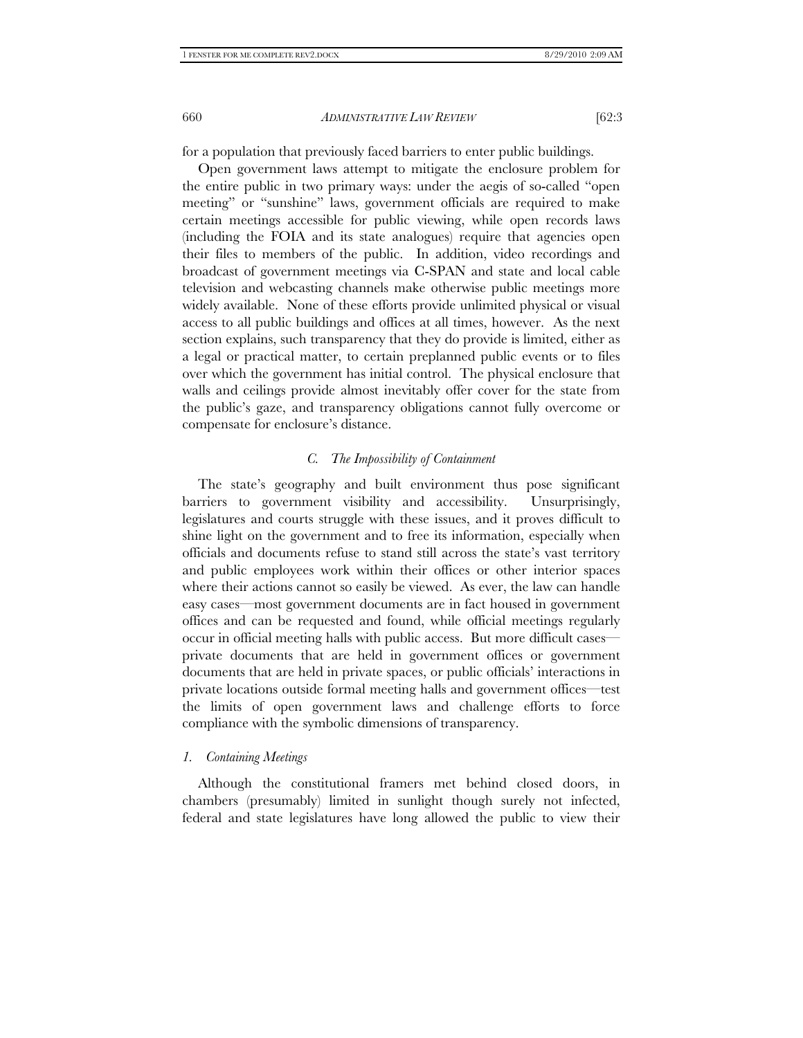for a population that previously faced barriers to enter public buildings.

Open government laws attempt to mitigate the enclosure problem for the entire public in two primary ways: under the aegis of so-called "open meeting" or "sunshine" laws, government officials are required to make certain meetings accessible for public viewing, while open records laws (including the FOIA and its state analogues) require that agencies open their files to members of the public. In addition, video recordings and broadcast of government meetings via C-SPAN and state and local cable television and webcasting channels make otherwise public meetings more widely available. None of these efforts provide unlimited physical or visual access to all public buildings and offices at all times, however. As the next section explains, such transparency that they do provide is limited, either as a legal or practical matter, to certain preplanned public events or to files over which the government has initial control. The physical enclosure that walls and ceilings provide almost inevitably offer cover for the state from the public's gaze, and transparency obligations cannot fully overcome or compensate for enclosure's distance.

### *C. The Impossibility of Containment*

The state's geography and built environment thus pose significant barriers to government visibility and accessibility. Unsurprisingly, legislatures and courts struggle with these issues, and it proves difficult to shine light on the government and to free its information, especially when officials and documents refuse to stand still across the state's vast territory and public employees work within their offices or other interior spaces where their actions cannot so easily be viewed. As ever, the law can handle easy cases—most government documents are in fact housed in government offices and can be requested and found, while official meetings regularly occur in official meeting halls with public access. But more difficult cases—private documents that are held in government offices or government documents that are held in private spaces, or public officials' interactions in private locations outside formal meeting halls and government offices—test the limits of open government laws and challenge efforts to force compliance with the symbolic dimensions of transparency.

#### *1. Containing Meetings*

Although the constitutional framers met behind closed doors, in chambers (presumably) limited in sunlight though surely not infected, federal and state legislatures have long allowed the public to view their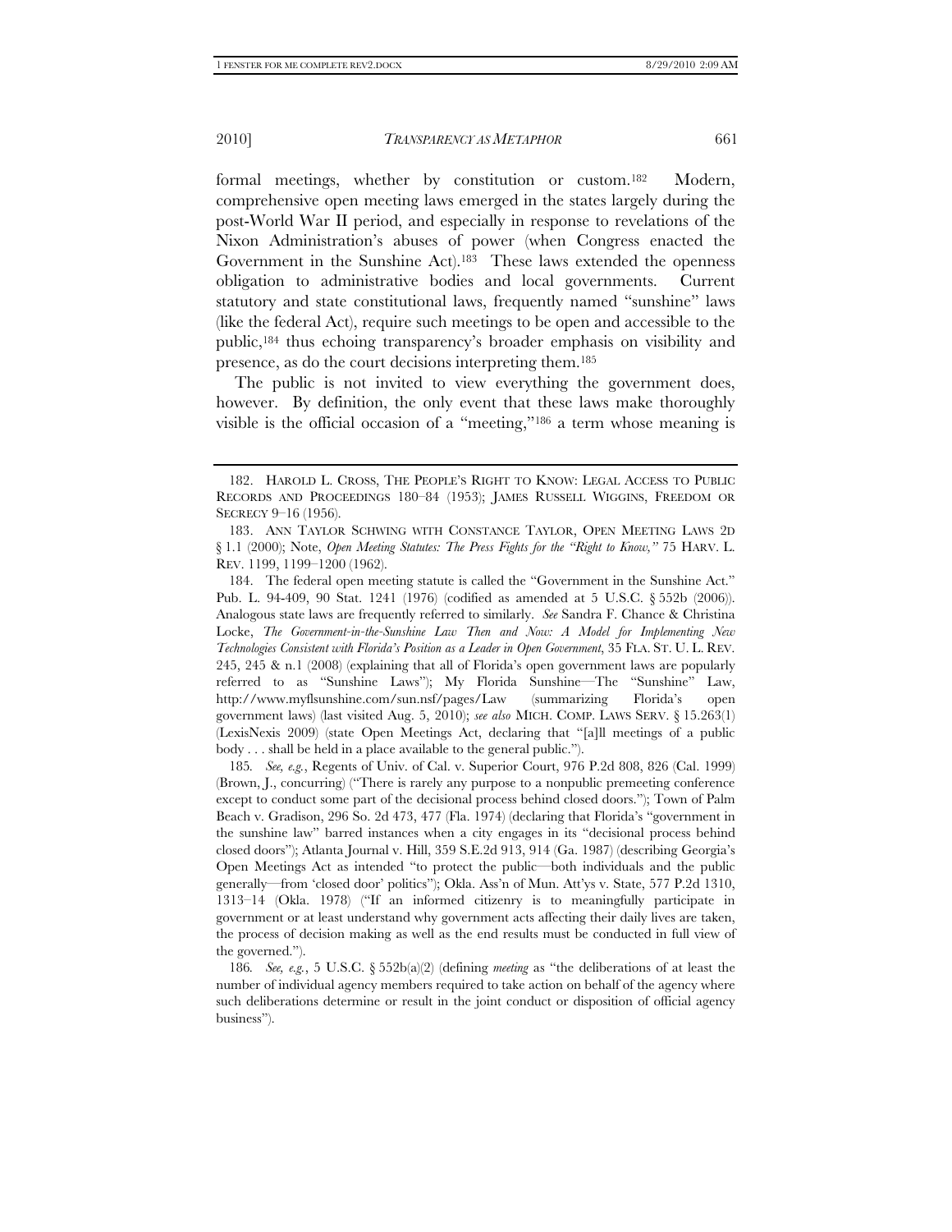formal meetings, whether by constitution or custom.[182] Modern, comprehensive open meeting laws emerged in the states largely during the post-World War II period, and especially in response to revelations of the Nixon Administration's abuses of power (when Congress enacted the Government in the Sunshine Act).[183] These laws extended the openness obligation to administrative bodies and local governments. Current statutory and state constitutional laws, frequently named "sunshine" laws (like the federal Act), require such meetings to be open and accessible to the public,[184] thus echoing transparency's broader emphasis on visibility and presence, as do the court decisions interpreting them.[185]

The public is not invited to view everything the government does, however. By definition, the only event that these laws make thoroughly visible is the official occasion of a "meeting,"[186] a term whose meaning is

---

182. HAROLD L. CROSS, THE PEOPLE'S RIGHT TO KNOW: LEGAL ACCESS TO PUBLIC RECORDS AND PROCEEDINGS 180–84 (1953); JAMES RUSSELL WIGGINS, FREEDOM OR SECRECY 9–16 (1956).

183. ANN TAYLOR SCHWING WITH CONSTANCE TAYLOR, OPEN MEETING LAWS 2D § 1.1 (2000); Note, *Open Meeting Statutes: The Press Fights for the "Right to Know,"* 75 HARV. L. REV. 1199, 1199–1200 (1962).

184. The federal open meeting statute is called the "Government in the Sunshine Act." Pub. L. 94-409, 90 Stat. 1241 (1976) (codified as amended at 5 U.S.C. § 552b (2006)). Analogous state laws are frequently referred to similarly. *See* Sandra F. Chance & Christina Locke, *The Government-in-the-Sunshine Law Then and Now: A Model for Implementing New Technologies Consistent with Florida's Position as a Leader in Open Government*, 35 FLA. ST. U. L. REV. 245, 245 & n.1 (2008) (explaining that all of Florida's open government laws are popularly referred to as "Sunshine Laws"); My Florida Sunshine—The "Sunshine" Law, http://www.myflsunshine.com/sun.nsf/pages/Law (summarizing Florida's open government laws) (last visited Aug. 5, 2010); *see also* MICH. COMP. LAWS SERV. § 15.263(1) (LexisNexis 2009) (state Open Meetings Act, declaring that "[a]ll meetings of a public body . . . shall be held in a place available to the general public.").

185. *See, e.g.*, Regents of Univ. of Cal. v. Superior Court, 976 P.2d 808, 826 (Cal. 1999) (Brown, J., concurring) ("There is rarely any purpose to a nonpublic premeeting conference except to conduct some part of the decisional process behind closed doors."); Town of Palm Beach v. Gradison, 296 So. 2d 473, 477 (Fla. 1974) (declaring that Florida's "government in the sunshine law" barred instances when a city engages in its "decisional process behind closed doors"); Atlanta Journal v. Hill, 359 S.E.2d 913, 914 (Ga. 1987) (describing Georgia's Open Meetings Act as intended "to protect the public—both individuals and the public generally—from 'closed door' politics"); Okla. Ass'n of Mun. Att'ys v. State, 577 P.2d 1310, 1313–14 (Okla. 1978) ("If an informed citizenry is to meaningfully participate in government or at least understand why government acts affecting their daily lives are taken, the process of decision making as well as the end results must be conducted in full view of the governed.").

186. *See, e.g.*, 5 U.S.C. § 552b(a)(2) (defining *meeting* as "the deliberations of at least the number of individual agency members required to take action on behalf of the agency where such deliberations determine or result in the joint conduct or disposition of official agency business").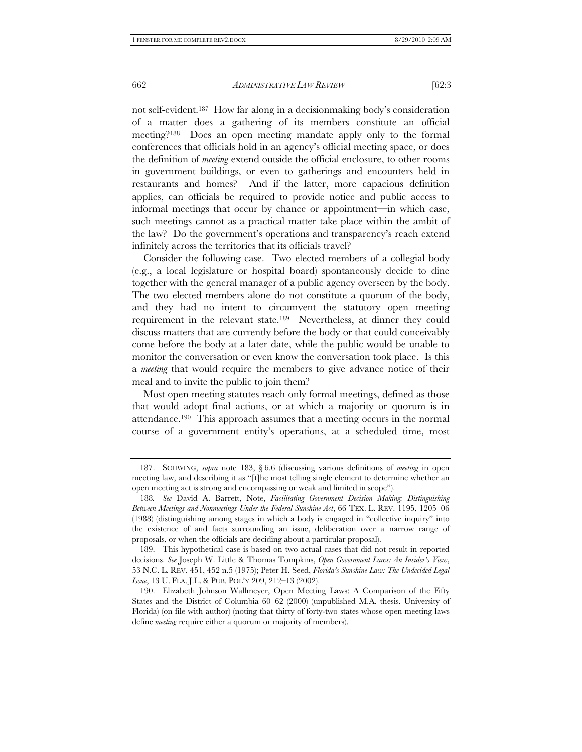not self-evident.[187] How far along in a decisionmaking body's consideration of a matter does a gathering of its members constitute an official meeting?[188] Does an open meeting mandate apply only to the formal conferences that officials hold in an agency's official meeting space, or does the definition of *meeting* extend outside the official enclosure, to other rooms in government buildings, or even to gatherings and encounters held in restaurants and homes? And if the latter, more capacious definition applies, can officials be required to provide notice and public access to informal meetings that occur by chance or appointment—in which case, such meetings cannot as a practical matter take place within the ambit of the law? Do the government's operations and transparency's reach extend infinitely across the territories that its officials travel?

Consider the following case. Two elected members of a collegial body (e.g., a local legislature or hospital board) spontaneously decide to dine together with the general manager of a public agency overseen by the body. The two elected members alone do not constitute a quorum of the body, and they had no intent to circumvent the statutory open meeting requirement in the relevant state.[189] Nevertheless, at dinner they could discuss matters that are currently before the body or that could conceivably come before the body at a later date, while the public would be unable to monitor the conversation or even know the conversation took place. Is this a *meeting* that would require the members to give advance notice of their meal and to invite the public to join them?

Most open meeting statutes reach only formal meetings, defined as those that would adopt final actions, or at which a majority or quorum is in attendance.[190] This approach assumes that a meeting occurs in the normal course of a government entity's operations, at a scheduled time, most

---

187. SCHWING, *supra* note 183, § 6.6 (discussing various definitions of *meeting* in open meeting law, and describing it as "[t]he most telling single element to determine whether an open meeting act is strong and encompassing or weak and limited in scope").

188. *See* David A. Barrett, Note, *Facilitating Government Decision Making: Distinguishing Between Meetings and Nonmeetings Under the Federal Sunshine Act*, 66 TEX. L. REV. 1195, 1205–06 (1988) (distinguishing among stages in which a body is engaged in "collective inquiry" into the existence of and facts surrounding an issue, deliberation over a narrow range of proposals, or when the officials are deciding about a particular proposal).

189. This hypothetical case is based on two actual cases that did not result in reported decisions. *See* Joseph W. Little & Thomas Tompkins, *Open Government Laws: An Insider's View*, 53 N.C. L. REV. 451, 452 n.5 (1975); Peter H. Seed, *Florida's Sunshine Law: The Undecided Legal Issue*, 13 U. FLA. J.L. & PUB. POL'Y 209, 212–13 (2002).

190. Elizabeth Johnson Wallmeyer, Open Meeting Laws: A Comparison of the Fifty States and the District of Columbia 60–62 (2000) (unpublished M.A. thesis, University of Florida) (on file with author) (noting that thirty of forty-two states whose open meeting laws define *meeting* require either a quorum or majority of members).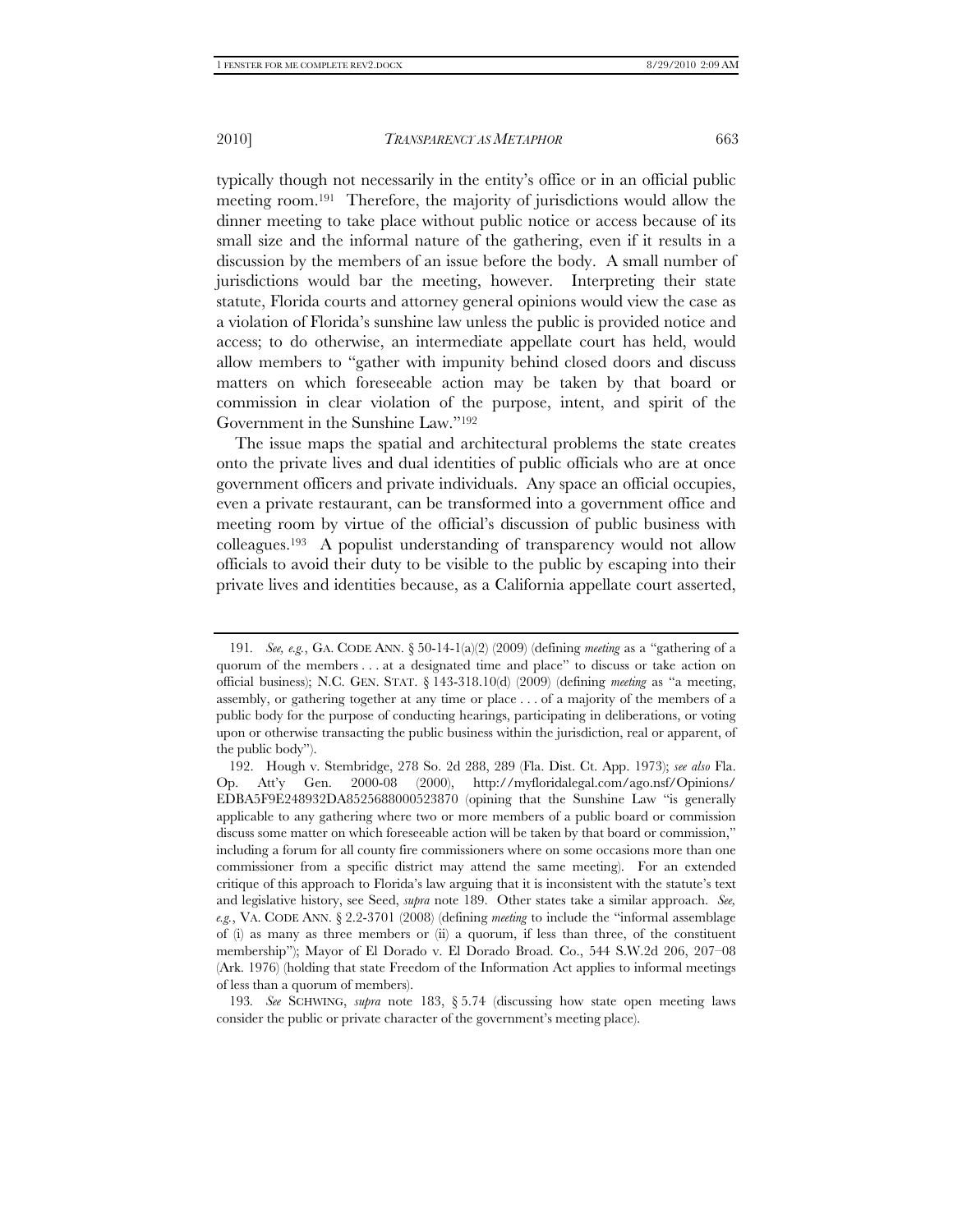typically though not necessarily in the entity's office or in an official public meeting room.[191] Therefore, the majority of jurisdictions would allow the dinner meeting to take place without public notice or access because of its small size and the informal nature of the gathering, even if it results in a discussion by the members of an issue before the body. A small number of jurisdictions would bar the meeting, however. Interpreting their state statute, Florida courts and attorney general opinions would view the case as a violation of Florida's sunshine law unless the public is provided notice and access; to do otherwise, an intermediate appellate court has held, would allow members to "gather with impunity behind closed doors and discuss matters on which foreseeable action may be taken by that board or commission in clear violation of the purpose, intent, and spirit of the Government in the Sunshine Law."[192]

The issue maps the spatial and architectural problems the state creates onto the private lives and dual identities of public officials who are at once government officers and private individuals. Any space an official occupies, even a private restaurant, can be transformed into a government office and meeting room by virtue of the official's discussion of public business with colleagues.[193] A populist understanding of transparency would not allow officials to avoid their duty to be visible to the public by escaping into their private lives and identities because, as a California appellate court asserted,

---

191. *See, e.g.*, GA. CODE ANN. § 50-14-1(a)(2) (2009) (defining *meeting* as a "gathering of a quorum of the members . . . at a designated time and place" to discuss or take action on official business); N.C. GEN. STAT. § 143-318.10(d) (2009) (defining *meeting* as "a meeting, assembly, or gathering together at any time or place . . . of a majority of the members of a public body for the purpose of conducting hearings, participating in deliberations, or voting upon or otherwise transacting the public business within the jurisdiction, real or apparent, of the public body").

192. Hough v. Stembridge, 278 So. 2d 288, 289 (Fla. Dist. Ct. App. 1973); *see also* Fla. Op. Att'y Gen. 2000-08 (2000), http://myfloridalegal.com/ago.nsf/Opinions/EDBA5F9E248932DA8525688000523870 (opining that the Sunshine Law "is generally applicable to any gathering where two or more members of a public board or commission discuss some matter on which foreseeable action will be taken by that board or commission," including a forum for all county fire commissioners where on some occasions more than one commissioner from a specific district may attend the same meeting). For an extended critique of this approach to Florida's law arguing that it is inconsistent with the statute's text and legislative history, see Seed, *supra* note 189. Other states take a similar approach. *See, e.g.*, VA. CODE ANN. § 2.2-3701 (2008) (defining *meeting* to include the "informal assemblage of (i) as many as three members or (ii) a quorum, if less than three, of the constituent membership"); Mayor of El Dorado v. El Dorado Broad. Co., 544 S.W.2d 206, 207–08 (Ark. 1976) (holding that state Freedom of the Information Act applies to informal meetings of less than a quorum of members).

193. *See* SCHWING, *supra* note 183, § 5.74 (discussing how state open meeting laws consider the public or private character of the government's meeting place).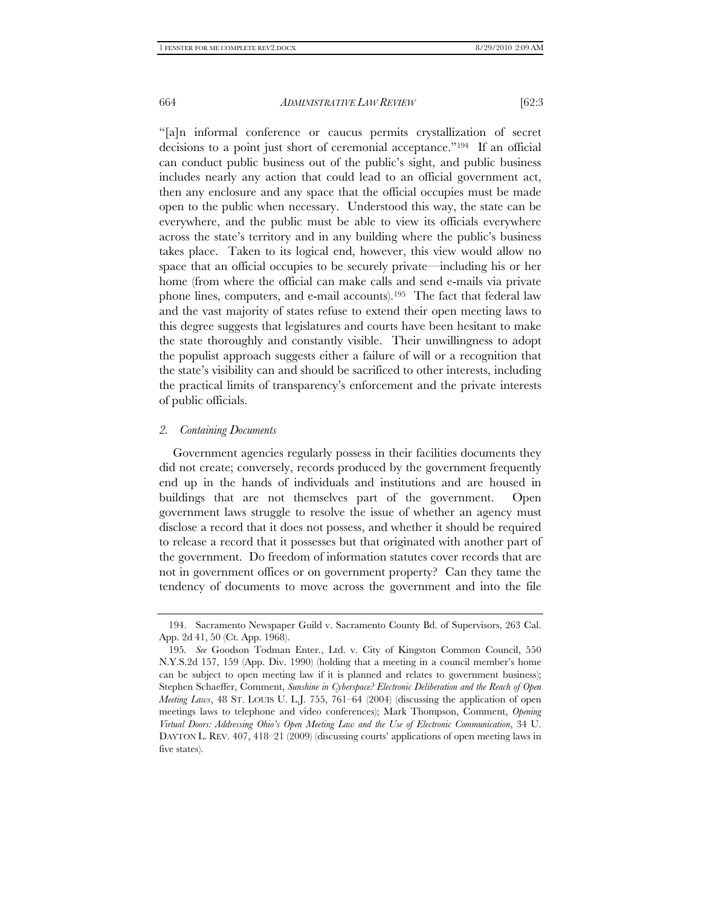"[a]n informal conference or caucus permits crystallization of secret decisions to a point just short of ceremonial acceptance."[194] If an official can conduct public business out of the public's sight, and public business includes nearly any action that could lead to an official government act, then any enclosure and any space that the official occupies must be made open to the public when necessary. Understood this way, the state can be everywhere, and the public must be able to view its officials everywhere across the state's territory and in any building where the public's business takes place. Taken to its logical end, however, this view would allow no space that an official occupies to be securely private—including his or her home (from where the official can make calls and send e-mails via private phone lines, computers, and e-mail accounts).[195] The fact that federal law and the vast majority of states refuse to extend their open meeting laws to this degree suggests that legislatures and courts have been hesitant to make the state thoroughly and constantly visible. Their unwillingness to adopt the populist approach suggests either a failure of will or a recognition that the state's visibility can and should be sacrificed to other interests, including the practical limits of transparency's enforcement and the private interests of public officials.

### 2. *Containing Documents*

Government agencies regularly possess in their facilities documents they did not create; conversely, records produced by the government frequently end up in the hands of individuals and institutions and are housed in buildings that are not themselves part of the government. Open government laws struggle to resolve the issue of whether an agency must disclose a record that it does not possess, and whether it should be required to release a record that it possesses but that originated with another part of the government. Do freedom of information statutes cover records that are not in government offices or on government property? Can they tame the tendency of documents to move across the government and into the file

---

194. Sacramento Newspaper Guild v. Sacramento County Bd. of Supervisors, 263 Cal. App. 2d 41, 50 (Ct. App. 1968).

195. *See* Goodson Todman Enter., Ltd. v. City of Kingston Common Council, 550 N.Y.S.2d 157, 159 (App. Div. 1990) (holding that a meeting in a council member's home can be subject to open meeting law if it is planned and relates to government business); Stephen Schaeffer, Comment, *Sunshine in Cyberspace? Electronic Deliberation and the Reach of Open Meeting Laws*, 48 ST. LOUIS U. L.J. 755, 761–64 (2004) (discussing the application of open meetings laws to telephone and video conferences); Mark Thompson, Comment, *Opening Virtual Doors: Addressing Ohio's Open Meeting Law and the Use of Electronic Communication*, 34 U. DAYTON L. REV. 407, 418–21 (2009) (discussing courts' applications of open meeting laws in five states).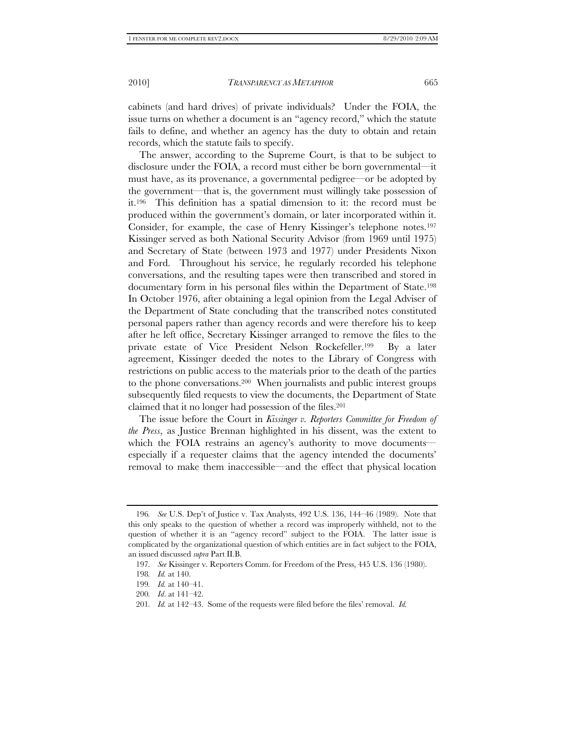cabinets (and hard drives) of private individuals? Under the FOIA, the issue turns on whether a document is an "agency record," which the statute fails to define, and whether an agency has the duty to obtain and retain records, which the statute fails to specify.

The answer, according to the Supreme Court, is that to be subject to disclosure under the FOIA, a record must either be born governmental—it must have, as its provenance, a governmental pedigree—or be adopted by the government—that is, the government must willingly take possession of it.[196] This definition has a spatial dimension to it: the record must be produced within the government's domain, or later incorporated within it. Consider, for example, the case of Henry Kissinger's telephone notes.[197] Kissinger served as both National Security Advisor (from 1969 until 1975) and Secretary of State (between 1973 and 1977) under Presidents Nixon and Ford. Throughout his service, he regularly recorded his telephone conversations, and the resulting tapes were then transcribed and stored in documentary form in his personal files within the Department of State.[198] In October 1976, after obtaining a legal opinion from the Legal Adviser of the Department of State concluding that the transcribed notes constituted personal papers rather than agency records and were therefore his to keep after he left office, Secretary Kissinger arranged to remove the files to the private estate of Vice President Nelson Rockefeller.[199] By a later agreement, Kissinger deeded the notes to the Library of Congress with restrictions on public access to the materials prior to the death of the parties to the phone conversations.[200] When journalists and public interest groups subsequently filed requests to view the documents, the Department of State claimed that it no longer had possession of the files.[201]

The issue before the Court in *Kissinger v. Reporters Committee for Freedom of the Press*, as Justice Brennan highlighted in his dissent, was the extent to which the FOIA restrains an agency's authority to move documents—especially if a requester claims that the agency intended the documents' removal to make them inaccessible—and the effect that physical location

---

196. *See* U.S. Dep't of Justice v. Tax Analysts, 492 U.S. 136, 144–46 (1989). Note that this only speaks to the question of whether a record was improperly withheld, not to the question of whether it is an "agency record" subject to the FOIA. The latter issue is complicated by the organizational question of which entities are in fact subject to the FOIA, an issued discussed *supra* Part II.B.

197. *See* Kissinger v. Reporters Comm. for Freedom of the Press, 445 U.S. 136 (1980).

198. *Id.* at 140.

199. *Id.* at 140–41.

200. *Id*. at 141–42.

201. *Id.* at 142–43. Some of the requests were filed before the files' removal. *Id.*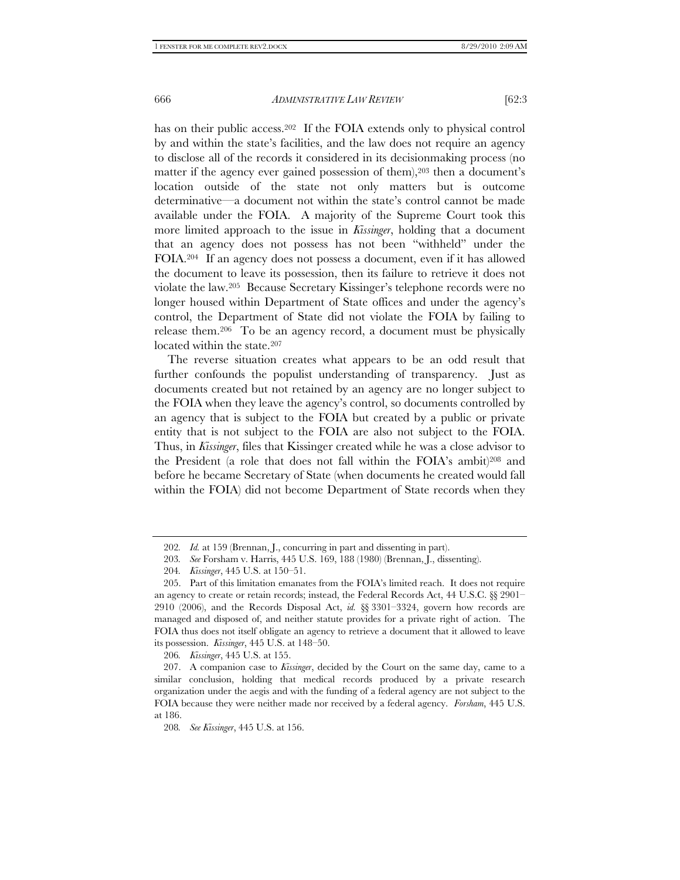has on their public access.[202] If the FOIA extends only to physical control by and within the state's facilities, and the law does not require an agency to disclose all of the records it considered in its decisionmaking process (no matter if the agency ever gained possession of them),[203] then a document's location outside of the state not only matters but is outcome determinative—a document not within the state's control cannot be made available under the FOIA. A majority of the Supreme Court took this more limited approach to the issue in *Kissinger*, holding that a document that an agency does not possess has not been "withheld" under the FOIA.[204] If an agency does not possess a document, even if it has allowed the document to leave its possession, then its failure to retrieve it does not violate the law.[205] Because Secretary Kissinger's telephone records were no longer housed within Department of State offices and under the agency's control, the Department of State did not violate the FOIA by failing to release them.[206] To be an agency record, a document must be physically located within the state.[207]

The reverse situation creates what appears to be an odd result that further confounds the populist understanding of transparency. Just as documents created but not retained by an agency are no longer subject to the FOIA when they leave the agency's control, so documents controlled by an agency that is subject to the FOIA but created by a public or private entity that is not subject to the FOIA are also not subject to the FOIA. Thus, in *Kissinger*, files that Kissinger created while he was a close advisor to the President (a role that does not fall within the FOIA's ambit)[208] and before he became Secretary of State (when documents he created would fall within the FOIA) did not become Department of State records when they

---

202. *Id.* at 159 (Brennan, J., concurring in part and dissenting in part).

203. *See* Forsham v. Harris, 445 U.S. 169, 188 (1980) (Brennan, J., dissenting).

204. *Kissinger*, 445 U.S. at 150–51.

205. Part of this limitation emanates from the FOIA's limited reach. It does not require an agency to create or retain records; instead, the Federal Records Act, 44 U.S.C. §§ 2901–2910 (2006), and the Records Disposal Act, *id.* §§ 3301–3324, govern how records are managed and disposed of, and neither statute provides for a private right of action. The FOIA thus does not itself obligate an agency to retrieve a document that it allowed to leave its possession. *Kissinger*, 445 U.S. at 148–50.

206. *Kissinger*, 445 U.S. at 155.

207. A companion case to *Kissinger*, decided by the Court on the same day, came to a similar conclusion, holding that medical records produced by a private research organization under the aegis and with the funding of a federal agency are not subject to the FOIA because they were neither made nor received by a federal agency. *Forsham*, 445 U.S. at 186.

208. *See Kissinger*, 445 U.S. at 156.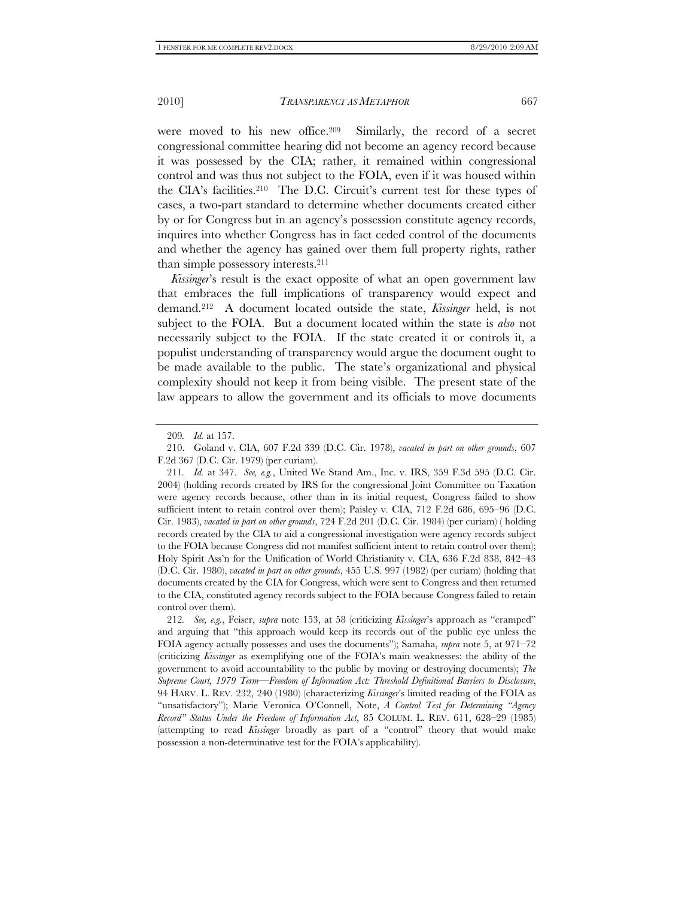were moved to his new office.[209] Similarly, the record of a secret congressional committee hearing did not become an agency record because it was possessed by the CIA; rather, it remained within congressional control and was thus not subject to the FOIA, even if it was housed within the CIA's facilities.[210] The D.C. Circuit's current test for these types of cases, a two-part standard to determine whether documents created either by or for Congress but in an agency's possession constitute agency records, inquires into whether Congress has in fact ceded control of the documents and whether the agency has gained over them full property rights, rather than simple possessory interests.[211]

*Kissinger*'s result is the exact opposite of what an open government law that embraces the full implications of transparency would expect and demand.[212] A document located outside the state, *Kissinger* held, is not subject to the FOIA. But a document located within the state is *also* not necessarily subject to the FOIA. If the state created it or controls it, a populist understanding of transparency would argue the document ought to be made available to the public. The state's organizational and physical complexity should not keep it from being visible. The present state of the law appears to allow the government and its officials to move documents

---

209. *Id.* at 157.

210. Goland v. CIA, 607 F.2d 339 (D.C. Cir. 1978), *vacated in part on other grounds*, 607 F.2d 367 (D.C. Cir. 1979) (per curiam).

211. *Id.* at 347. *See, e.g.*, United We Stand Am., Inc. v. IRS, 359 F.3d 595 (D.C. Cir. 2004) (holding records created by IRS for the congressional Joint Committee on Taxation were agency records because, other than in its initial request, Congress failed to show sufficient intent to retain control over them); Paisley v. CIA, 712 F.2d 686, 695–96 (D.C. Cir. 1983), *vacated in part on other grounds*, 724 F.2d 201 (D.C. Cir. 1984) (per curiam) ( holding records created by the CIA to aid a congressional investigation were agency records subject to the FOIA because Congress did not manifest sufficient intent to retain control over them); Holy Spirit Ass'n for the Unification of World Christianity v. CIA, 636 F.2d 838, 842–43 (D.C. Cir. 1980), *vacated in part on other grounds*, 455 U.S. 997 (1982) (per curiam) (holding that documents created by the CIA for Congress, which were sent to Congress and then returned to the CIA, constituted agency records subject to the FOIA because Congress failed to retain control over them).

212. *See, e.g.*, Feiser, *supra* note 153, at 58 (criticizing *Kissinger*'s approach as "cramped" and arguing that "this approach would keep its records out of the public eye unless the FOIA agency actually possesses and uses the documents"); Samaha, *supra* note 5, at 971–72 (criticizing *Kissinger* as exemplifying one of the FOIA's main weaknesses: the ability of the government to avoid accountability to the public by moving or destroying documents); *The Supreme Court, 1979 Term—Freedom of Information Act: Threshold Definitional Barriers to Disclosure*, 94 HARV. L. REV. 232, 240 (1980) (characterizing *Kissinger*'s limited reading of the FOIA as "unsatisfactory"); Marie Veronica O'Connell, Note, *A Control Test for Determining "Agency Record" Status Under the Freedom of Information Act*, 85 COLUM. L. REV. 611, 628–29 (1985) (attempting to read *Kissinger* broadly as part of a "control" theory that would make possession a non-determinative test for the FOIA's applicability).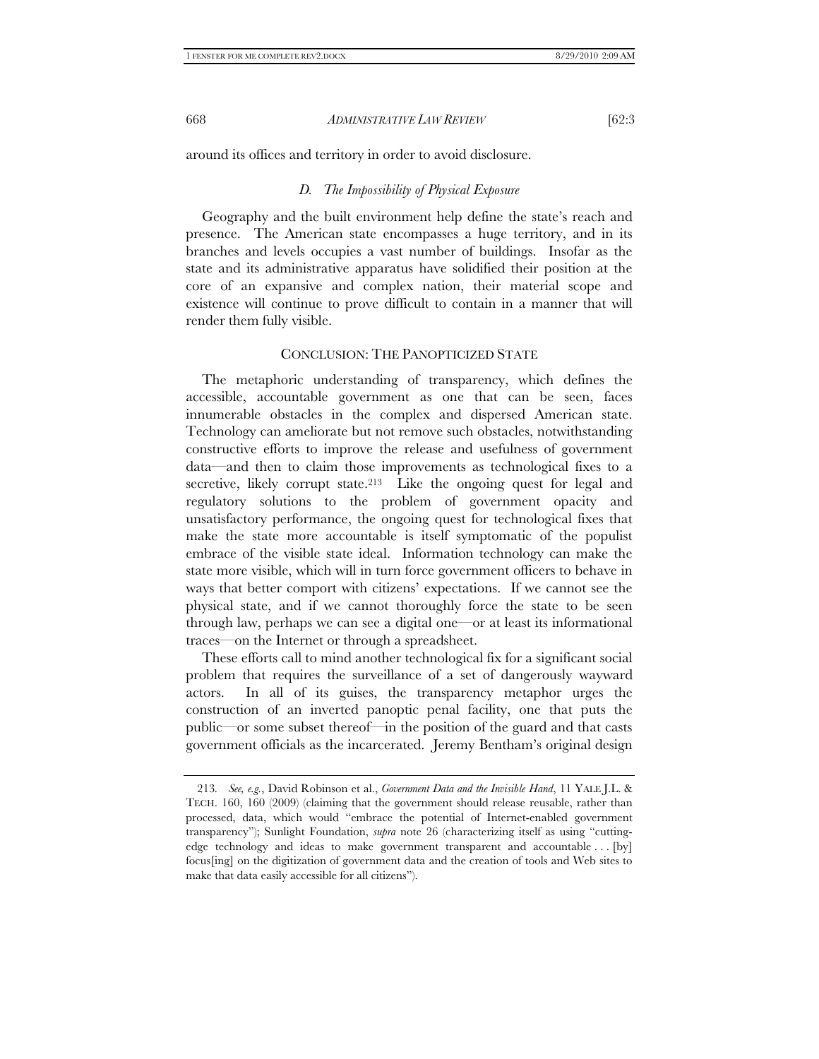around its offices and territory in order to avoid disclosure.

### *D. The Impossibility of Physical Exposure*

Geography and the built environment help define the state's reach and presence. The American state encompasses a huge territory, and in its branches and levels occupies a vast number of buildings. Insofar as the state and its administrative apparatus have solidified their position at the core of an expansive and complex nation, their material scope and existence will continue to prove difficult to contain in a manner that will render them fully visible.

## CONCLUSION: THE PANOPTICIZED STATE

The metaphoric understanding of transparency, which defines the accessible, accountable government as one that can be seen, faces innumerable obstacles in the complex and dispersed American state. Technology can ameliorate but not remove such obstacles, notwithstanding constructive efforts to improve the release and usefulness of government data—and then to claim those improvements as technological fixes to a secretive, likely corrupt state.[213] Like the ongoing quest for legal and regulatory solutions to the problem of government opacity and unsatisfactory performance, the ongoing quest for technological fixes that make the state more accountable is itself symptomatic of the populist embrace of the visible state ideal. Information technology can make the state more visible, which will in turn force government officers to behave in ways that better comport with citizens' expectations. If we cannot see the physical state, and if we cannot thoroughly force the state to be seen through law, perhaps we can see a digital one—or at least its informational traces—on the Internet or through a spreadsheet.

These efforts call to mind another technological fix for a significant social problem that requires the surveillance of a set of dangerously wayward actors. In all of its guises, the transparency metaphor urges the construction of an inverted panoptic penal facility, one that puts the public—or some subset thereof—in the position of the guard and that casts government officials as the incarcerated. Jeremy Bentham's original design

---

213. *See, e.g.*, David Robinson et al., *Government Data and the Invisible Hand*, 11 YALE J.L. & TECH. 160, 160 (2009) (claiming that the government should release reusable, rather than processed, data, which would "embrace the potential of Internet-enabled government transparency"); Sunlight Foundation, *supra* note 26 (characterizing itself as using "cutting-edge technology and ideas to make government transparent and accountable . . . [by] focus[ing] on the digitization of government data and the creation of tools and Web sites to make that data easily accessible for all citizens").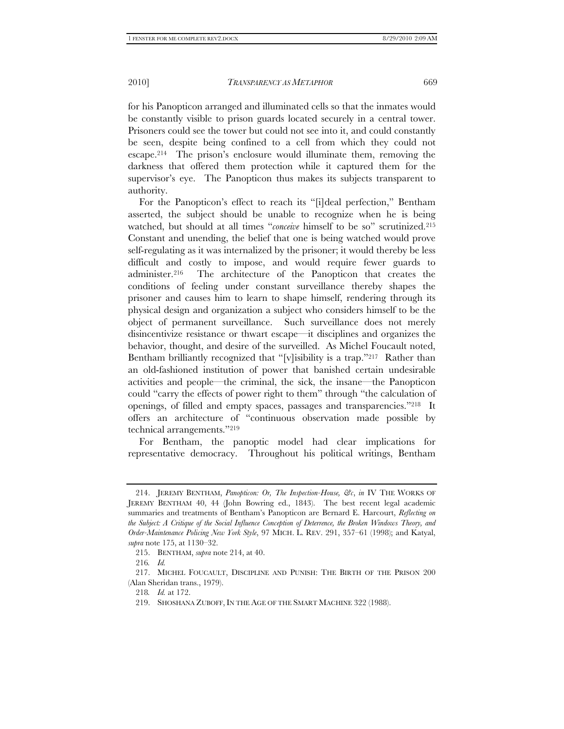for his Panopticon arranged and illuminated cells so that the inmates would be constantly visible to prison guards located securely in a central tower. Prisoners could see the tower but could not see into it, and could constantly be seen, despite being confined to a cell from which they could not escape.[214] The prison's enclosure would illuminate them, removing the darkness that offered them protection while it captured them for the supervisor's eye. The Panopticon thus makes its subjects transparent to authority.

For the Panopticon's effect to reach its "[i]deal perfection," Bentham asserted, the subject should be unable to recognize when he is being watched, but should at all times "*conceive* himself to be so" scrutinized.[215] Constant and unending, the belief that one is being watched would prove self-regulating as it was internalized by the prisoner; it would thereby be less difficult and costly to impose, and would require fewer guards to administer.[216] The architecture of the Panopticon that creates the conditions of feeling under constant surveillance thereby shapes the prisoner and causes him to learn to shape himself, rendering through its physical design and organization a subject who considers himself to be the object of permanent surveillance. Such surveillance does not merely disincentivize resistance or thwart escape—it disciplines and organizes the behavior, thought, and desire of the surveilled. As Michel Foucault noted, Bentham brilliantly recognized that "[v]isibility is a trap."[217] Rather than an old-fashioned institution of power that banished certain undesirable activities and people—the criminal, the sick, the insane—the Panopticon could "carry the effects of power right to them" through "the calculation of openings, of filled and empty spaces, passages and transparencies."[218] It offers an architecture of "continuous observation made possible by technical arrangements."[219]

For Bentham, the panoptic model had clear implications for representative democracy. Throughout his political writings, Bentham

---

214. JEREMY BENTHAM, *Panopticon: Or, The Inspection-House, &c*, *in* IV THE WORKS OF JEREMY BENTHAM 40, 44 (John Bowring ed., 1843). The best recent legal academic summaries and treatments of Bentham's Panopticon are Bernard E. Harcourt, *Reflecting on the Subject: A Critique of the Social Influence Conception of Deterrence, the Broken Windows Theory, and Order-Maintenance Policing New York Style*, 97 MICH. L. REV. 291, 357–61 (1998); and Katyal, *supra* note 175, at 1130–32.

215. BENTHAM, *supra* note 214, at 40.

216. *Id.*

217. MICHEL FOUCAULT, DISCIPLINE AND PUNISH: THE BIRTH OF THE PRISON 200 (Alan Sheridan trans., 1979).

218. *Id.* at 172.

219. SHOSHANA ZUBOFF, IN THE AGE OF THE SMART MACHINE 322 (1988).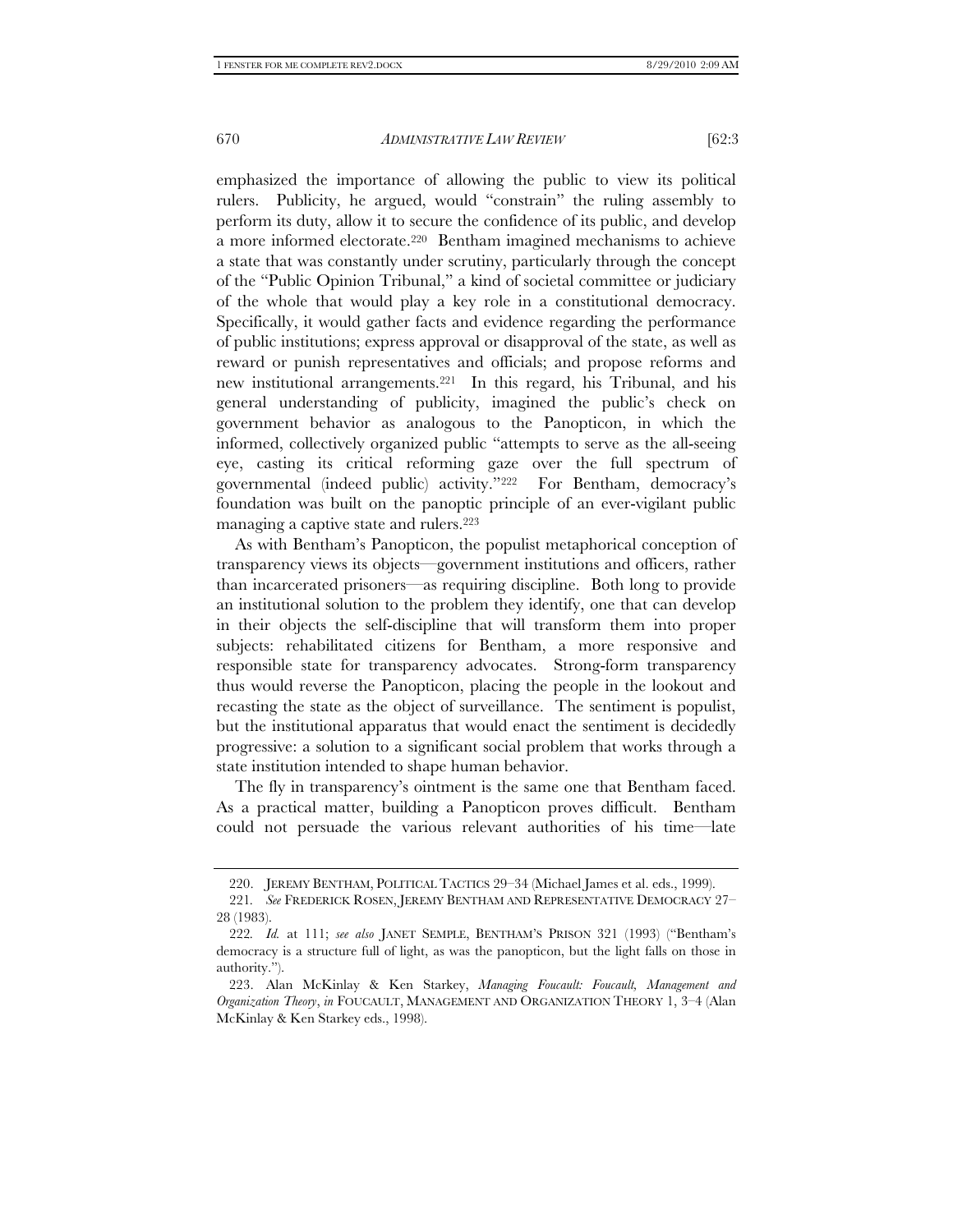emphasized the importance of allowing the public to view its political rulers. Publicity, he argued, would "constrain" the ruling assembly to perform its duty, allow it to secure the confidence of its public, and develop a more informed electorate.[220] Bentham imagined mechanisms to achieve a state that was constantly under scrutiny, particularly through the concept of the "Public Opinion Tribunal," a kind of societal committee or judiciary of the whole that would play a key role in a constitutional democracy. Specifically, it would gather facts and evidence regarding the performance of public institutions; express approval or disapproval of the state, as well as reward or punish representatives and officials; and propose reforms and new institutional arrangements.[221] In this regard, his Tribunal, and his general understanding of publicity, imagined the public's check on government behavior as analogous to the Panopticon, in which the informed, collectively organized public "attempts to serve as the all-seeing eye, casting its critical reforming gaze over the full spectrum of governmental (indeed public) activity."[222] For Bentham, democracy's foundation was built on the panoptic principle of an ever-vigilant public managing a captive state and rulers.[223]

As with Bentham's Panopticon, the populist metaphorical conception of transparency views its objects—government institutions and officers, rather than incarcerated prisoners—as requiring discipline. Both long to provide an institutional solution to the problem they identify, one that can develop in their objects the self-discipline that will transform them into proper subjects: rehabilitated citizens for Bentham, a more responsive and responsible state for transparency advocates. Strong-form transparency thus would reverse the Panopticon, placing the people in the lookout and recasting the state as the object of surveillance. The sentiment is populist, but the institutional apparatus that would enact the sentiment is decidedly progressive: a solution to a significant social problem that works through a state institution intended to shape human behavior.

The fly in transparency's ointment is the same one that Bentham faced. As a practical matter, building a Panopticon proves difficult. Bentham could not persuade the various relevant authorities of his time—late

---

220. JEREMY BENTHAM, POLITICAL TACTICS 29–34 (Michael James et al. eds., 1999).

221. *See* FREDERICK ROSEN, JEREMY BENTHAM AND REPRESENTATIVE DEMOCRACY 27–28 (1983).

222. *Id.* at 111; *see also* JANET SEMPLE, BENTHAM'S PRISON 321 (1993) ("Bentham's democracy is a structure full of light, as was the panopticon, but the light falls on those in authority.").

223. Alan McKinlay & Ken Starkey, *Managing Foucault: Foucault, Management and Organization Theory*, *in* FOUCAULT, MANAGEMENT AND ORGANIZATION THEORY 1, 3–4 (Alan McKinlay & Ken Starkey eds., 1998).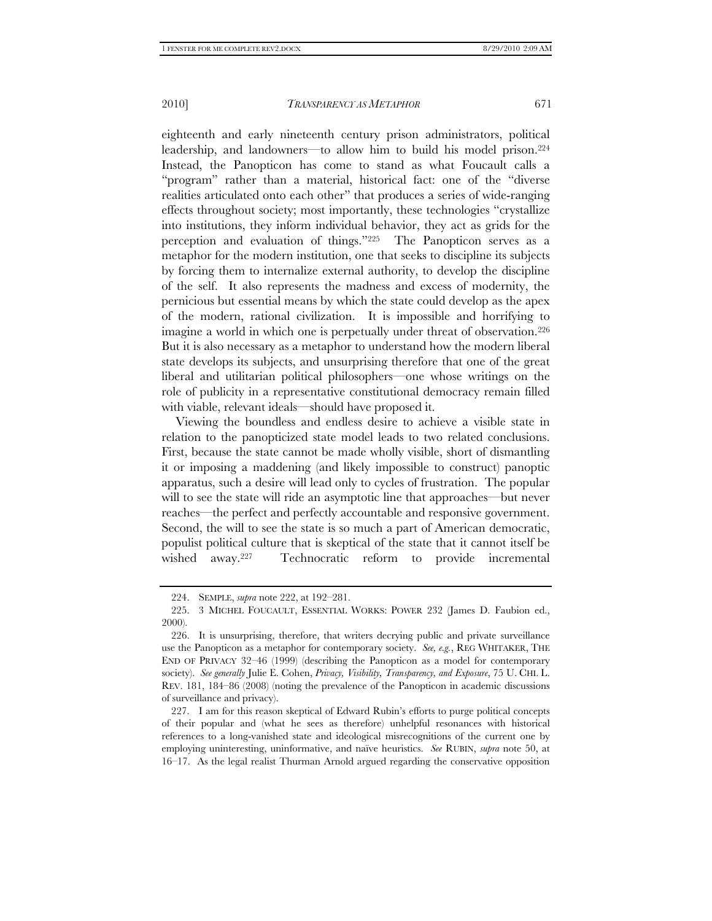eighteenth and early nineteenth century prison administrators, political leadership, and landowners—to allow him to build his model prison.[224] Instead, the Panopticon has come to stand as what Foucault calls a "program" rather than a material, historical fact: one of the "diverse realities articulated onto each other" that produces a series of wide-ranging effects throughout society; most importantly, these technologies "crystallize into institutions, they inform individual behavior, they act as grids for the perception and evaluation of things."[225] The Panopticon serves as a metaphor for the modern institution, one that seeks to discipline its subjects by forcing them to internalize external authority, to develop the discipline of the self. It also represents the madness and excess of modernity, the pernicious but essential means by which the state could develop as the apex of the modern, rational civilization. It is impossible and horrifying to imagine a world in which one is perpetually under threat of observation.[226] But it is also necessary as a metaphor to understand how the modern liberal state develops its subjects, and unsurprising therefore that one of the great liberal and utilitarian political philosophers—one whose writings on the role of publicity in a representative constitutional democracy remain filled with viable, relevant ideals—should have proposed it.

Viewing the boundless and endless desire to achieve a visible state in relation to the panopticized state model leads to two related conclusions. First, because the state cannot be made wholly visible, short of dismantling it or imposing a maddening (and likely impossible to construct) panoptic apparatus, such a desire will lead only to cycles of frustration. The popular will to see the state will ride an asymptotic line that approaches—but never reaches—the perfect and perfectly accountable and responsive government. Second, the will to see the state is so much a part of American democratic, populist political culture that is skeptical of the state that it cannot itself be wished away.[227] Technocratic reform to provide incremental

---

224. SEMPLE, *supra* note 222, at 192–281.

225. 3 MICHEL FOUCAULT, ESSENTIAL WORKS: POWER 232 (James D. Faubion ed., 2000).

226. It is unsurprising, therefore, that writers decrying public and private surveillance use the Panopticon as a metaphor for contemporary society. *See, e.g.*, REG WHITAKER, THE END OF PRIVACY 32–46 (1999) (describing the Panopticon as a model for contemporary society). *See generally* Julie E. Cohen, *Privacy, Visibility, Transparency, and Exposure*, 75 U. CHI. L. REV. 181, 184–86 (2008) (noting the prevalence of the Panopticon in academic discussions of surveillance and privacy).

227. I am for this reason skeptical of Edward Rubin's efforts to purge political concepts of their popular and (what he sees as therefore) unhelpful resonances with historical references to a long-vanished state and ideological misrecognitions of the current one by employing uninteresting, uninformative, and naïve heuristics. *See* RUBIN, *supra* note 50, at 16–17. As the legal realist Thurman Arnold argued regarding the conservative opposition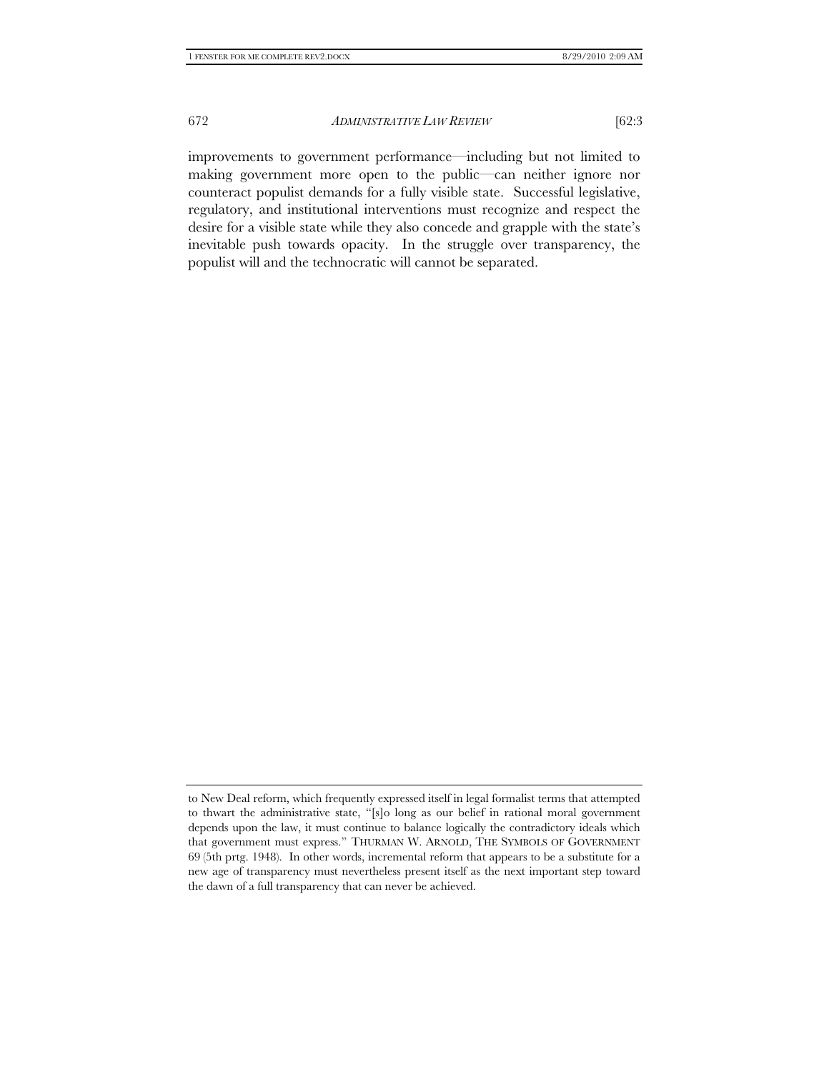improvements to government performance—including but not limited to making government more open to the public—can neither ignore nor counteract populist demands for a fully visible state. Successful legislative, regulatory, and institutional interventions must recognize and respect the desire for a visible state while they also concede and grapple with the state's inevitable push towards opacity. In the struggle over transparency, the populist will and the technocratic will cannot be separated.

---

to New Deal reform, which frequently expressed itself in legal formalist terms that attempted to thwart the administrative state, "[s]o long as our belief in rational moral government depends upon the law, it must continue to balance logically the contradictory ideals which that government must express." THURMAN W. ARNOLD, THE SYMBOLS OF GOVERNMENT 69 (5th prtg. 1948). In other words, incremental reform that appears to be a substitute for a new age of transparency must nevertheless present itself as the next important step toward the dawn of a full transparency that can never be achieved.